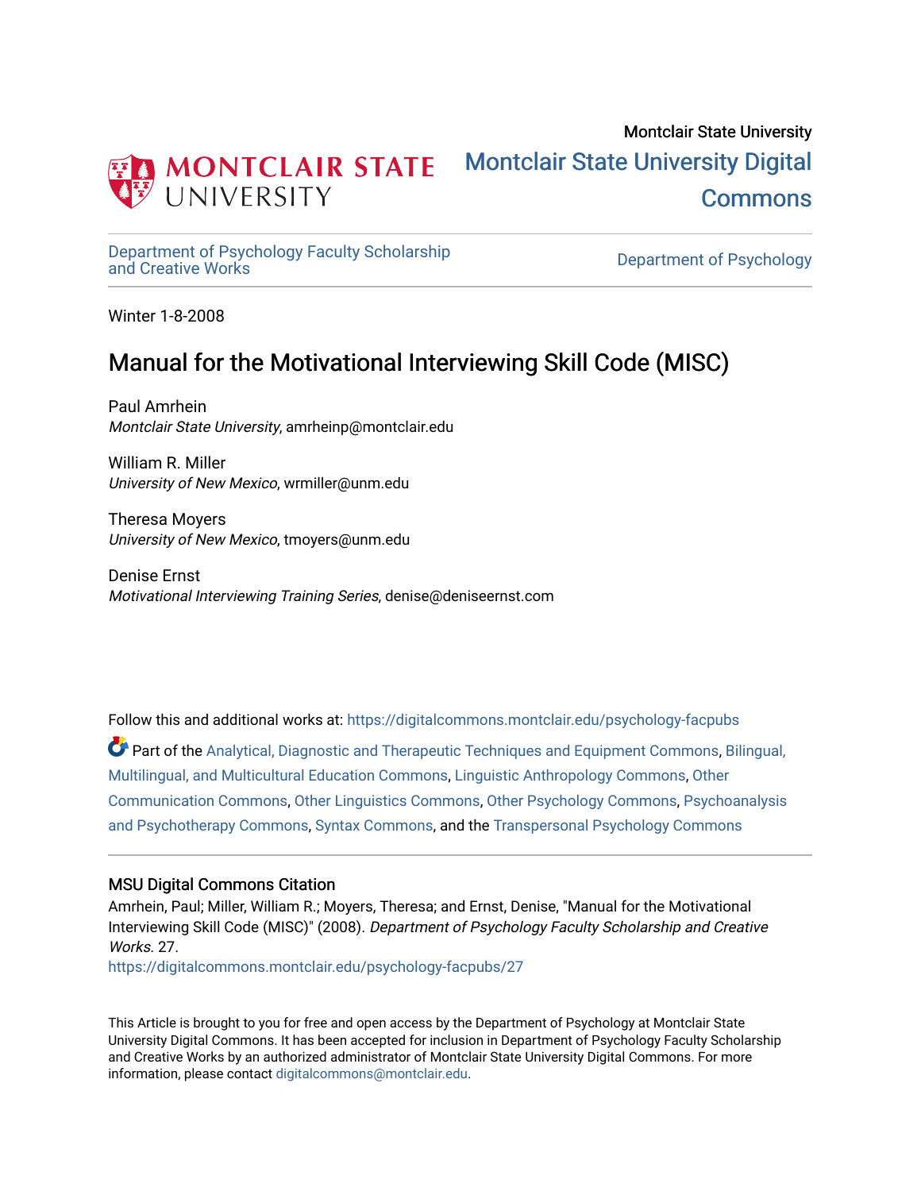Montclair State University

# Montclair State University Digital Commons

Department of Psychology Faculty Scholarship and Creative Works

Department of Psychology

Winter 1-8-2008

# Manual for the Motivational Interviewing Skill Code (MISC)

Paul Amrhein
*Montclair State University*, amrheinp@montclair.edu

William R. Miller
*University of New Mexico*, wrmiller@unm.edu

Theresa Moyers
*University of New Mexico*, tmoyers@unm.edu

Denise Ernst
*Motivational Interviewing Training Series*, denise@deniseernst.com

Follow this and additional works at: https://digitalcommons.montclair.edu/psychology-facpubs

Part of the Analytical, Diagnostic and Therapeutic Techniques and Equipment Commons, Bilingual, Multilingual, and Multicultural Education Commons, Linguistic Anthropology Commons, Other Communication Commons, Other Linguistics Commons, Other Psychology Commons, Psychoanalysis and Psychotherapy Commons, Syntax Commons, and the Transpersonal Psychology Commons

## MSU Digital Commons Citation

Amrhein, Paul; Miller, William R.; Moyers, Theresa; and Ernst, Denise, "Manual for the Motivational Interviewing Skill Code (MISC)" (2008). *Department of Psychology Faculty Scholarship and Creative Works*. 27.
https://digitalcommons.montclair.edu/psychology-facpubs/27

This Article is brought to you for free and open access by the Department of Psychology at Montclair State University Digital Commons. It has been accepted for inclusion in Department of Psychology Faculty Scholarship and Creative Works by an authorized administrator of Montclair State University Digital Commons. For more information, please contact digitalcommons@montclair.edu.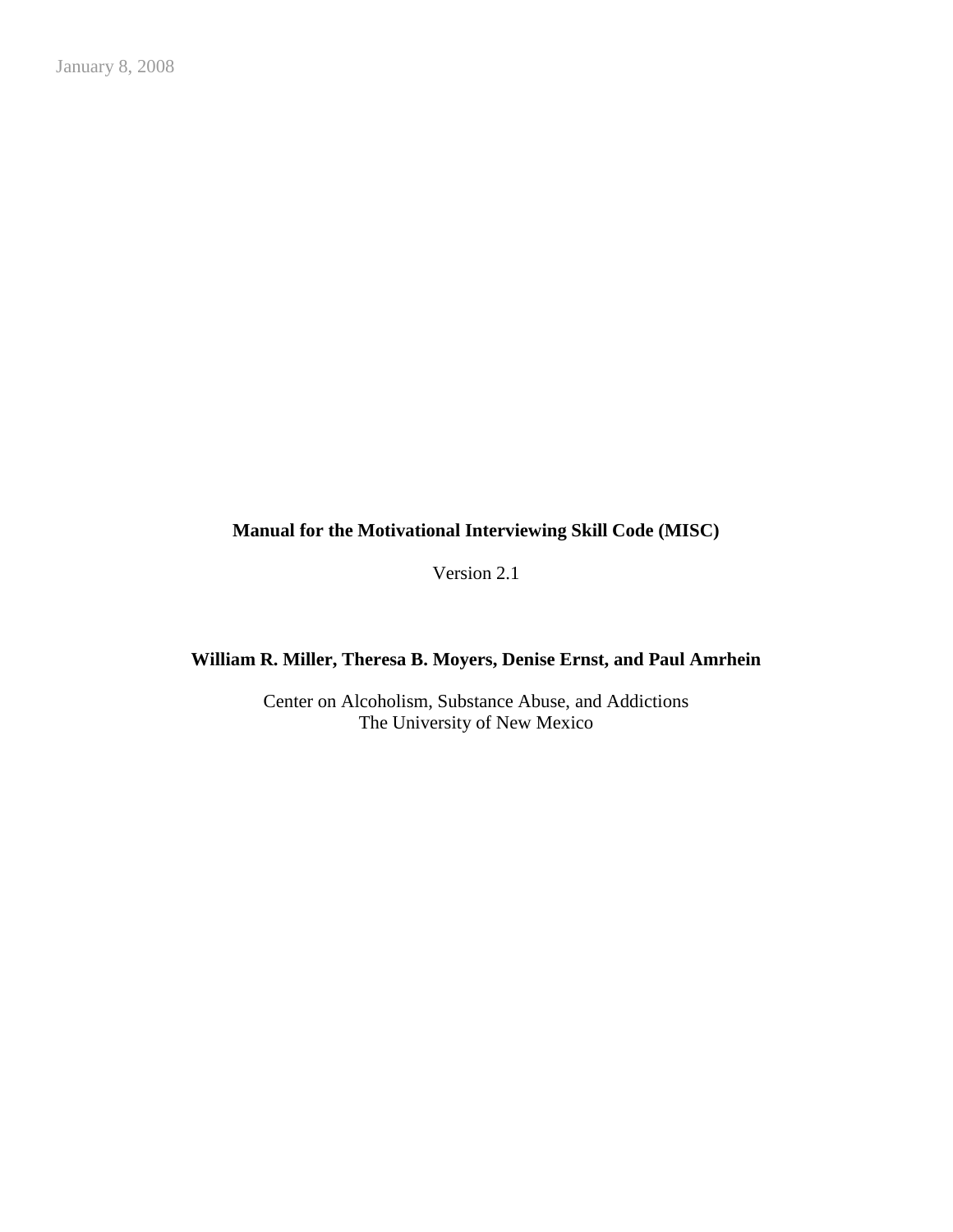January 8, 2008

# Manual for the Motivational Interviewing Skill Code (MISC)

Version 2.1

**William R. Miller, Theresa B. Moyers, Denise Ernst, and Paul Amrhein**

Center on Alcoholism, Substance Abuse, and Addictions
The University of New Mexico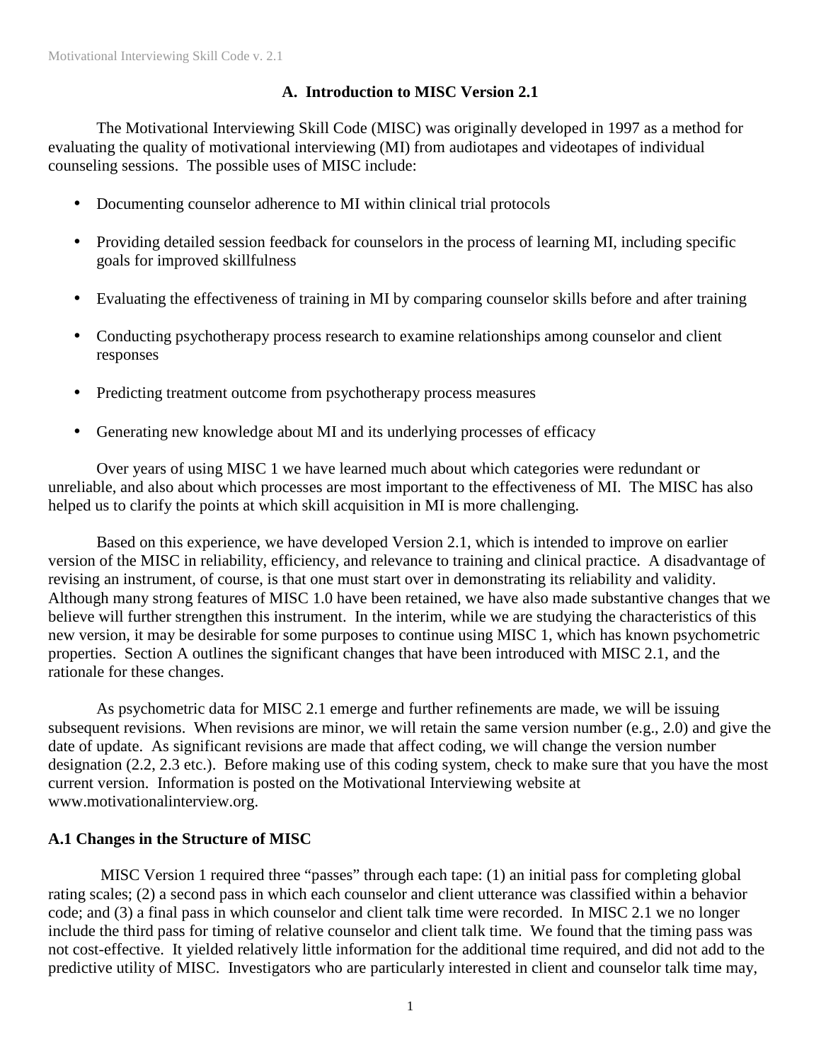## A. Introduction to MISC Version 2.1

The Motivational Interviewing Skill Code (MISC) was originally developed in 1997 as a method for evaluating the quality of motivational interviewing (MI) from audiotapes and videotapes of individual counseling sessions. The possible uses of MISC include:

- Documenting counselor adherence to MI within clinical trial protocols
- Providing detailed session feedback for counselors in the process of learning MI, including specific goals for improved skillfulness
- Evaluating the effectiveness of training in MI by comparing counselor skills before and after training
- Conducting psychotherapy process research to examine relationships among counselor and client responses
- Predicting treatment outcome from psychotherapy process measures
- Generating new knowledge about MI and its underlying processes of efficacy

Over years of using MISC 1 we have learned much about which categories were redundant or unreliable, and also about which processes are most important to the effectiveness of MI. The MISC has also helped us to clarify the points at which skill acquisition in MI is more challenging.

Based on this experience, we have developed Version 2.1, which is intended to improve on earlier version of the MISC in reliability, efficiency, and relevance to training and clinical practice. A disadvantage of revising an instrument, of course, is that one must start over in demonstrating its reliability and validity. Although many strong features of MISC 1.0 have been retained, we have also made substantive changes that we believe will further strengthen this instrument. In the interim, while we are studying the characteristics of this new version, it may be desirable for some purposes to continue using MISC 1, which has known psychometric properties. Section A outlines the significant changes that have been introduced with MISC 2.1, and the rationale for these changes.

As psychometric data for MISC 2.1 emerge and further refinements are made, we will be issuing subsequent revisions. When revisions are minor, we will retain the same version number (e.g., 2.0) and give the date of update. As significant revisions are made that affect coding, we will change the version number designation (2.2, 2.3 etc.). Before making use of this coding system, check to make sure that you have the most current version. Information is posted on the Motivational Interviewing website at www.motivationalinterview.org.

### A.1 Changes in the Structure of MISC

MISC Version 1 required three "passes" through each tape: (1) an initial pass for completing global rating scales; (2) a second pass in which each counselor and client utterance was classified within a behavior code; and (3) a final pass in which counselor and client talk time were recorded. In MISC 2.1 we no longer include the third pass for timing of relative counselor and client talk time. We found that the timing pass was not cost-effective. It yielded relatively little information for the additional time required, and did not add to the predictive utility of MISC. Investigators who are particularly interested in client and counselor talk time may,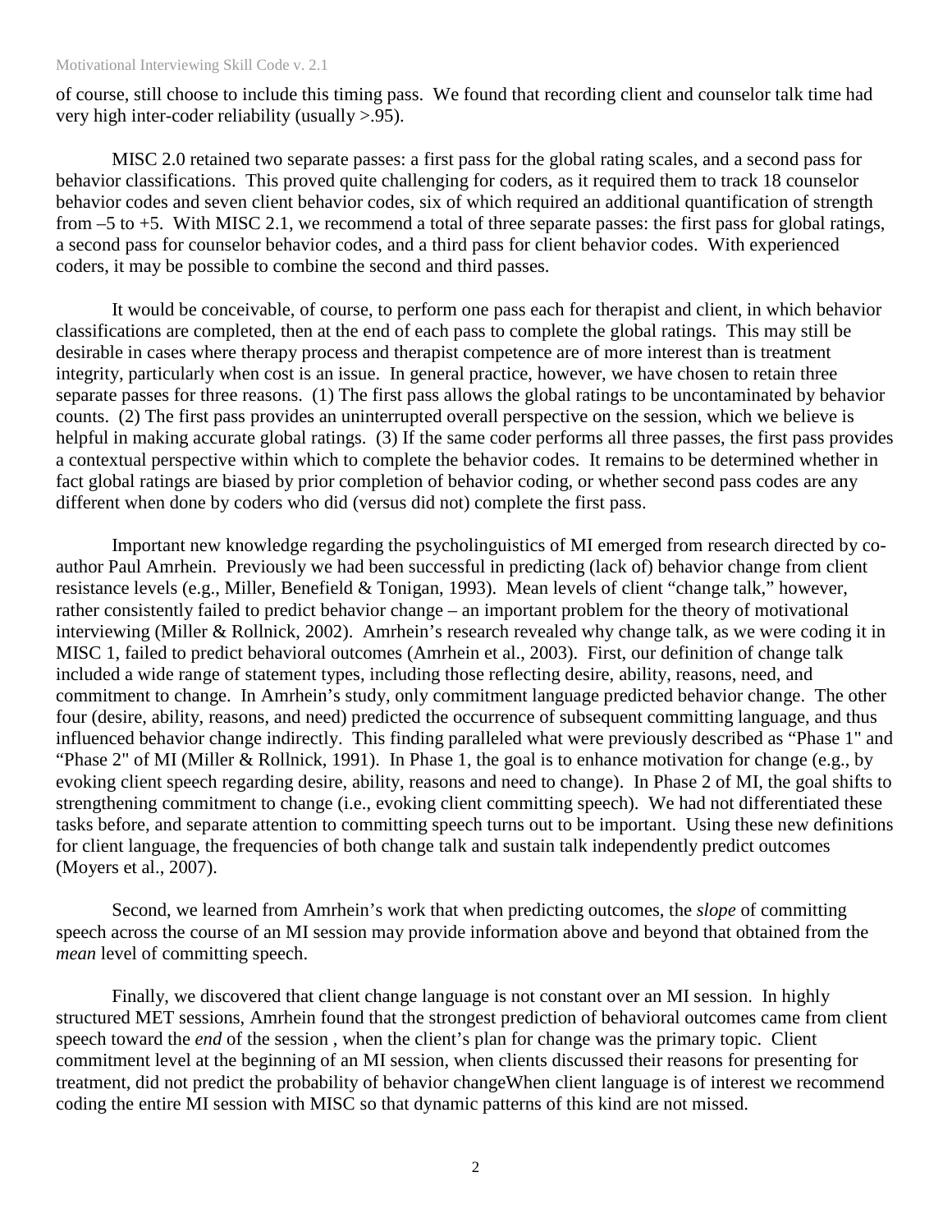of course, still choose to include this timing pass. We found that recording client and counselor talk time had very high inter-coder reliability (usually >.95).

MISC 2.0 retained two separate passes: a first pass for the global rating scales, and a second pass for behavior classifications. This proved quite challenging for coders, as it required them to track 18 counselor behavior codes and seven client behavior codes, six of which required an additional quantification of strength from –5 to +5. With MISC 2.1, we recommend a total of three separate passes: the first pass for global ratings, a second pass for counselor behavior codes, and a third pass for client behavior codes. With experienced coders, it may be possible to combine the second and third passes.

It would be conceivable, of course, to perform one pass each for therapist and client, in which behavior classifications are completed, then at the end of each pass to complete the global ratings. This may still be desirable in cases where therapy process and therapist competence are of more interest than is treatment integrity, particularly when cost is an issue. In general practice, however, we have chosen to retain three separate passes for three reasons. (1) The first pass allows the global ratings to be uncontaminated by behavior counts. (2) The first pass provides an uninterrupted overall perspective on the session, which we believe is helpful in making accurate global ratings. (3) If the same coder performs all three passes, the first pass provides a contextual perspective within which to complete the behavior codes. It remains to be determined whether in fact global ratings are biased by prior completion of behavior coding, or whether second pass codes are any different when done by coders who did (versus did not) complete the first pass.

Important new knowledge regarding the psycholinguistics of MI emerged from research directed by co-author Paul Amrhein. Previously we had been successful in predicting (lack of) behavior change from client resistance levels (e.g., Miller, Benefield & Tonigan, 1993). Mean levels of client "change talk," however, rather consistently failed to predict behavior change – an important problem for the theory of motivational interviewing (Miller & Rollnick, 2002). Amrhein's research revealed why change talk, as we were coding it in MISC 1, failed to predict behavioral outcomes (Amrhein et al., 2003). First, our definition of change talk included a wide range of statement types, including those reflecting desire, ability, reasons, need, and commitment to change. In Amrhein's study, only commitment language predicted behavior change. The other four (desire, ability, reasons, and need) predicted the occurrence of subsequent committing language, and thus influenced behavior change indirectly. This finding paralleled what were previously described as "Phase 1" and "Phase 2" of MI (Miller & Rollnick, 1991). In Phase 1, the goal is to enhance motivation for change (e.g., by evoking client speech regarding desire, ability, reasons and need to change). In Phase 2 of MI, the goal shifts to strengthening commitment to change (i.e., evoking client committing speech). We had not differentiated these tasks before, and separate attention to committing speech turns out to be important. Using these new definitions for client language, the frequencies of both change talk and sustain talk independently predict outcomes (Moyers et al., 2007).

Second, we learned from Amrhein's work that when predicting outcomes, the *slope* of committing speech across the course of an MI session may provide information above and beyond that obtained from the *mean* level of committing speech.

Finally, we discovered that client change language is not constant over an MI session. In highly structured MET sessions, Amrhein found that the strongest prediction of behavioral outcomes came from client speech toward the *end* of the session , when the client's plan for change was the primary topic. Client commitment level at the beginning of an MI session, when clients discussed their reasons for presenting for treatment, did not predict the probability of behavior changeWhen client language is of interest we recommend coding the entire MI session with MISC so that dynamic patterns of this kind are not missed.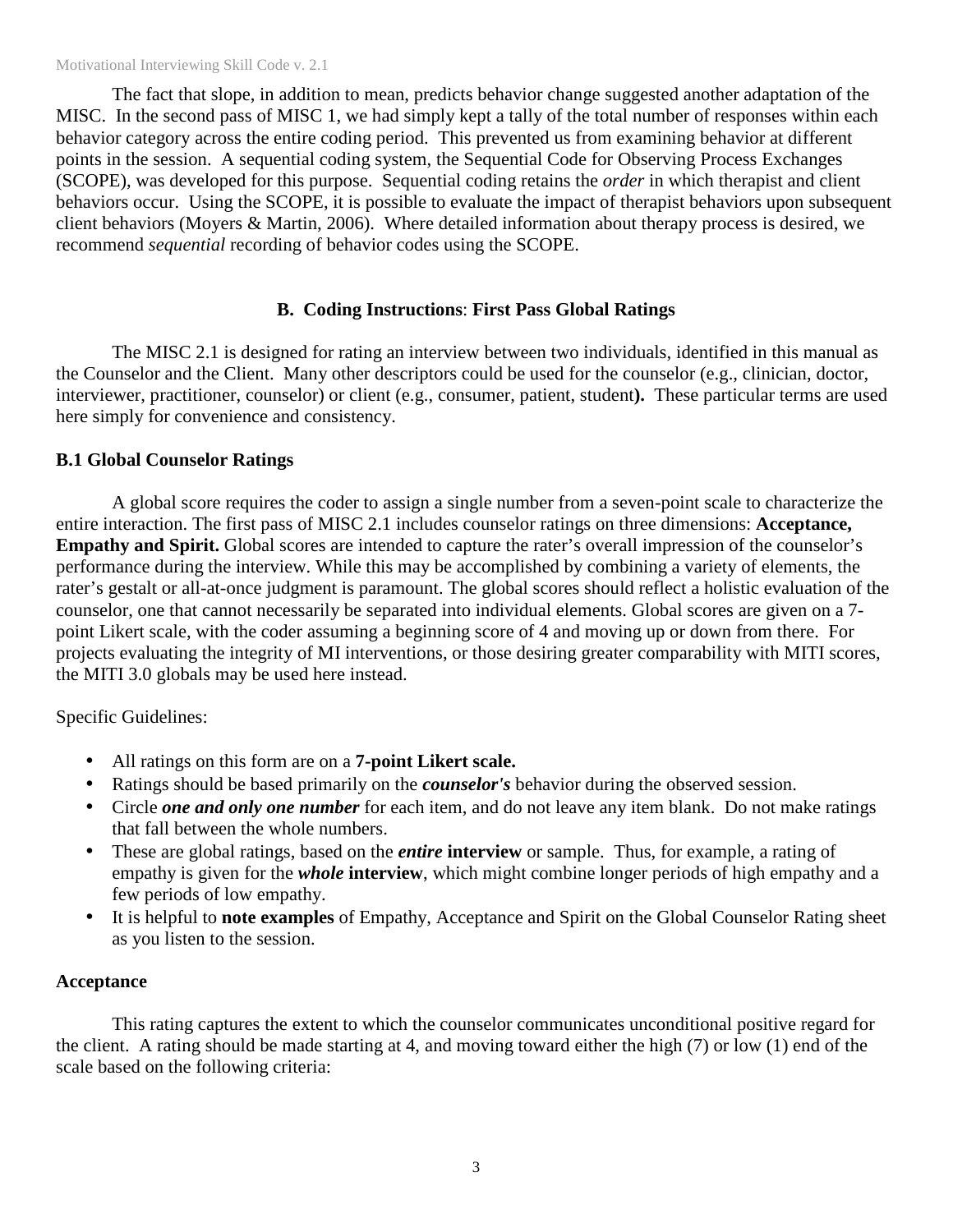The fact that slope, in addition to mean, predicts behavior change suggested another adaptation of the MISC. In the second pass of MISC 1, we had simply kept a tally of the total number of responses within each behavior category across the entire coding period. This prevented us from examining behavior at different points in the session. A sequential coding system, the Sequential Code for Observing Process Exchanges (SCOPE), was developed for this purpose. Sequential coding retains the *order* in which therapist and client behaviors occur. Using the SCOPE, it is possible to evaluate the impact of therapist behaviors upon subsequent client behaviors (Moyers & Martin, 2006). Where detailed information about therapy process is desired, we recommend *sequential* recording of behavior codes using the SCOPE.

## B. Coding Instructions: First Pass Global Ratings

The MISC 2.1 is designed for rating an interview between two individuals, identified in this manual as the Counselor and the Client. Many other descriptors could be used for the counselor (e.g., clinician, doctor, interviewer, practitioner, counselor) or client (e.g., consumer, patient, student**).** These particular terms are used here simply for convenience and consistency.

### B.1 Global Counselor Ratings

A global score requires the coder to assign a single number from a seven-point scale to characterize the entire interaction. The first pass of MISC 2.1 includes counselor ratings on three dimensions: **Acceptance, Empathy and Spirit.** Global scores are intended to capture the rater's overall impression of the counselor's performance during the interview. While this may be accomplished by combining a variety of elements, the rater's gestalt or all-at-once judgment is paramount. The global scores should reflect a holistic evaluation of the counselor, one that cannot necessarily be separated into individual elements. Global scores are given on a 7-point Likert scale, with the coder assuming a beginning score of 4 and moving up or down from there. For projects evaluating the integrity of MI interventions, or those desiring greater comparability with MITI scores, the MITI 3.0 globals may be used here instead.

Specific Guidelines:

- All ratings on this form are on a **7-point Likert scale.**
- Ratings should be based primarily on the ***counselor's*** behavior during the observed session.
- Circle ***one and only one number*** for each item, and do not leave any item blank. Do not make ratings that fall between the whole numbers.
- These are global ratings, based on the ***entire* interview** or sample. Thus, for example, a rating of empathy is given for the ***whole* interview**, which might combine longer periods of high empathy and a few periods of low empathy.
- It is helpful to **note examples** of Empathy, Acceptance and Spirit on the Global Counselor Rating sheet as you listen to the session.

**Acceptance**

This rating captures the extent to which the counselor communicates unconditional positive regard for the client. A rating should be made starting at 4, and moving toward either the high (7) or low (1) end of the scale based on the following criteria: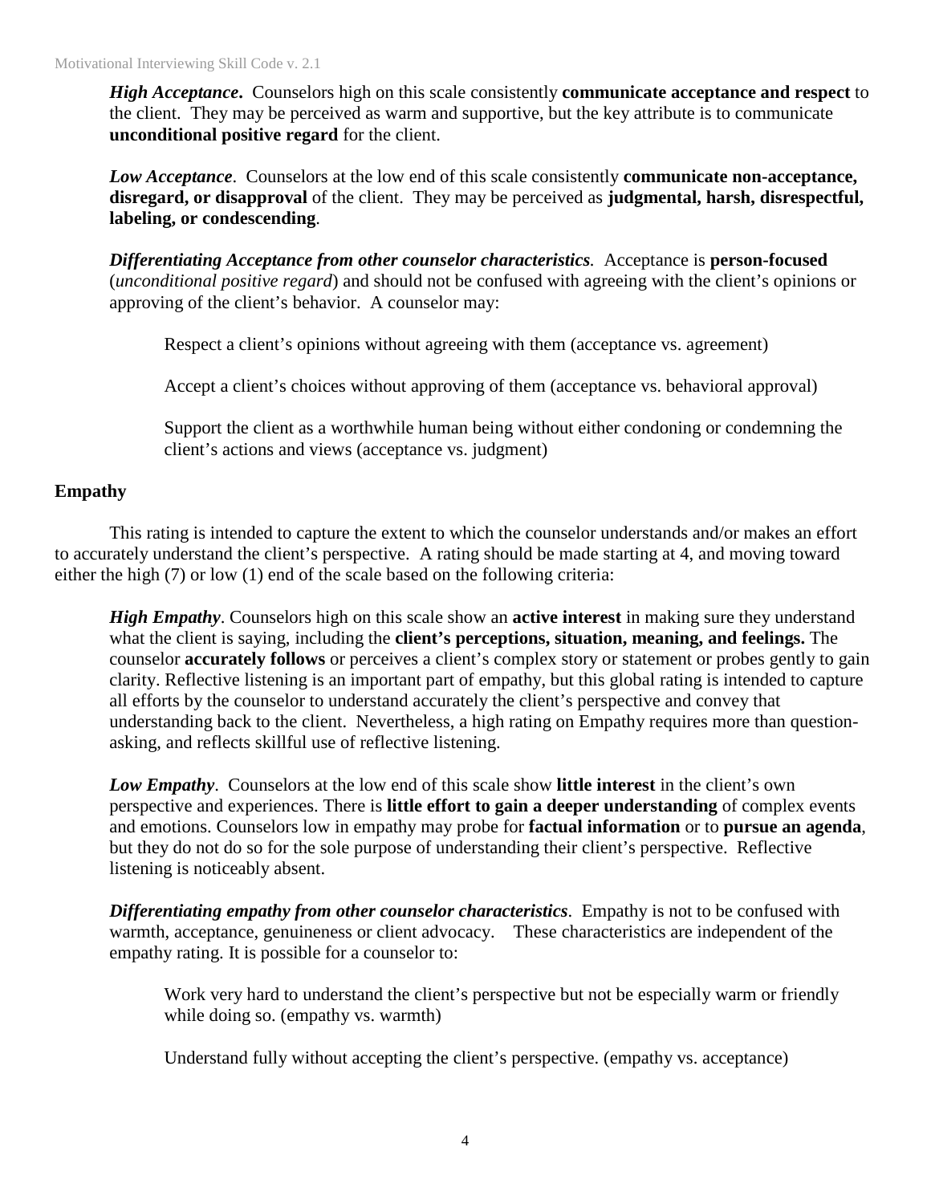***High Acceptance*.** Counselors high on this scale consistently **communicate acceptance and respect** to the client. They may be perceived as warm and supportive, but the key attribute is to communicate **unconditional positive regard** for the client.

***Low Acceptance***. Counselors at the low end of this scale consistently **communicate non-acceptance, disregard, or disapproval** of the client. They may be perceived as **judgmental, harsh, disrespectful, labeling, or condescending**.

***Differentiating Acceptance from other counselor characteristics****.* Acceptance is **person-focused** (*unconditional positive regard*) and should not be confused with agreeing with the client's opinions or approving of the client's behavior. A counselor may:

Respect a client's opinions without agreeing with them (acceptance vs. agreement)

Accept a client's choices without approving of them (acceptance vs. behavioral approval)

Support the client as a worthwhile human being without either condoning or condemning the client's actions and views (acceptance vs. judgment)

**Empathy**

This rating is intended to capture the extent to which the counselor understands and/or makes an effort to accurately understand the client's perspective. A rating should be made starting at 4, and moving toward either the high (7) or low (1) end of the scale based on the following criteria:

***High Empathy***. Counselors high on this scale show an **active interest** in making sure they understand what the client is saying, including the **client's perceptions, situation, meaning, and feelings.** The counselor **accurately follows** or perceives a client's complex story or statement or probes gently to gain clarity. Reflective listening is an important part of empathy, but this global rating is intended to capture all efforts by the counselor to understand accurately the client's perspective and convey that understanding back to the client. Nevertheless, a high rating on Empathy requires more than question-asking, and reflects skillful use of reflective listening.

***Low Empathy***. Counselors at the low end of this scale show **little interest** in the client's own perspective and experiences. There is **little effort to gain a deeper understanding** of complex events and emotions. Counselors low in empathy may probe for **factual information** or to **pursue an agenda**, but they do not do so for the sole purpose of understanding their client's perspective. Reflective listening is noticeably absent.

***Differentiating empathy from other counselor characteristics***. Empathy is not to be confused with warmth, acceptance, genuineness or client advocacy. These characteristics are independent of the empathy rating. It is possible for a counselor to:

Work very hard to understand the client's perspective but not be especially warm or friendly while doing so. (empathy vs. warmth)

Understand fully without accepting the client's perspective. (empathy vs. acceptance)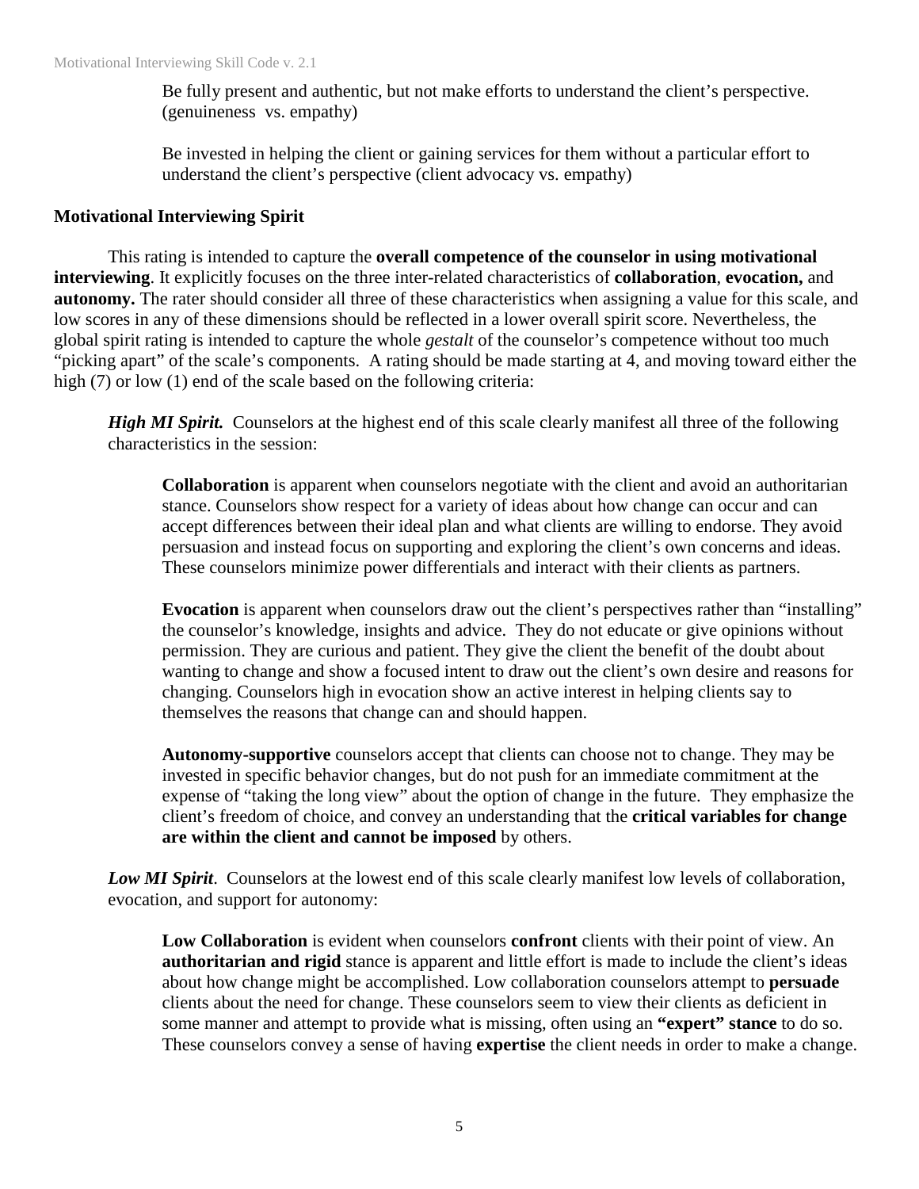Be fully present and authentic, but not make efforts to understand the client's perspective. (genuineness vs. empathy)

Be invested in helping the client or gaining services for them without a particular effort to understand the client's perspective (client advocacy vs. empathy)

**Motivational Interviewing Spirit**

This rating is intended to capture the **overall competence of the counselor in using motivational interviewing**. It explicitly focuses on the three inter-related characteristics of **collaboration**, **evocation,** and **autonomy.** The rater should consider all three of these characteristics when assigning a value for this scale, and low scores in any of these dimensions should be reflected in a lower overall spirit score. Nevertheless, the global spirit rating is intended to capture the whole *gestalt* of the counselor's competence without too much "picking apart" of the scale's components. A rating should be made starting at 4, and moving toward either the high (7) or low (1) end of the scale based on the following criteria:

***High MI Spirit.*** Counselors at the highest end of this scale clearly manifest all three of the following characteristics in the session:

**Collaboration** is apparent when counselors negotiate with the client and avoid an authoritarian stance. Counselors show respect for a variety of ideas about how change can occur and can accept differences between their ideal plan and what clients are willing to endorse. They avoid persuasion and instead focus on supporting and exploring the client's own concerns and ideas. These counselors minimize power differentials and interact with their clients as partners.

**Evocation** is apparent when counselors draw out the client's perspectives rather than "installing" the counselor's knowledge, insights and advice. They do not educate or give opinions without permission. They are curious and patient. They give the client the benefit of the doubt about wanting to change and show a focused intent to draw out the client's own desire and reasons for changing. Counselors high in evocation show an active interest in helping clients say to themselves the reasons that change can and should happen.

**Autonomy-supportive** counselors accept that clients can choose not to change. They may be invested in specific behavior changes, but do not push for an immediate commitment at the expense of "taking the long view" about the option of change in the future. They emphasize the client's freedom of choice, and convey an understanding that the **critical variables for change are within the client and cannot be imposed** by others.

***Low MI Spirit***. Counselors at the lowest end of this scale clearly manifest low levels of collaboration, evocation, and support for autonomy:

**Low Collaboration** is evident when counselors **confront** clients with their point of view. An **authoritarian and rigid** stance is apparent and little effort is made to include the client's ideas about how change might be accomplished. Low collaboration counselors attempt to **persuade** clients about the need for change. These counselors seem to view their clients as deficient in some manner and attempt to provide what is missing, often using an **"expert" stance** to do so. These counselors convey a sense of having **expertise** the client needs in order to make a change.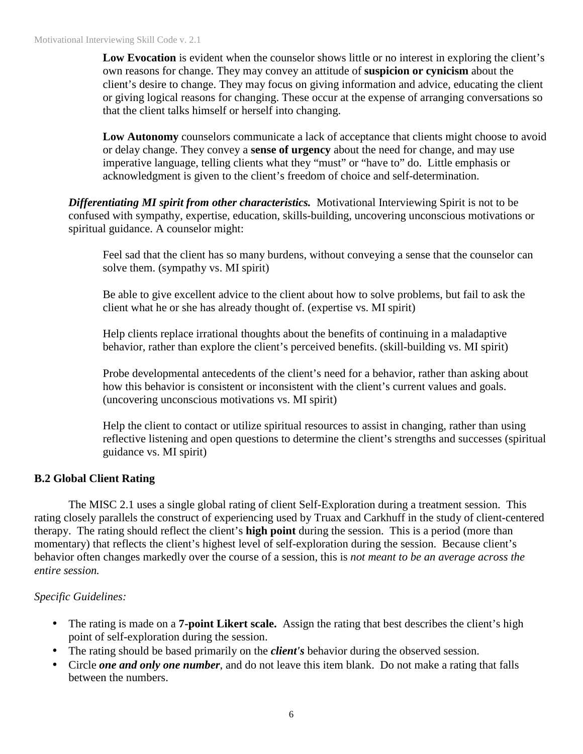**Low Evocation** is evident when the counselor shows little or no interest in exploring the client's own reasons for change. They may convey an attitude of **suspicion or cynicism** about the client's desire to change. They may focus on giving information and advice, educating the client or giving logical reasons for changing. These occur at the expense of arranging conversations so that the client talks himself or herself into changing.

**Low Autonomy** counselors communicate a lack of acceptance that clients might choose to avoid or delay change. They convey a **sense of urgency** about the need for change, and may use imperative language, telling clients what they "must" or "have to" do. Little emphasis or acknowledgment is given to the client's freedom of choice and self-determination.

***Differentiating MI spirit from other characteristics.*** Motivational Interviewing Spirit is not to be confused with sympathy, expertise, education, skills-building, uncovering unconscious motivations or spiritual guidance. A counselor might:

Feel sad that the client has so many burdens, without conveying a sense that the counselor can solve them. (sympathy vs. MI spirit)

Be able to give excellent advice to the client about how to solve problems, but fail to ask the client what he or she has already thought of. (expertise vs. MI spirit)

Help clients replace irrational thoughts about the benefits of continuing in a maladaptive behavior, rather than explore the client's perceived benefits. (skill-building vs. MI spirit)

Probe developmental antecedents of the client's need for a behavior, rather than asking about how this behavior is consistent or inconsistent with the client's current values and goals. (uncovering unconscious motivations vs. MI spirit)

Help the client to contact or utilize spiritual resources to assist in changing, rather than using reflective listening and open questions to determine the client's strengths and successes (spiritual guidance vs. MI spirit)

### B.2 Global Client Rating

The MISC 2.1 uses a single global rating of client Self-Exploration during a treatment session. This rating closely parallels the construct of experiencing used by Truax and Carkhuff in the study of client-centered therapy. The rating should reflect the client's **high point** during the session. This is a period (more than momentary) that reflects the client's highest level of self-exploration during the session. Because client's behavior often changes markedly over the course of a session, this is *not meant to be an average across the entire session.*

*Specific Guidelines:*

- The rating is made on a **7-point Likert scale.** Assign the rating that best describes the client's high point of self-exploration during the session.
- The rating should be based primarily on the ***client's*** behavior during the observed session.
- Circle ***one and only one number***, and do not leave this item blank. Do not make a rating that falls between the numbers.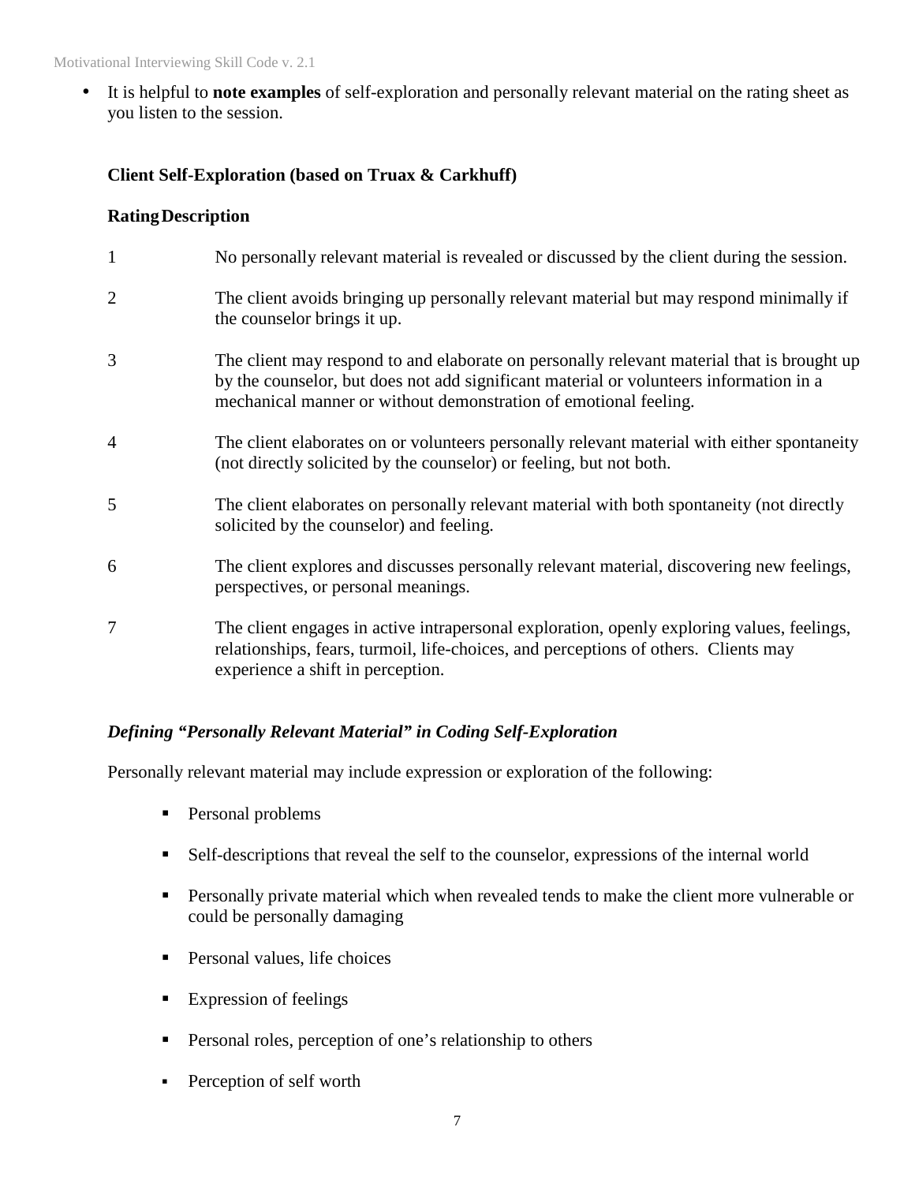- It is helpful to **note examples** of self-exploration and personally relevant material on the rating sheet as you listen to the session.

**Client Self-Exploration (based on Truax & Carkhuff)**

| Rating | Description |
|---|---|
| 1 | No personally relevant material is revealed or discussed by the client during the session. |
| 2 | The client avoids bringing up personally relevant material but may respond minimally if the counselor brings it up. |
| 3 | The client may respond to and elaborate on personally relevant material that is brought up by the counselor, but does not add significant material or volunteers information in a mechanical manner or without demonstration of emotional feeling. |
| 4 | The client elaborates on or volunteers personally relevant material with either spontaneity (not directly solicited by the counselor) or feeling, but not both. |
| 5 | The client elaborates on personally relevant material with both spontaneity (not directly solicited by the counselor) and feeling. |
| 6 | The client explores and discusses personally relevant material, discovering new feelings, perspectives, or personal meanings. |
| 7 | The client engages in active intrapersonal exploration, openly exploring values, feelings, relationships, fears, turmoil, life-choices, and perceptions of others. Clients may experience a shift in perception. |

***Defining "Personally Relevant Material" in Coding Self-Exploration***

Personally relevant material may include expression or exploration of the following:

- Personal problems
- Self-descriptions that reveal the self to the counselor, expressions of the internal world
- Personally private material which when revealed tends to make the client more vulnerable or could be personally damaging
- Personal values, life choices
- Expression of feelings
- Personal roles, perception of one's relationship to others
- Perception of self worth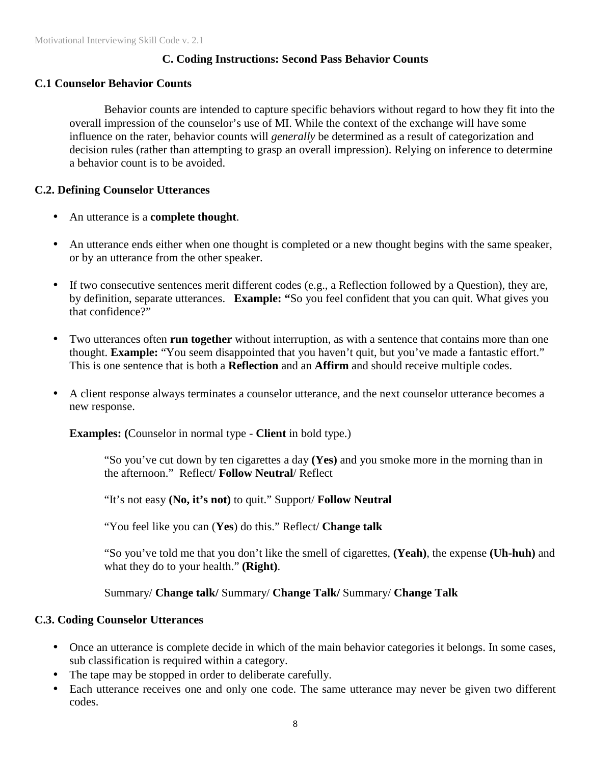## C. Coding Instructions: Second Pass Behavior Counts

### C.1 Counselor Behavior Counts

Behavior counts are intended to capture specific behaviors without regard to how they fit into the overall impression of the counselor's use of MI. While the context of the exchange will have some influence on the rater, behavior counts will *generally* be determined as a result of categorization and decision rules (rather than attempting to grasp an overall impression). Relying on inference to determine a behavior count is to be avoided.

### C.2. Defining Counselor Utterances

- An utterance is a **complete thought**.

- An utterance ends either when one thought is completed or a new thought begins with the same speaker, or by an utterance from the other speaker.

- If two consecutive sentences merit different codes (e.g., a Reflection followed by a Question), they are, by definition, separate utterances. **Example: "**So you feel confident that you can quit. What gives you that confidence?"

- Two utterances often **run together** without interruption, as with a sentence that contains more than one thought. **Example:** "You seem disappointed that you haven't quit, but you've made a fantastic effort." This is one sentence that is both a **Reflection** and an **Affirm** and should receive multiple codes.

- A client response always terminates a counselor utterance, and the next counselor utterance becomes a new response.

  **Examples: (**Counselor in normal type - **Client** in bold type.)

  "So you've cut down by ten cigarettes a day **(Yes)** and you smoke more in the morning than in the afternoon." Reflect/ **Follow Neutral**/ Reflect

  "It's not easy **(No, it's not)** to quit." Support/ **Follow Neutral**

  "You feel like you can (**Yes**) do this." Reflect/ **Change talk**

  "So you've told me that you don't like the smell of cigarettes, **(Yeah)**, the expense **(Uh-huh)** and what they do to your health." **(Right)**.

  Summary/ **Change talk/** Summary/ **Change Talk/** Summary/ **Change Talk**

### C.3. Coding Counselor Utterances

- Once an utterance is complete decide in which of the main behavior categories it belongs. In some cases, sub classification is required within a category.
- The tape may be stopped in order to deliberate carefully.
- Each utterance receives one and only one code. The same utterance may never be given two different codes.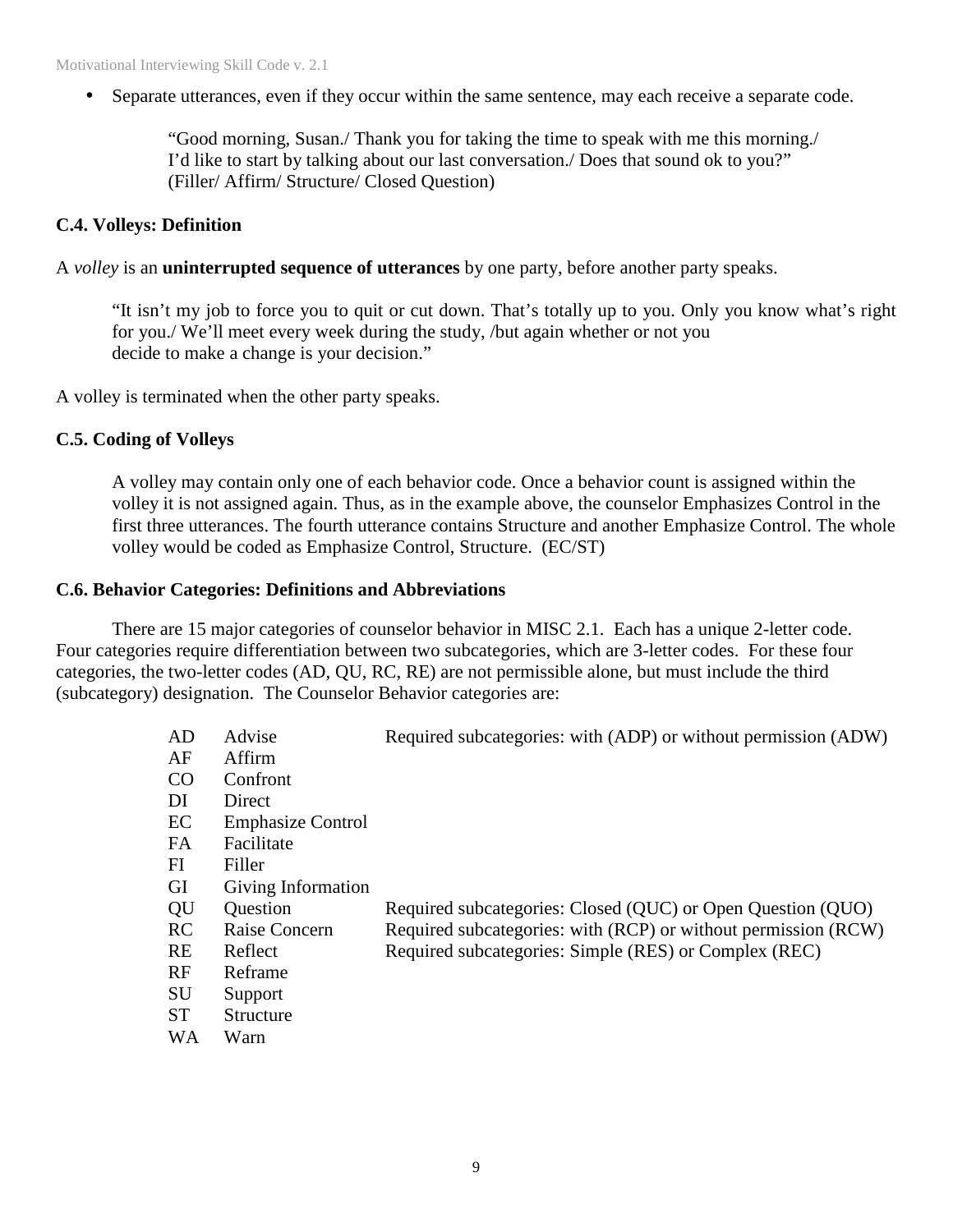- Separate utterances, even if they occur within the same sentence, may each receive a separate code.

  "Good morning, Susan./ Thank you for taking the time to speak with me this morning./ I'd like to start by talking about our last conversation./ Does that sound ok to you?" (Filler/ Affirm/ Structure/ Closed Question)

### C.4. Volleys: Definition

A *volley* is an **uninterrupted sequence of utterances** by one party, before another party speaks.

> "It isn't my job to force you to quit or cut down. That's totally up to you. Only you know what's right for you./ We'll meet every week during the study, /but again whether or not you decide to make a change is your decision."

A volley is terminated when the other party speaks.

### C.5. Coding of Volleys

A volley may contain only one of each behavior code. Once a behavior count is assigned within the volley it is not assigned again. Thus, as in the example above, the counselor Emphasizes Control in the first three utterances. The fourth utterance contains Structure and another Emphasize Control. The whole volley would be coded as Emphasize Control, Structure. (EC/ST)

### C.6. Behavior Categories: Definitions and Abbreviations

There are 15 major categories of counselor behavior in MISC 2.1. Each has a unique 2-letter code. Four categories require differentiation between two subcategories, which are 3-letter codes. For these four categories, the two-letter codes (AD, QU, RC, RE) are not permissible alone, but must include the third (subcategory) designation. The Counselor Behavior categories are:

| Code | Category | Subcategories |
|---|---|---|
| AD | Advise | Required subcategories: with (ADP) or without permission (ADW) |
| AF | Affirm | |
| CO | Confront | |
| DI | Direct | |
| EC | Emphasize Control | |
| FA | Facilitate | |
| FI | Filler | |
| GI | Giving Information | |
| QU | Question | Required subcategories: Closed (QUC) or Open Question (QUO) |
| RC | Raise Concern | Required subcategories: with (RCP) or without permission (RCW) |
| RE | Reflect | Required subcategories: Simple (RES) or Complex (REC) |
| RF | Reframe | |
| SU | Support | |
| ST | Structure | |
| WA | Warn | |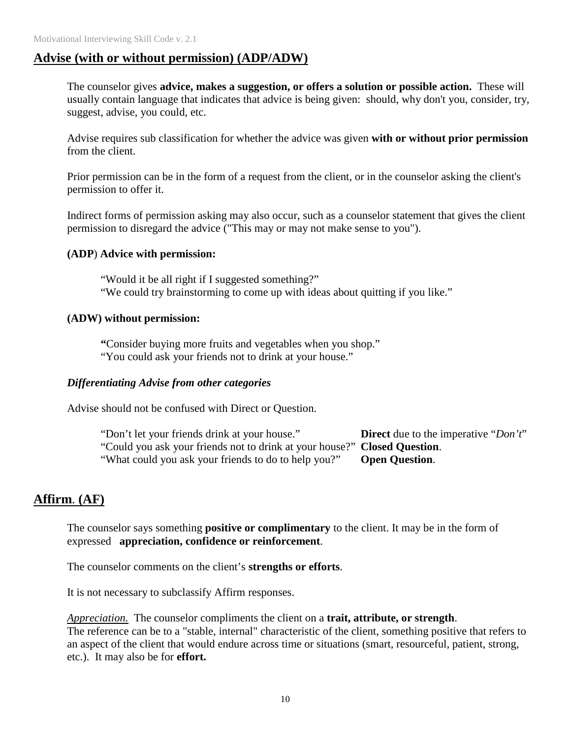## Advise (with or without permission) (ADP/ADW)

The counselor gives **advice, makes a suggestion, or offers a solution or possible action.** These will usually contain language that indicates that advice is being given: should, why don't you, consider, try, suggest, advise, you could, etc.

Advise requires sub classification for whether the advice was given **with or without prior permission** from the client.

Prior permission can be in the form of a request from the client, or in the counselor asking the client's permission to offer it.

Indirect forms of permission asking may also occur, such as a counselor statement that gives the client permission to disregard the advice ("This may or may not make sense to you").

**(ADP) Advice with permission:**

"Would it be all right if I suggested something?"
"We could try brainstorming to come up with ideas about quitting if you like."

**(ADW) without permission:**

**"**Consider buying more fruits and vegetables when you shop."
"You could ask your friends not to drink at your house."

***Differentiating Advise from other categories***

Advise should not be confused with Direct or Question.

| | |
|---|---|
| "Don't let your friends drink at your house." | **Direct** due to the imperative "*Don't*" |
| "Could you ask your friends not to drink at your house?" | **Closed Question**. |
| "What could you ask your friends to do to help you?" | **Open Question**. |

## Affirm. (AF)

The counselor says something **positive or complimentary** to the client. It may be in the form of expressed **appreciation, confidence or reinforcement**.

The counselor comments on the client's **strengths or efforts**.

It is not necessary to subclassify Affirm responses.

*Appreciation.* The counselor compliments the client on a **trait, attribute, or strength**. The reference can be to a "stable, internal" characteristic of the client, something positive that refers to an aspect of the client that would endure across time or situations (smart, resourceful, patient, strong, etc.). It may also be for **effort.**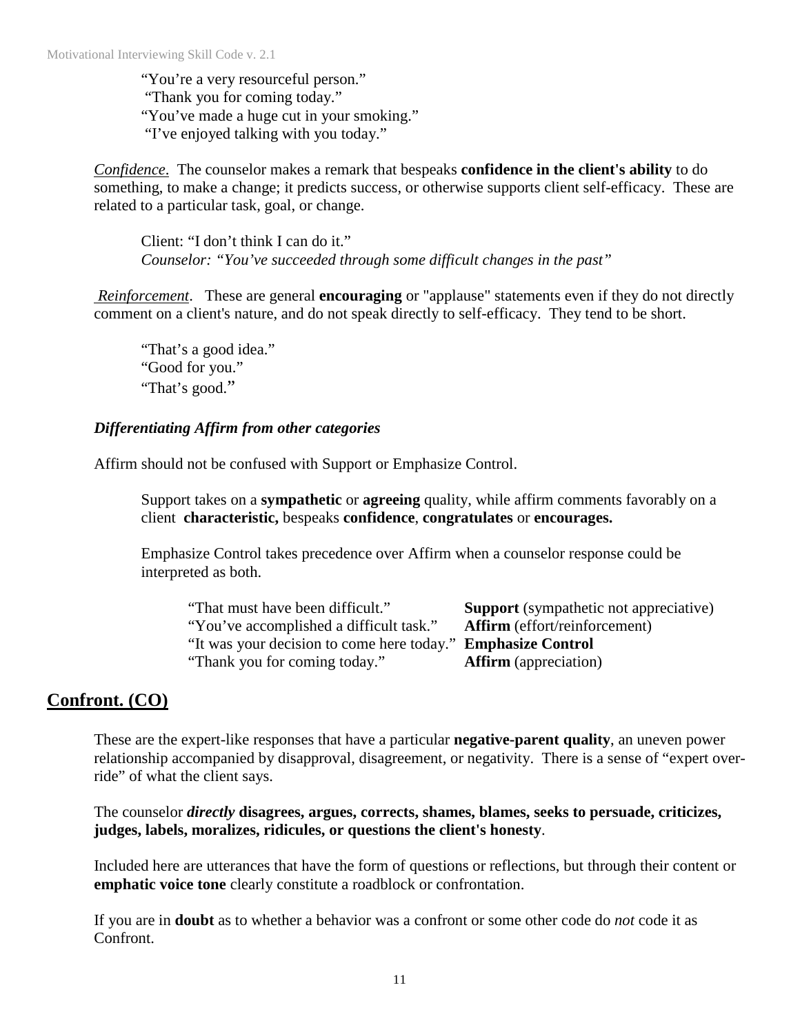"You're a very resourceful person."
"Thank you for coming today."
"You've made a huge cut in your smoking."
"I've enjoyed talking with you today."

*Confidence*. The counselor makes a remark that bespeaks **confidence in the client's ability** to do something, to make a change; it predicts success, or otherwise supports client self-efficacy. These are related to a particular task, goal, or change.

Client: "I don't think I can do it."
*Counselor: "You've succeeded through some difficult changes in the past"*

*Reinforcement*. These are general **encouraging** or "applause" statements even if they do not directly comment on a client's nature, and do not speak directly to self-efficacy. They tend to be short.

"That's a good idea."
"Good for you."
"That's good."

***Differentiating Affirm from other categories***

Affirm should not be confused with Support or Emphasize Control.

Support takes on a **sympathetic** or **agreeing** quality, while affirm comments favorably on a client **characteristic,** bespeaks **confidence**, **congratulates** or **encourages.**

Emphasize Control takes precedence over Affirm when a counselor response could be interpreted as both.

| | |
|---|---|
| "That must have been difficult." | **Support** (sympathetic not appreciative) |
| "You've accomplished a difficult task." | **Affirm** (effort/reinforcement) |
| "It was your decision to come here today." | **Emphasize Control** |
| "Thank you for coming today." | **Affirm** (appreciation) |

## Confront. (CO)

These are the expert-like responses that have a particular **negative-parent quality**, an uneven power relationship accompanied by disapproval, disagreement, or negativity. There is a sense of "expert over-ride" of what the client says.

The counselor ***directly*** **disagrees, argues, corrects, shames, blames, seeks to persuade, criticizes, judges, labels, moralizes, ridicules, or questions the client's honesty**.

Included here are utterances that have the form of questions or reflections, but through their content or **emphatic voice tone** clearly constitute a roadblock or confrontation.

If you are in **doubt** as to whether a behavior was a confront or some other code do *not* code it as Confront.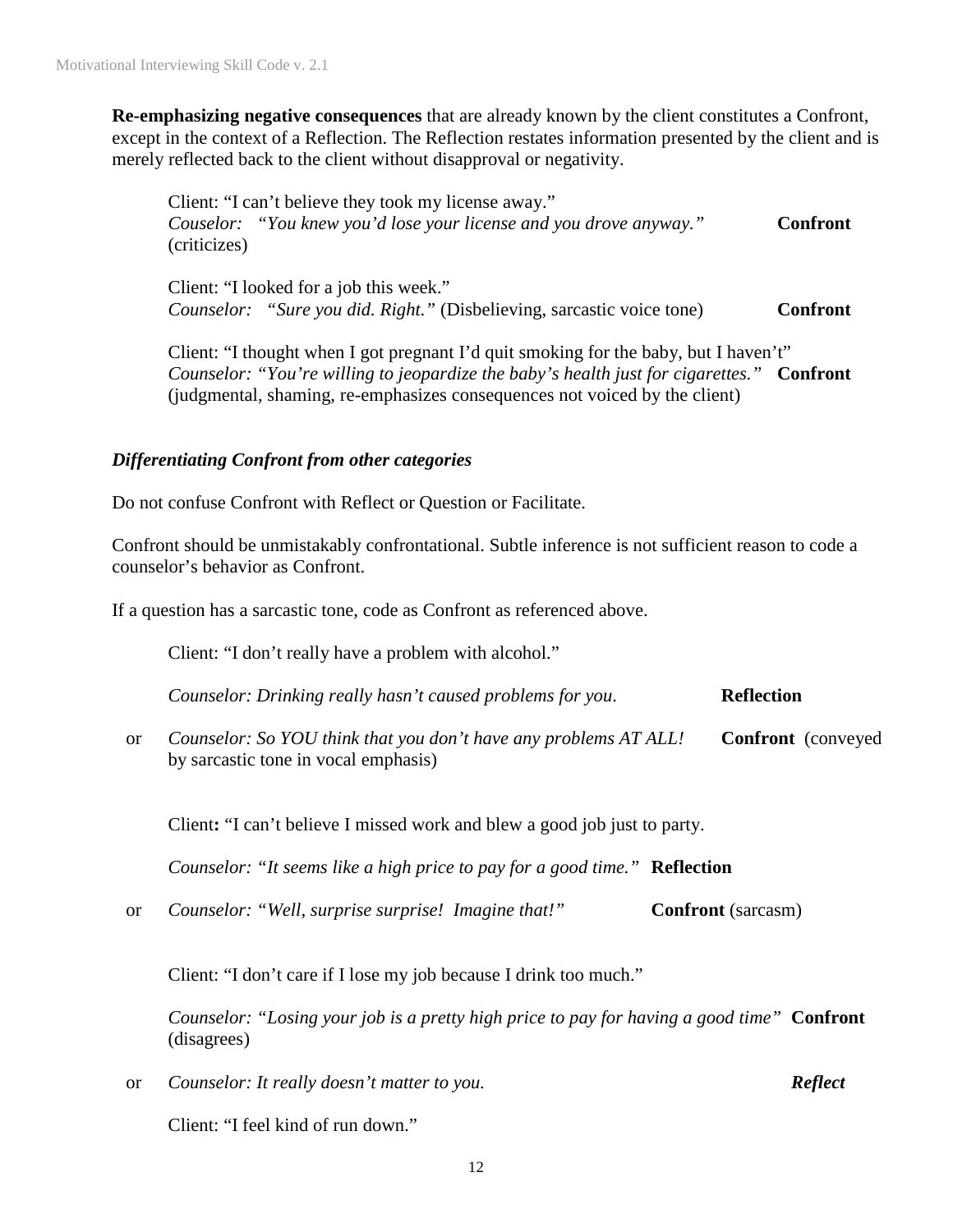**Re-emphasizing negative consequences** that are already known by the client constitutes a Confront, except in the context of a Reflection. The Reflection restates information presented by the client and is merely reflected back to the client without disapproval or negativity.

> Client: "I can't believe they took my license away."
> *Couselor: "You knew you'd lose your license and you drove anyway."* **Confront** (criticizes)
>
> Client: "I looked for a job this week."
> *Counselor: "Sure you did. Right."* (Disbelieving, sarcastic voice tone) **Confront**
>
> Client: "I thought when I got pregnant I'd quit smoking for the baby, but I haven't"
> *Counselor: "You're willing to jeopardize the baby's health just for cigarettes."* **Confront** (judgmental, shaming, re-emphasizes consequences not voiced by the client)

### *Differentiating Confront from other categories*

Do not confuse Confront with Reflect or Question or Facilitate.

Confront should be unmistakably confrontational. Subtle inference is not sufficient reason to code a counselor's behavior as Confront.

If a question has a sarcastic tone, code as Confront as referenced above.

> Client: "I don't really have a problem with alcohol."
>
> *Counselor: Drinking really hasn't caused problems for you.* **Reflection**
>
> or *Counselor: So YOU think that you don't have any problems AT ALL!* **Confront** (conveyed by sarcastic tone in vocal emphasis)
>
> Client: "I can't believe I missed work and blew a good job just to party.
>
> *Counselor: "It seems like a high price to pay for a good time."* **Reflection**
>
> or *Counselor: "Well, surprise surprise! Imagine that!"* **Confront** (sarcasm)
>
> Client: "I don't care if I lose my job because I drink too much."
>
> *Counselor: "Losing your job is a pretty high price to pay for having a good time"* **Confront** (disagrees)
>
> or *Counselor: It really doesn't matter to you.* ***Reflect***
>
> Client: "I feel kind of run down."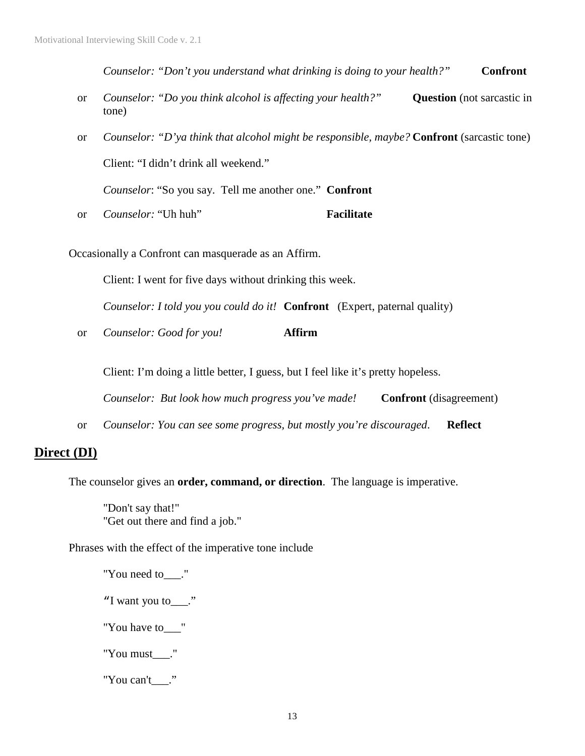*Counselor: "Don't you understand what drinking is doing to your health?"* **Confront**

or *Counselor: "Do you think alcohol is affecting your health?"* **Question** (not sarcastic in tone)

or *Counselor: "D'ya think that alcohol might be responsible, maybe?* **Confront** (sarcastic tone)

Client: "I didn't drink all weekend."

*Counselor*: "So you say. Tell me another one." **Confront**

or *Counselor:* "Uh huh" **Facilitate**

Occasionally a Confront can masquerade as an Affirm.

Client: I went for five days without drinking this week.

*Counselor: I told you you could do it!* **Confront** (Expert, paternal quality)

or *Counselor: Good for you!* **Affirm**

Client: I'm doing a little better, I guess, but I feel like it's pretty hopeless.

*Counselor: But look how much progress you've made!* **Confront** (disagreement)

or *Counselor: You can see some progress, but mostly you're discouraged*. **Reflect**

## Direct (DI)

The counselor gives an **order, command, or direction**. The language is imperative.

"Don't say that!"
"Get out there and find a job."

Phrases with the effect of the imperative tone include

"You need to___."

"I want you to___."

"You have to___"

"You must___."

"You can't___."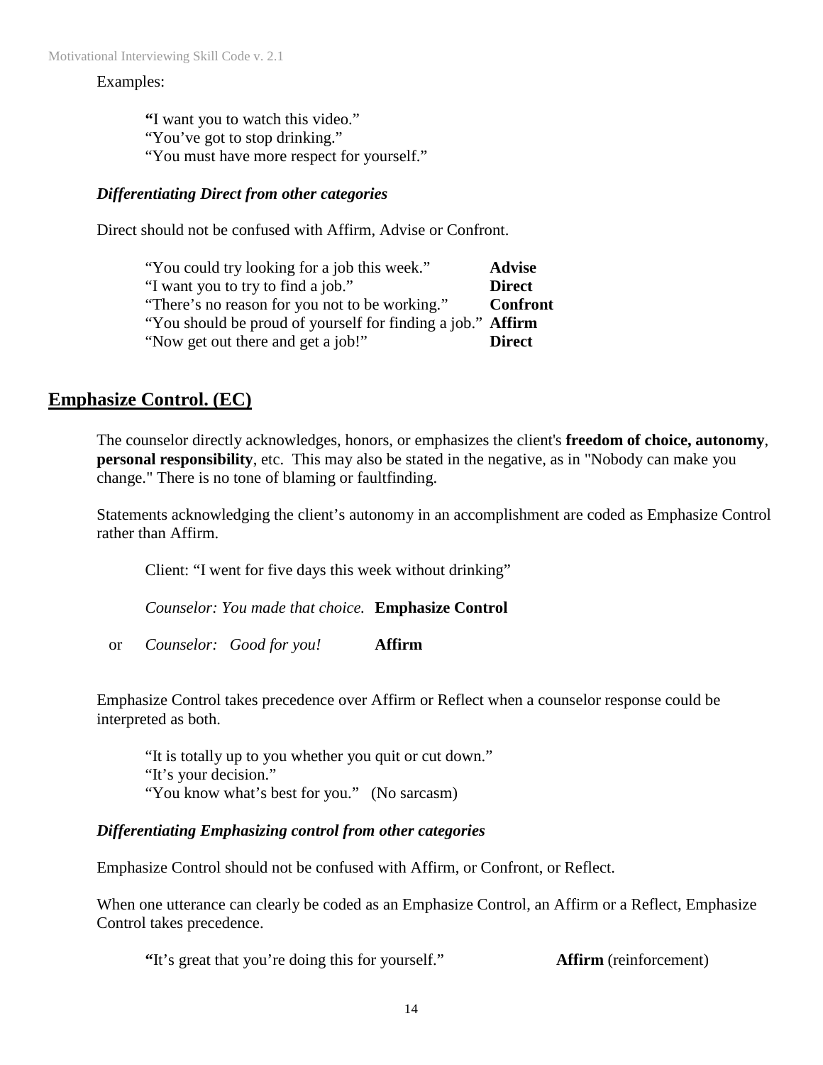Examples:

> "I want you to watch this video."
> "You've got to stop drinking."
> "You must have more respect for yourself."

***Differentiating Direct from other categories***

Direct should not be confused with Affirm, Advise or Confront.

| | |
|---|---|
| "You could try looking for a job this week." | **Advise** |
| "I want you to try to find a job." | **Direct** |
| "There's no reason for you not to be working." | **Confront** |
| "You should be proud of yourself for finding a job." | **Affirm** |
| "Now get out there and get a job!" | **Direct** |

## Emphasize Control. (EC)

The counselor directly acknowledges, honors, or emphasizes the client's **freedom of choice, autonomy**, **personal responsibility**, etc. This may also be stated in the negative, as in "Nobody can make you change." There is no tone of blaming or faultfinding.

Statements acknowledging the client's autonomy in an accomplishment are coded as Emphasize Control rather than Affirm.

> Client: "I went for five days this week without drinking"
>
> *Counselor: You made that choice.* **Emphasize Control**
>
> or *Counselor: Good for you!* **Affirm**

Emphasize Control takes precedence over Affirm or Reflect when a counselor response could be interpreted as both.

> "It is totally up to you whether you quit or cut down."
> "It's your decision."
> "You know what's best for you." (No sarcasm)

***Differentiating Emphasizing control from other categories***

Emphasize Control should not be confused with Affirm, or Confront, or Reflect.

When one utterance can clearly be coded as an Emphasize Control, an Affirm or a Reflect, Emphasize Control takes precedence.

| | |
|---|---|
| "It's great that you're doing this for yourself." | **Affirm** (reinforcement) |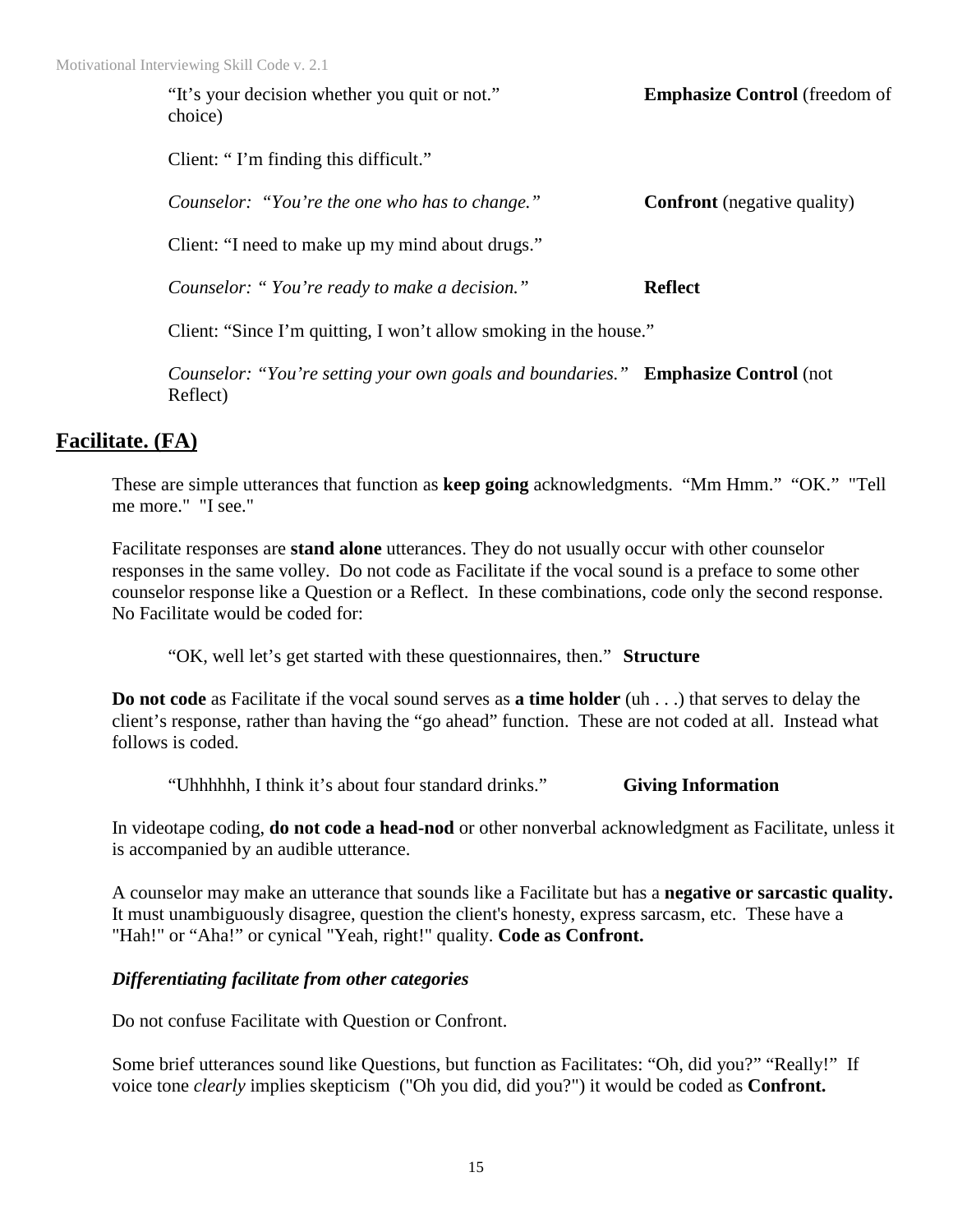"It's your decision whether you quit or not." **Emphasize Control** (freedom of choice)

Client: " I'm finding this difficult."

*Counselor: "You're the one who has to change."* **Confront** (negative quality)

Client: "I need to make up my mind about drugs."

*Counselor: " You're ready to make a decision."* **Reflect**

Client: "Since I'm quitting, I won't allow smoking in the house."

*Counselor: "You're setting your own goals and boundaries."* **Emphasize Control** (not Reflect)

## Facilitate. (FA)

These are simple utterances that function as **keep going** acknowledgments. "Mm Hmm." "OK." "Tell me more." "I see."

Facilitate responses are **stand alone** utterances. They do not usually occur with other counselor responses in the same volley. Do not code as Facilitate if the vocal sound is a preface to some other counselor response like a Question or a Reflect. In these combinations, code only the second response. No Facilitate would be coded for:

"OK, well let's get started with these questionnaires, then." **Structure**

**Do not code** as Facilitate if the vocal sound serves as **a time holder** (uh . . .) that serves to delay the client's response, rather than having the "go ahead" function. These are not coded at all. Instead what follows is coded.

"Uhhhhhh, I think it's about four standard drinks." **Giving Information**

In videotape coding, **do not code a head-nod** or other nonverbal acknowledgment as Facilitate, unless it is accompanied by an audible utterance.

A counselor may make an utterance that sounds like a Facilitate but has a **negative or sarcastic quality.** It must unambiguously disagree, question the client's honesty, express sarcasm, etc. These have a "Hah!" or "Aha!" or cynical "Yeah, right!" quality. **Code as Confront.**

### *Differentiating facilitate from other categories*

Do not confuse Facilitate with Question or Confront.

Some brief utterances sound like Questions, but function as Facilitates: "Oh, did you?" "Really!" If voice tone *clearly* implies skepticism ("Oh you did, did you?") it would be coded as **Confront.**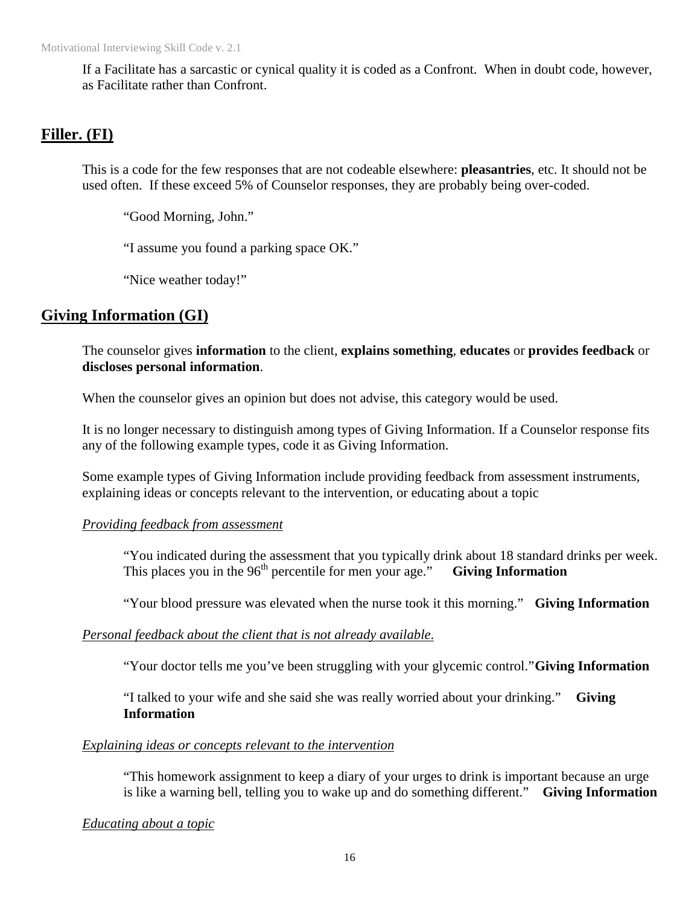If a Facilitate has a sarcastic or cynical quality it is coded as a Confront. When in doubt code, however, as Facilitate rather than Confront.

## Filler. (FI)

This is a code for the few responses that are not codeable elsewhere: **pleasantries**, etc. It should not be used often. If these exceed 5% of Counselor responses, they are probably being over-coded.

> "Good Morning, John."
>
> "I assume you found a parking space OK."
>
> "Nice weather today!"

## Giving Information (GI)

The counselor gives **information** to the client, **explains something**, **educates** or **provides feedback** or **discloses personal information**.

When the counselor gives an opinion but does not advise, this category would be used.

It is no longer necessary to distinguish among types of Giving Information. If a Counselor response fits any of the following example types, code it as Giving Information.

Some example types of Giving Information include providing feedback from assessment instruments, explaining ideas or concepts relevant to the intervention, or educating about a topic

*Providing feedback from assessment*

> "You indicated during the assessment that you typically drink about 18 standard drinks per week. This places you in the 96th percentile for men your age." **Giving Information**
>
> "Your blood pressure was elevated when the nurse took it this morning." **Giving Information**

*Personal feedback about the client that is not already available.*

> "Your doctor tells me you've been struggling with your glycemic control." **Giving Information**
>
> "I talked to your wife and she said she was really worried about your drinking." **Giving Information**

*Explaining ideas or concepts relevant to the intervention*

> "This homework assignment to keep a diary of your urges to drink is important because an urge is like a warning bell, telling you to wake up and do something different." **Giving Information**

*Educating about a topic*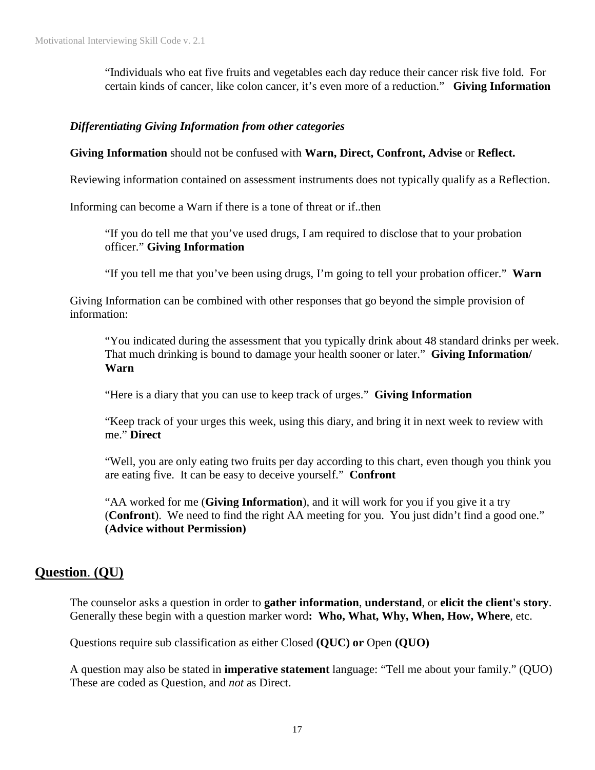"Individuals who eat five fruits and vegetables each day reduce their cancer risk five fold. For certain kinds of cancer, like colon cancer, it's even more of a reduction." **Giving Information**

### *Differentiating Giving Information from other categories*

**Giving Information** should not be confused with **Warn, Direct, Confront, Advise** or **Reflect.**

Reviewing information contained on assessment instruments does not typically qualify as a Reflection.

Informing can become a Warn if there is a tone of threat or if..then

> "If you do tell me that you've used drugs, I am required to disclose that to your probation officer." **Giving Information**
>
> "If you tell me that you've been using drugs, I'm going to tell your probation officer." **Warn**

Giving Information can be combined with other responses that go beyond the simple provision of information:

> "You indicated during the assessment that you typically drink about 48 standard drinks per week. That much drinking is bound to damage your health sooner or later." **Giving Information/ Warn**
>
> "Here is a diary that you can use to keep track of urges." **Giving Information**
>
> "Keep track of your urges this week, using this diary, and bring it in next week to review with me." **Direct**
>
> "Well, you are only eating two fruits per day according to this chart, even though you think you are eating five. It can be easy to deceive yourself." **Confront**
>
> "AA worked for me (**Giving Information**), and it will work for you if you give it a try (**Confront**). We need to find the right AA meeting for you. You just didn't find a good one." **(Advice without Permission)**

## Question. (QU)

The counselor asks a question in order to **gather information**, **understand**, or **elicit the client's story**. Generally these begin with a question marker word**: Who, What, Why, When, How, Where**, etc.

Questions require sub classification as either Closed **(QUC) or** Open **(QUO)**

A question may also be stated in **imperative statement** language: "Tell me about your family." (QUO) These are coded as Question, and *not* as Direct.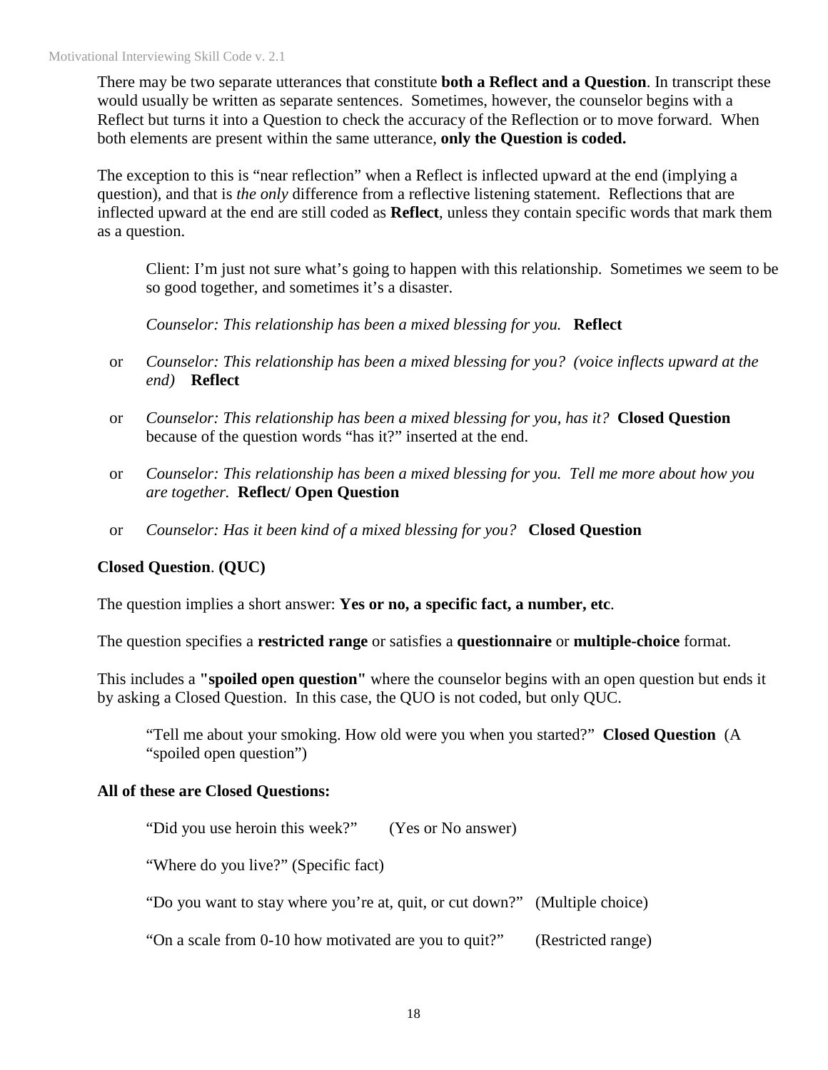There may be two separate utterances that constitute **both a Reflect and a Question**. In transcript these would usually be written as separate sentences. Sometimes, however, the counselor begins with a Reflect but turns it into a Question to check the accuracy of the Reflection or to move forward. When both elements are present within the same utterance, **only the Question is coded.**

The exception to this is "near reflection" when a Reflect is inflected upward at the end (implying a question), and that is *the only* difference from a reflective listening statement. Reflections that are inflected upward at the end are still coded as **Reflect**, unless they contain specific words that mark them as a question.

> Client: I'm just not sure what's going to happen with this relationship. Sometimes we seem to be so good together, and sometimes it's a disaster.
>
> *Counselor: This relationship has been a mixed blessing for you.* **Reflect**

or *Counselor: This relationship has been a mixed blessing for you? (voice inflects upward at the end)* **Reflect**

or *Counselor: This relationship has been a mixed blessing for you, has it?* **Closed Question** because of the question words "has it?" inserted at the end.

or *Counselor: This relationship has been a mixed blessing for you. Tell me more about how you are together.* **Reflect/ Open Question**

or *Counselor: Has it been kind of a mixed blessing for you?* **Closed Question**

**Closed Question**. **(QUC)**

The question implies a short answer: **Yes or no, a specific fact, a number, etc**.

The question specifies a **restricted range** or satisfies a **questionnaire** or **multiple-choice** format.

This includes a **"spoiled open question"** where the counselor begins with an open question but ends it by asking a Closed Question. In this case, the QUO is not coded, but only QUC.

> "Tell me about your smoking. How old were you when you started?" **Closed Question** (A "spoiled open question")

**All of these are Closed Questions:**

> "Did you use heroin this week?" (Yes or No answer)
>
> "Where do you live?" (Specific fact)
>
> "Do you want to stay where you're at, quit, or cut down?" (Multiple choice)
>
> "On a scale from 0-10 how motivated are you to quit?" (Restricted range)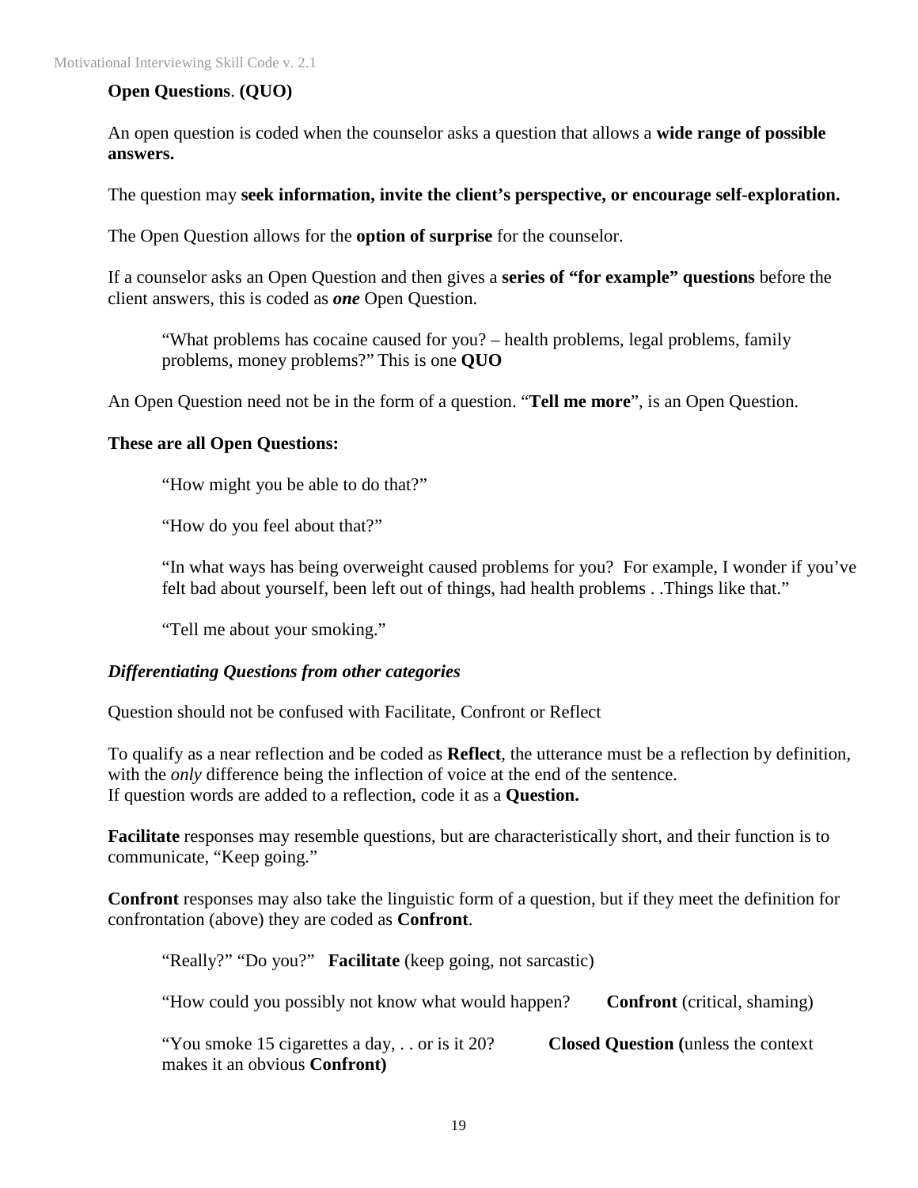**Open Questions**. **(QUO)**

An open question is coded when the counselor asks a question that allows a **wide range of possible answers.**

The question may **seek information, invite the client's perspective, or encourage self-exploration.**

The Open Question allows for the **option of surprise** for the counselor.

If a counselor asks an Open Question and then gives a **series of "for example" questions** before the client answers, this is coded as ***one*** Open Question.

> "What problems has cocaine caused for you? – health problems, legal problems, family problems, money problems?" This is one **QUO**

An Open Question need not be in the form of a question. "**Tell me more**", is an Open Question.

**These are all Open Questions:**

> "How might you be able to do that?"
>
> "How do you feel about that?"
>
> "In what ways has being overweight caused problems for you? For example, I wonder if you've felt bad about yourself, been left out of things, had health problems . .Things like that."
>
> "Tell me about your smoking."

***Differentiating Questions from other categories***

Question should not be confused with Facilitate, Confront or Reflect

To qualify as a near reflection and be coded as **Reflect**, the utterance must be a reflection by definition, with the *only* difference being the inflection of voice at the end of the sentence.
If question words are added to a reflection, code it as a **Question.**

**Facilitate** responses may resemble questions, but are characteristically short, and their function is to communicate, "Keep going."

**Confront** responses may also take the linguistic form of a question, but if they meet the definition for confrontation (above) they are coded as **Confront**.

> "Really?" "Do you?" **Facilitate** (keep going, not sarcastic)
>
> "How could you possibly not know what would happen? **Confront** (critical, shaming)
>
> "You smoke 15 cigarettes a day, . . or is it 20? **Closed Question (**unless the context makes it an obvious **Confront)**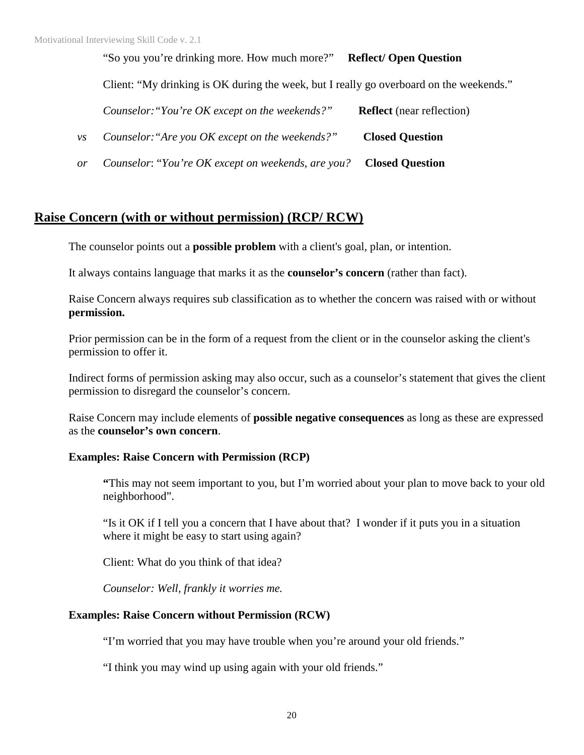"So you you're drinking more. How much more?" **Reflect/ Open Question**

Client: "My drinking is OK during the week, but I really go overboard on the weekends."

*Counselor:"You're OK except on the weekends?"* **Reflect** (near reflection)

*vs* *Counselor:"Are you OK except on the weekends?"* **Closed Question**

*or* *Counselor*: "*You're OK except on weekends, are you?* **Closed Question**

## Raise Concern (with or without permission) (RCP/ RCW)

The counselor points out a **possible problem** with a client's goal, plan, or intention.

It always contains language that marks it as the **counselor's concern** (rather than fact).

Raise Concern always requires sub classification as to whether the concern was raised with or without **permission.**

Prior permission can be in the form of a request from the client or in the counselor asking the client's permission to offer it.

Indirect forms of permission asking may also occur, such as a counselor's statement that gives the client permission to disregard the counselor's concern.

Raise Concern may include elements of **possible negative consequences** as long as these are expressed as the **counselor's own concern**.

**Examples: Raise Concern with Permission (RCP)**

**"**This may not seem important to you, but I'm worried about your plan to move back to your old neighborhood".

"Is it OK if I tell you a concern that I have about that? I wonder if it puts you in a situation where it might be easy to start using again?

Client: What do you think of that idea?

*Counselor: Well, frankly it worries me.*

**Examples: Raise Concern without Permission (RCW)**

"I'm worried that you may have trouble when you're around your old friends."

"I think you may wind up using again with your old friends."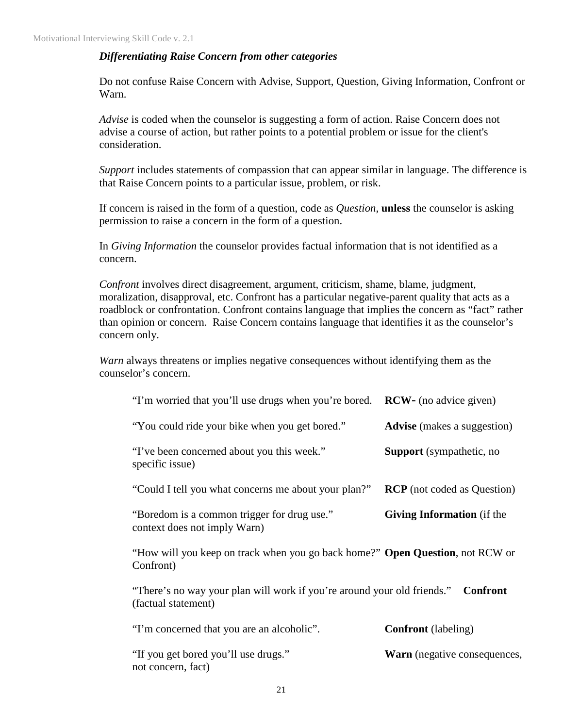***Differentiating Raise Concern from other categories***

Do not confuse Raise Concern with Advise, Support, Question, Giving Information, Confront or Warn.

*Advise* is coded when the counselor is suggesting a form of action. Raise Concern does not advise a course of action, but rather points to a potential problem or issue for the client's consideration.

*Support* includes statements of compassion that can appear similar in language. The difference is that Raise Concern points to a particular issue, problem, or risk.

If concern is raised in the form of a question, code as *Question*, **unless** the counselor is asking permission to raise a concern in the form of a question.

In *Giving Information* the counselor provides factual information that is not identified as a concern.

*Confront* involves direct disagreement, argument, criticism, shame, blame, judgment, moralization, disapproval, etc. Confront has a particular negative-parent quality that acts as a roadblock or confrontation. Confront contains language that implies the concern as "fact" rather than opinion or concern. Raise Concern contains language that identifies it as the counselor's concern only.

*Warn* always threatens or implies negative consequences without identifying them as the counselor's concern.

| | |
|---|---|
| "I'm worried that you'll use drugs when you're bored. | **RCW-** (no advice given) |
| "You could ride your bike when you get bored." | **Advise** (makes a suggestion) |
| "I've been concerned about you this week." | **Support** (sympathetic, no specific issue) |
| "Could I tell you what concerns me about your plan?" | **RCP** (not coded as Question) |
| "Boredom is a common trigger for drug use." | **Giving Information** (if the context does not imply Warn) |
| "How will you keep on track when you go back home?" | **Open Question**, not RCW or Confront) |
| "There's no way your plan will work if you're around your old friends." | **Confront** (factual statement) |
| "I'm concerned that you are an alcoholic". | **Confront** (labeling) |
| "If you get bored you'll use drugs." | **Warn** (negative consequences, not concern, fact) |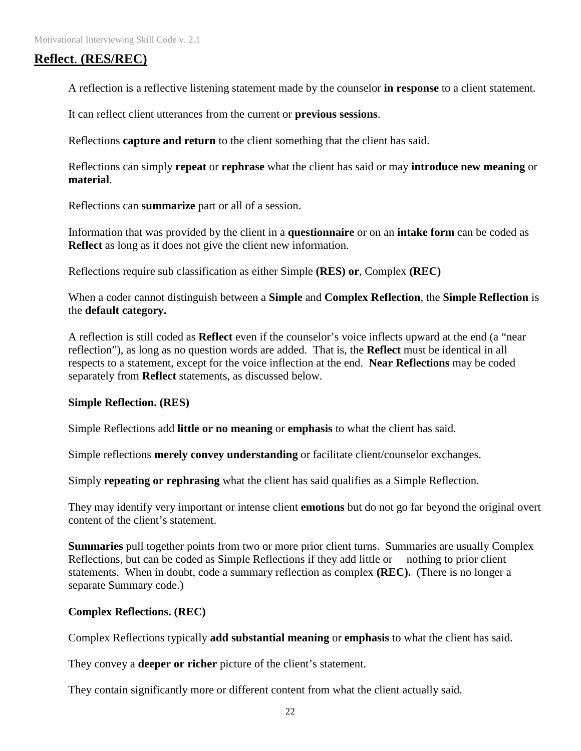## **Reflect**. **(RES/REC)**

A reflection is a reflective listening statement made by the counselor **in response** to a client statement.

It can reflect client utterances from the current or **previous sessions**.

Reflections **capture and return** to the client something that the client has said.

Reflections can simply **repeat** or **rephrase** what the client has said or may **introduce new meaning** or **material**.

Reflections can **summarize** part or all of a session.

Information that was provided by the client in a **questionnaire** or on an **intake form** can be coded as **Reflect** as long as it does not give the client new information.

Reflections require sub classification as either Simple **(RES) or**, Complex **(REC)**

When a coder cannot distinguish between a **Simple** and **Complex Reflection**, the **Simple Reflection** is the **default category.**

A reflection is still coded as **Reflect** even if the counselor's voice inflects upward at the end (a "near reflection"), as long as no question words are added. That is, the **Reflect** must be identical in all respects to a statement, except for the voice inflection at the end. **Near Reflections** may be coded separately from **Reflect** statements, as discussed below.

### **Simple Reflection. (RES)**

Simple Reflections add **little or no meaning** or **emphasis** to what the client has said.

Simple reflections **merely convey understanding** or facilitate client/counselor exchanges.

Simply **repeating or rephrasing** what the client has said qualifies as a Simple Reflection.

They may identify very important or intense client **emotions** but do not go far beyond the original overt content of the client's statement.

**Summaries** pull together points from two or more prior client turns. Summaries are usually Complex Reflections, but can be coded as Simple Reflections if they add little or nothing to prior client statements. When in doubt, code a summary reflection as complex **(REC).** (There is no longer a separate Summary code.)

### **Complex Reflections. (REC)**

Complex Reflections typically **add substantial meaning** or **emphasis** to what the client has said.

They convey a **deeper or richer** picture of the client's statement.

They contain significantly more or different content from what the client actually said.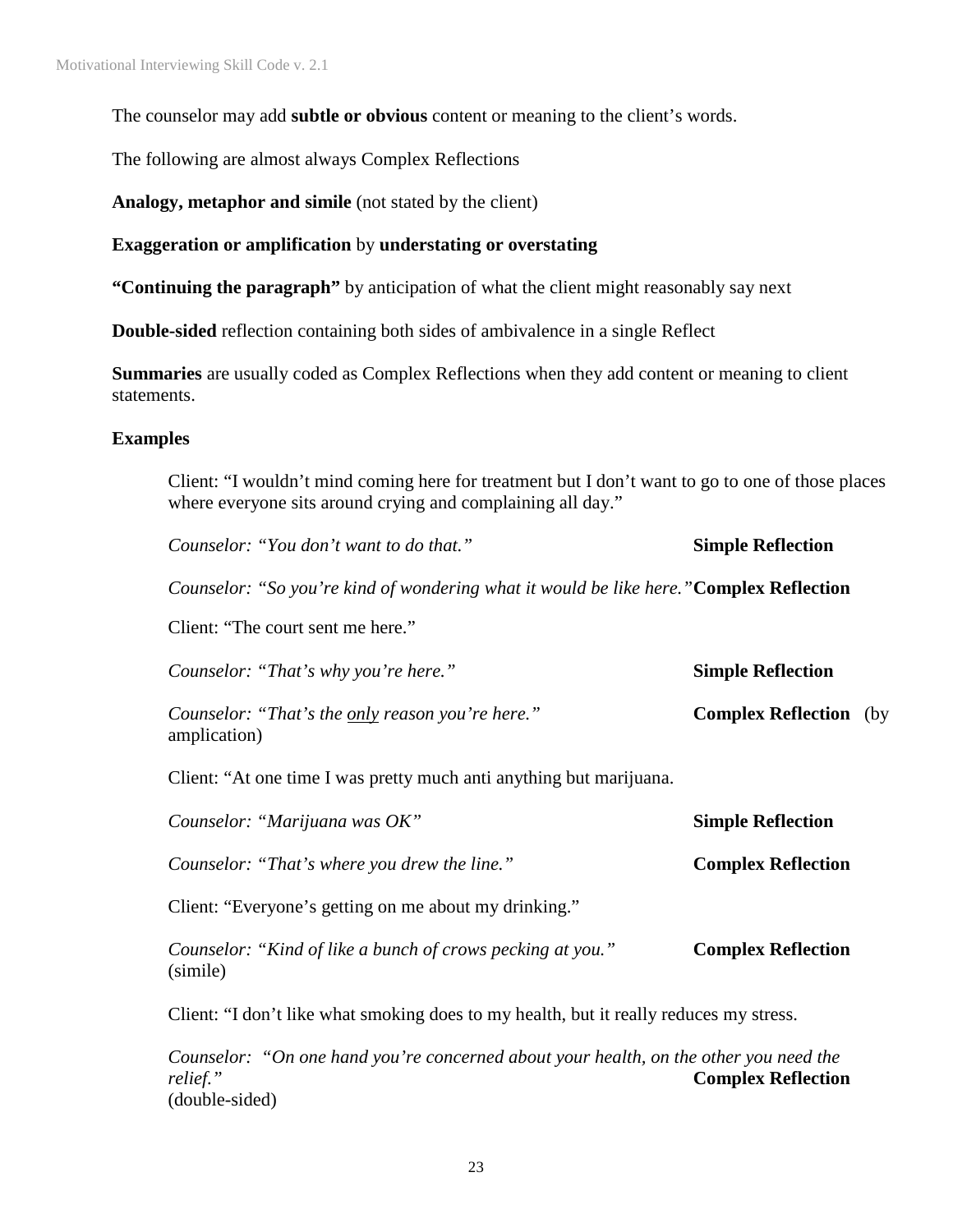The counselor may add **subtle or obvious** content or meaning to the client's words.

The following are almost always Complex Reflections

**Analogy, metaphor and simile** (not stated by the client)

**Exaggeration or amplification** by **understating or overstating**

**"Continuing the paragraph"** by anticipation of what the client might reasonably say next

**Double-sided** reflection containing both sides of ambivalence in a single Reflect

**Summaries** are usually coded as Complex Reflections when they add content or meaning to client statements.

**Examples**

Client: "I wouldn't mind coming here for treatment but I don't want to go to one of those places where everyone sits around crying and complaining all day."

*Counselor: "You don't want to do that."* **Simple Reflection**

*Counselor: "So you're kind of wondering what it would be like here."* **Complex Reflection**

Client: "The court sent me here."

*Counselor: "That's why you're here."* **Simple Reflection**

*Counselor: "That's the <u>only</u> reason you're here."* **Complex Reflection** (by amplication)

Client: "At one time I was pretty much anti anything but marijuana.

*Counselor: "Marijuana was OK"* **Simple Reflection**

*Counselor: "That's where you drew the line."* **Complex Reflection**

Client: "Everyone's getting on me about my drinking."

*Counselor: "Kind of like a bunch of crows pecking at you."* **Complex Reflection** (simile)

Client: "I don't like what smoking does to my health, but it really reduces my stress.

*Counselor: "On one hand you're concerned about your health, on the other you need the relief."* **Complex Reflection** (double-sided)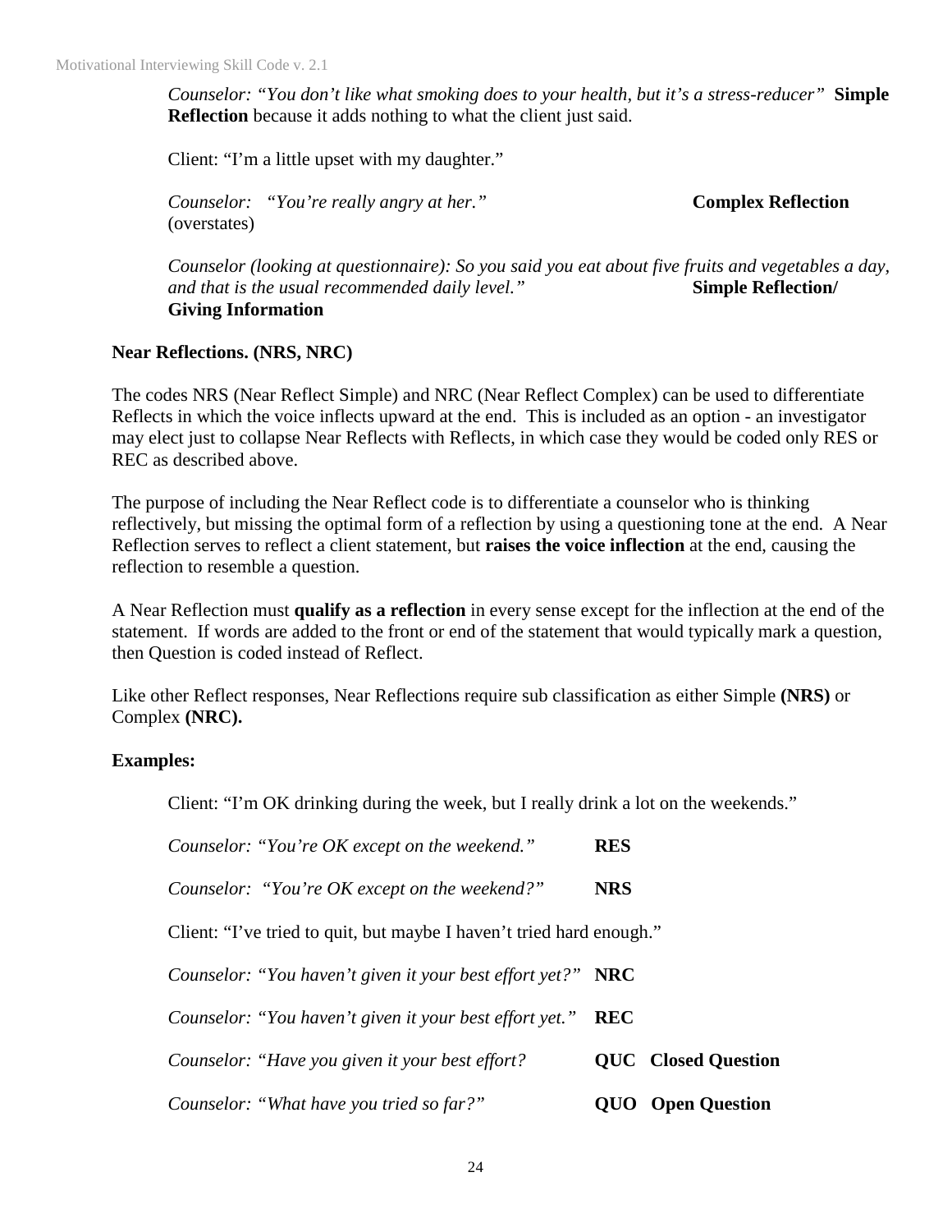*Counselor: "You don't like what smoking does to your health, but it's a stress-reducer"* **Simple Reflection** because it adds nothing to what the client just said.

Client: "I'm a little upset with my daughter."

*Counselor: "You're really angry at her."* **Complex Reflection** (overstates)

*Counselor (looking at questionnaire): So you said you eat about five fruits and vegetables a day, and that is the usual recommended daily level."* **Simple Reflection/ Giving Information**

**Near Reflections. (NRS, NRC)**

The codes NRS (Near Reflect Simple) and NRC (Near Reflect Complex) can be used to differentiate Reflects in which the voice inflects upward at the end. This is included as an option - an investigator may elect just to collapse Near Reflects with Reflects, in which case they would be coded only RES or REC as described above.

The purpose of including the Near Reflect code is to differentiate a counselor who is thinking reflectively, but missing the optimal form of a reflection by using a questioning tone at the end. A Near Reflection serves to reflect a client statement, but **raises the voice inflection** at the end, causing the reflection to resemble a question.

A Near Reflection must **qualify as a reflection** in every sense except for the inflection at the end of the statement. If words are added to the front or end of the statement that would typically mark a question, then Question is coded instead of Reflect.

Like other Reflect responses, Near Reflections require sub classification as either Simple **(NRS)** or Complex **(NRC).**

**Examples:**

Client: "I'm OK drinking during the week, but I really drink a lot on the weekends."

*Counselor: "You're OK except on the weekend."* **RES**

*Counselor: "You're OK except on the weekend?"* **NRS**

Client: "I've tried to quit, but maybe I haven't tried hard enough."

*Counselor: "You haven't given it your best effort yet?"* **NRC**

*Counselor: "You haven't given it your best effort yet."* **REC**

*Counselor: "Have you given it your best effort?* **QUC Closed Question**

*Counselor: "What have you tried so far?"* **QUO Open Question**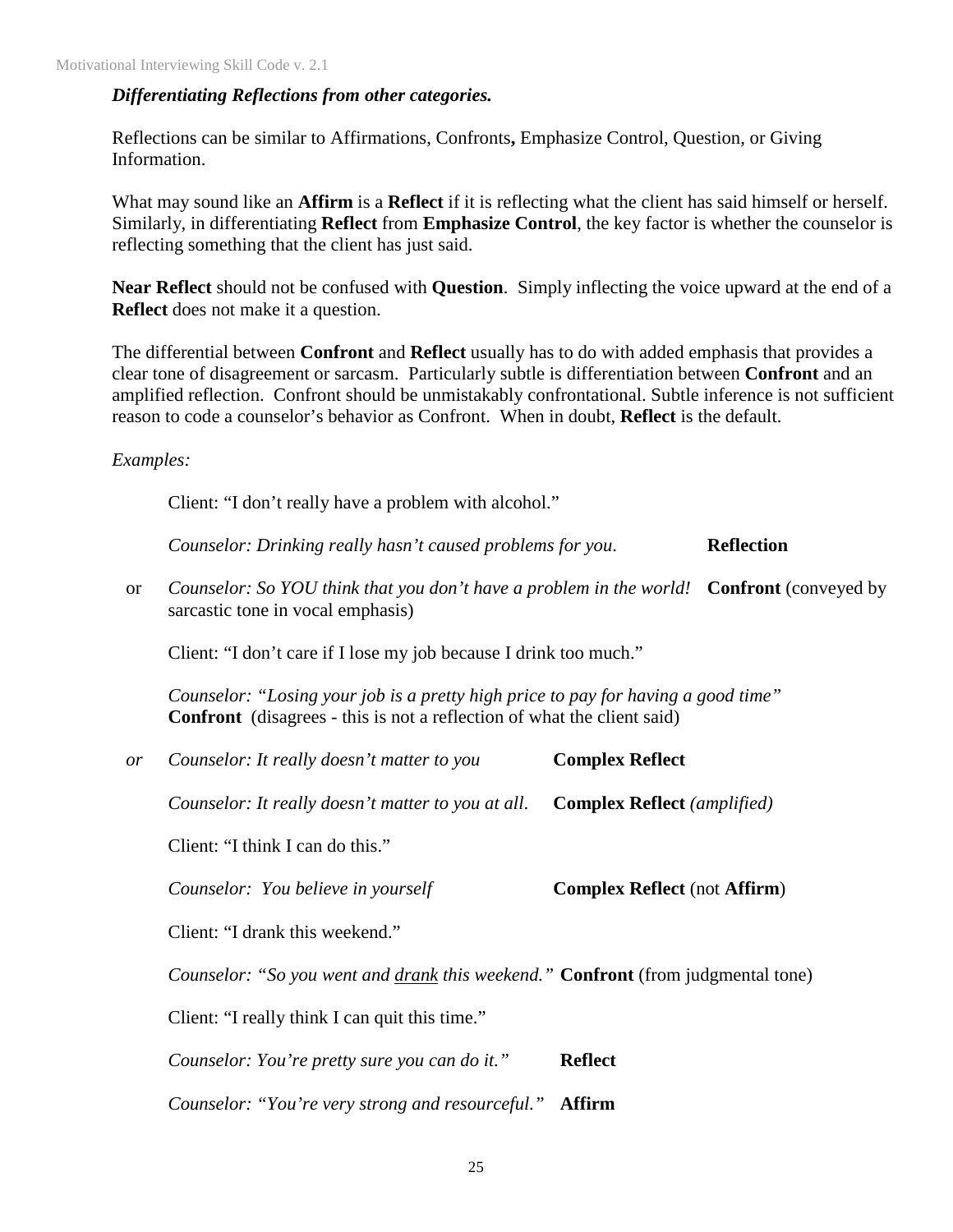### *Differentiating Reflections from other categories.*

Reflections can be similar to Affirmations, Confronts**,** Emphasize Control, Question, or Giving Information.

What may sound like an **Affirm** is a **Reflect** if it is reflecting what the client has said himself or herself. Similarly, in differentiating **Reflect** from **Emphasize Control**, the key factor is whether the counselor is reflecting something that the client has just said.

**Near Reflect** should not be confused with **Question**. Simply inflecting the voice upward at the end of a **Reflect** does not make it a question.

The differential between **Confront** and **Reflect** usually has to do with added emphasis that provides a clear tone of disagreement or sarcasm. Particularly subtle is differentiation between **Confront** and an amplified reflection. Confront should be unmistakably confrontational. Subtle inference is not sufficient reason to code a counselor's behavior as Confront. When in doubt, **Reflect** is the default.

*Examples:*

Client: "I don't really have a problem with alcohol."

*Counselor: Drinking really hasn't caused problems for you.* **Reflection**

or *Counselor: So YOU think that you don't have a problem in the world!* **Confront** (conveyed by sarcastic tone in vocal emphasis)

Client: "I don't care if I lose my job because I drink too much."

*Counselor: "Losing your job is a pretty high price to pay for having a good time"* **Confront** (disagrees - this is not a reflection of what the client said)

*or* *Counselor: It really doesn't matter to you* **Complex Reflect**

*Counselor: It really doesn't matter to you at all.* **Complex Reflect** *(amplified)*

Client: "I think I can do this."

*Counselor: You believe in yourself* **Complex Reflect** (not **Affirm**)

Client: "I drank this weekend."

*Counselor: "So you went and <u>drank</u> this weekend."* **Confront** (from judgmental tone)

Client: "I really think I can quit this time."

*Counselor: You're pretty sure you can do it."* **Reflect**

*Counselor: "You're very strong and resourceful."* **Affirm**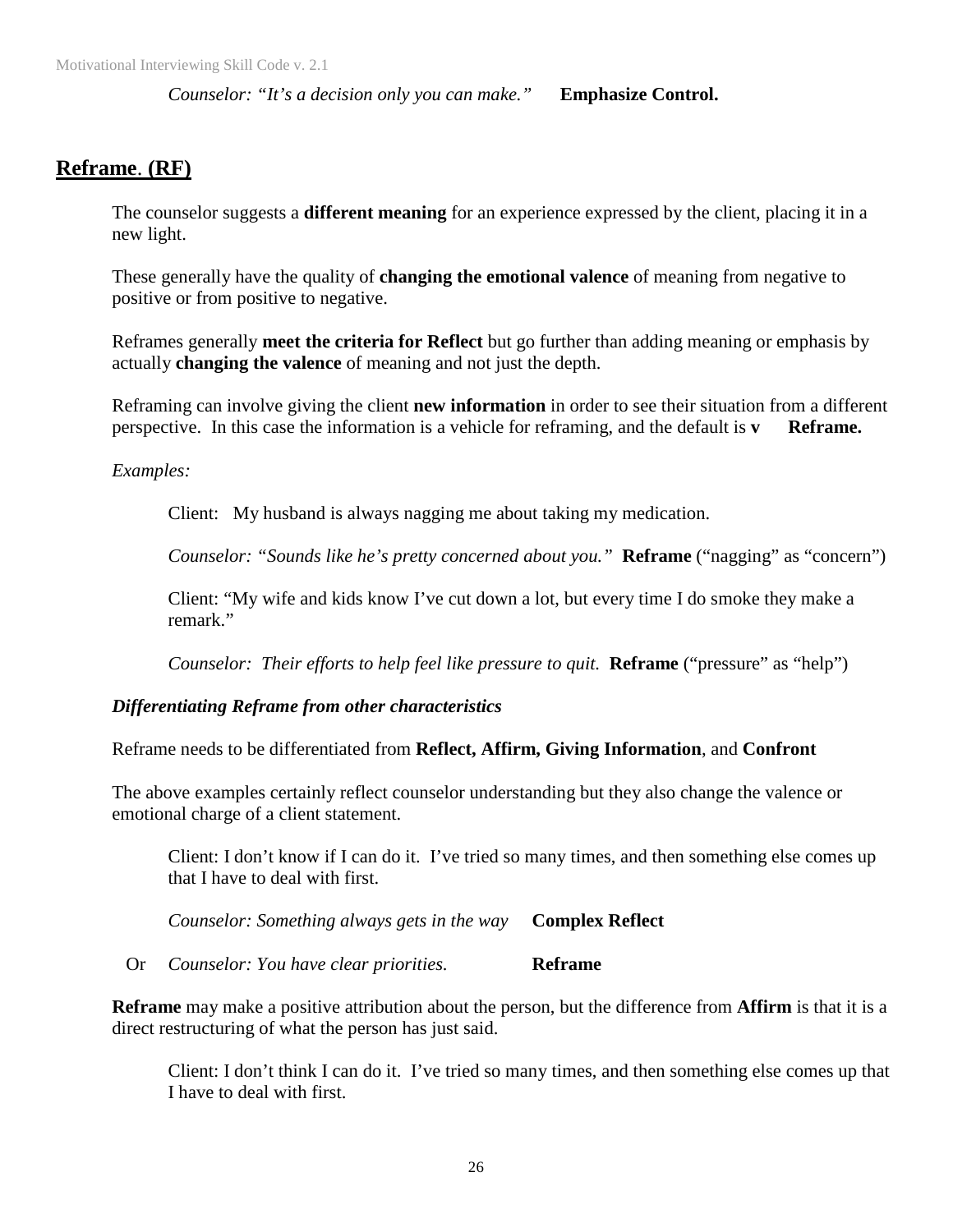*Counselor: "It's a decision only you can make."* **Emphasize Control.**

## Reframe. (RF)

The counselor suggests a **different meaning** for an experience expressed by the client, placing it in a new light.

These generally have the quality of **changing the emotional valence** of meaning from negative to positive or from positive to negative.

Reframes generally **meet the criteria for Reflect** but go further than adding meaning or emphasis by actually **changing the valence** of meaning and not just the depth.

Reframing can involve giving the client **new information** in order to see their situation from a different perspective. In this case the information is a vehicle for reframing, and the default is **v Reframe.**

*Examples:*

Client: My husband is always nagging me about taking my medication.

*Counselor: "Sounds like he's pretty concerned about you."* **Reframe** ("nagging" as "concern")

Client: "My wife and kids know I've cut down a lot, but every time I do smoke they make a remark."

*Counselor: Their efforts to help feel like pressure to quit.* **Reframe** ("pressure" as "help")

***Differentiating Reframe from other characteristics***

Reframe needs to be differentiated from **Reflect, Affirm, Giving Information**, and **Confront**

The above examples certainly reflect counselor understanding but they also change the valence or emotional charge of a client statement.

Client: I don't know if I can do it. I've tried so many times, and then something else comes up that I have to deal with first.

*Counselor: Something always gets in the way* **Complex Reflect**

Or *Counselor: You have clear priorities.* **Reframe**

**Reframe** may make a positive attribution about the person, but the difference from **Affirm** is that it is a direct restructuring of what the person has just said.

Client: I don't think I can do it. I've tried so many times, and then something else comes up that I have to deal with first.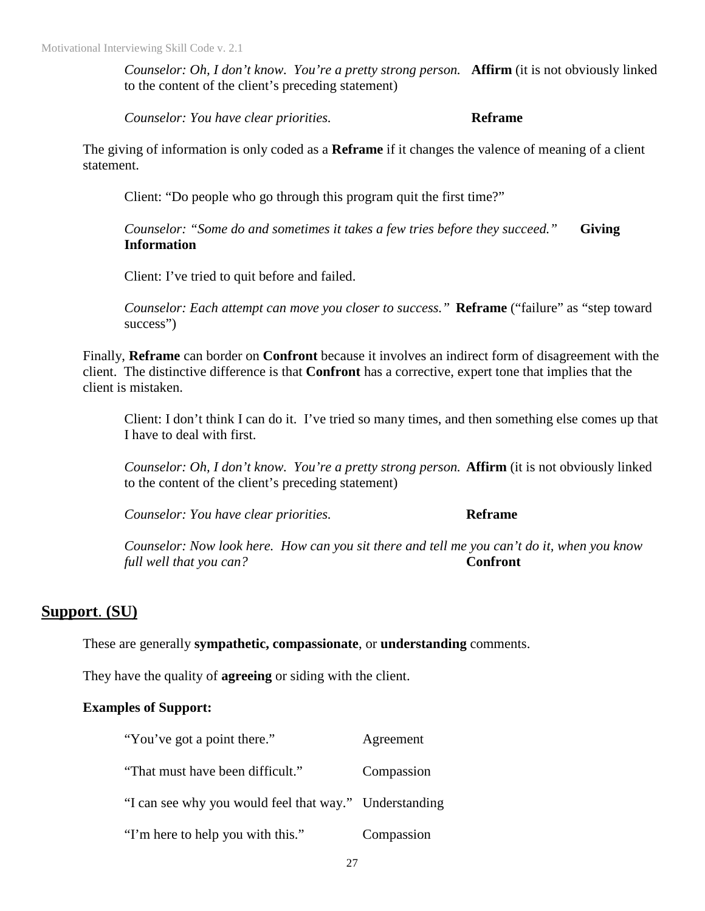*Counselor: Oh, I don't know. You're a pretty strong person.* **Affirm** (it is not obviously linked to the content of the client's preceding statement)

*Counselor: You have clear priorities.* **Reframe**

The giving of information is only coded as a **Reframe** if it changes the valence of meaning of a client statement.

Client: "Do people who go through this program quit the first time?"

*Counselor: "Some do and sometimes it takes a few tries before they succeed."* **Giving Information**

Client: I've tried to quit before and failed.

*Counselor: Each attempt can move you closer to success."* **Reframe** ("failure" as "step toward success")

Finally, **Reframe** can border on **Confront** because it involves an indirect form of disagreement with the client. The distinctive difference is that **Confront** has a corrective, expert tone that implies that the client is mistaken.

Client: I don't think I can do it. I've tried so many times, and then something else comes up that I have to deal with first.

*Counselor: Oh, I don't know. You're a pretty strong person.* **Affirm** (it is not obviously linked to the content of the client's preceding statement)

*Counselor: You have clear priorities.* **Reframe**

*Counselor: Now look here. How can you sit there and tell me you can't do it, when you know full well that you can?* **Confront**

## Support. (SU)

These are generally **sympathetic, compassionate**, or **understanding** comments.

They have the quality of **agreeing** or siding with the client.

**Examples of Support:**

| | |
|---|---|
| "You've got a point there." | Agreement |
| "That must have been difficult." | Compassion |
| "I can see why you would feel that way." | Understanding |
| "I'm here to help you with this." | Compassion |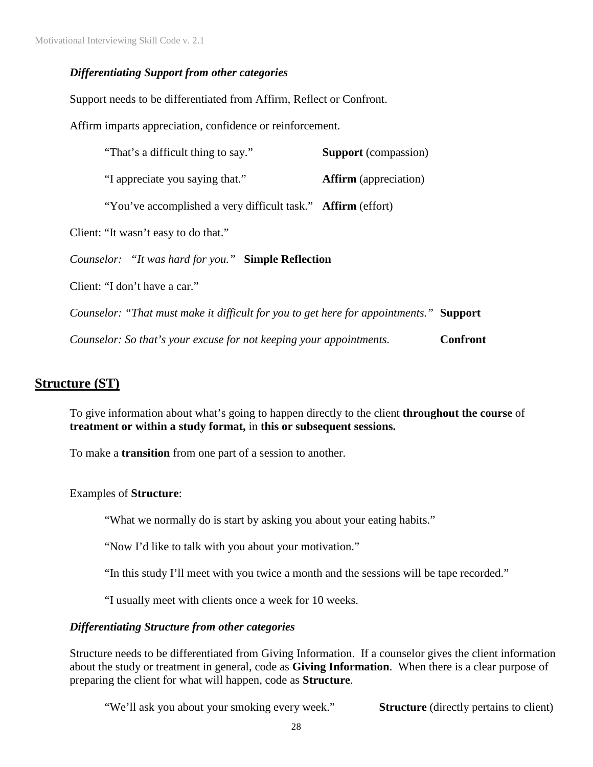### *Differentiating Support from other categories*

Support needs to be differentiated from Affirm, Reflect or Confront.

Affirm imparts appreciation, confidence or reinforcement.

"That's a difficult thing to say." **Support** (compassion)

"I appreciate you saying that." **Affirm** (appreciation)

"You've accomplished a very difficult task." **Affirm** (effort)

Client: "It wasn't easy to do that."

*Counselor: "It was hard for you."* **Simple Reflection**

Client: "I don't have a car."

*Counselor: "That must make it difficult for you to get here for appointments."* **Support**

*Counselor: So that's your excuse for not keeping your appointments.* **Confront**

## Structure (ST)

To give information about what's going to happen directly to the client **throughout the course** of **treatment or within a study format,** in **this or subsequent sessions.**

To make a **transition** from one part of a session to another.

Examples of **Structure**:

"What we normally do is start by asking you about your eating habits."

"Now I'd like to talk with you about your motivation."

"In this study I'll meet with you twice a month and the sessions will be tape recorded."

"I usually meet with clients once a week for 10 weeks.

### *Differentiating Structure from other categories*

Structure needs to be differentiated from Giving Information. If a counselor gives the client information about the study or treatment in general, code as **Giving Information**. When there is a clear purpose of preparing the client for what will happen, code as **Structure**.

"We'll ask you about your smoking every week." **Structure** (directly pertains to client)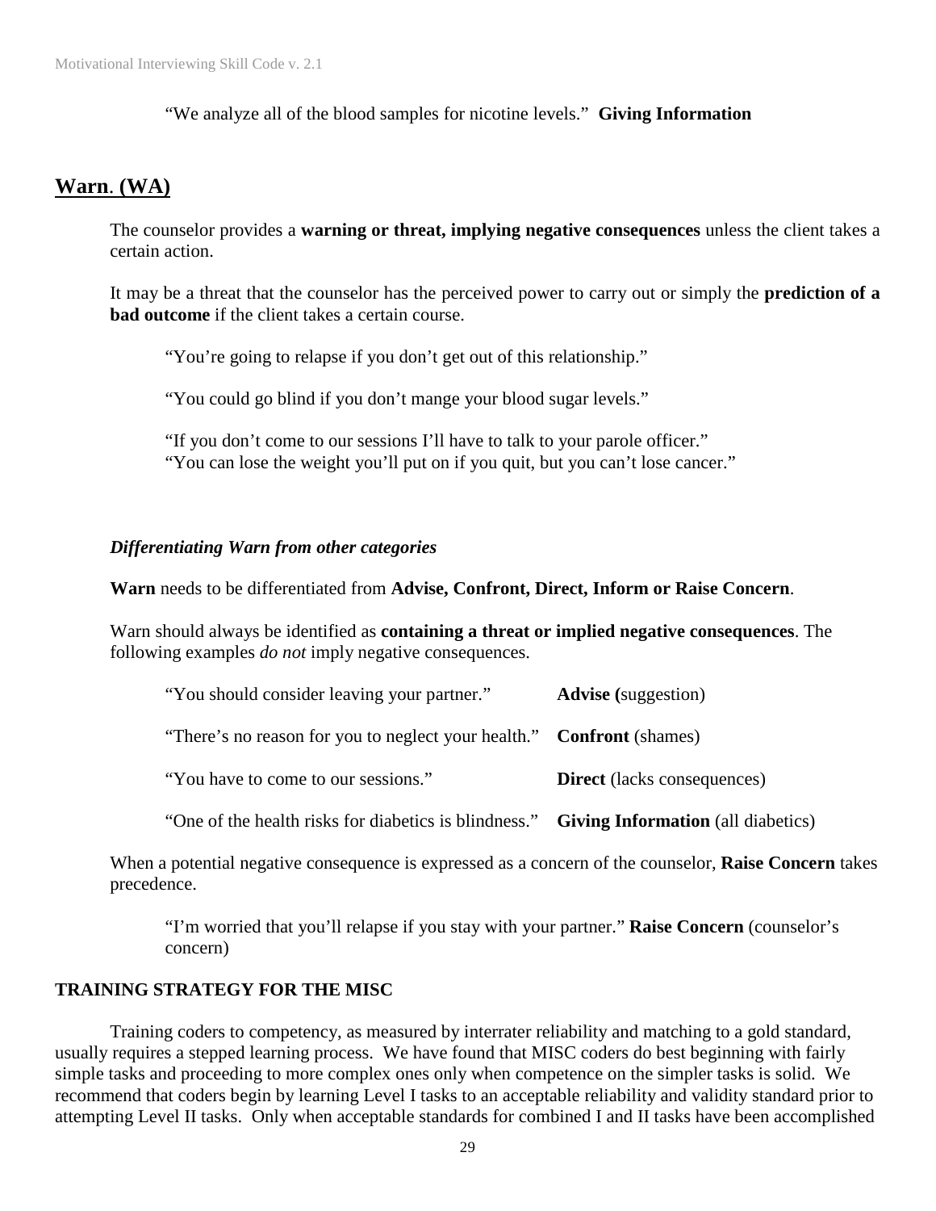"We analyze all of the blood samples for nicotine levels." **Giving Information**

## Warn. (WA)

The counselor provides a **warning or threat, implying negative consequences** unless the client takes a certain action.

It may be a threat that the counselor has the perceived power to carry out or simply the **prediction of a bad outcome** if the client takes a certain course.

"You're going to relapse if you don't get out of this relationship."

"You could go blind if you don't mange your blood sugar levels."

"If you don't come to our sessions I'll have to talk to your parole officer."
"You can lose the weight you'll put on if you quit, but you can't lose cancer."

### *Differentiating Warn from other categories*

**Warn** needs to be differentiated from **Advise, Confront, Direct, Inform or Raise Concern**.

Warn should always be identified as **containing a threat or implied negative consequences**. The following examples *do not* imply negative consequences.

| | |
|---|---|
| "You should consider leaving your partner." | **Advise (**suggestion) |
| "There's no reason for you to neglect your health." | **Confront** (shames) |
| "You have to come to our sessions." | **Direct** (lacks consequences) |
| "One of the health risks for diabetics is blindness." | **Giving Information** (all diabetics) |

When a potential negative consequence is expressed as a concern of the counselor, **Raise Concern** takes precedence.

"I'm worried that you'll relapse if you stay with your partner." **Raise Concern** (counselor's concern)

## TRAINING STRATEGY FOR THE MISC

Training coders to competency, as measured by interrater reliability and matching to a gold standard, usually requires a stepped learning process. We have found that MISC coders do best beginning with fairly simple tasks and proceeding to more complex ones only when competence on the simpler tasks is solid. We recommend that coders begin by learning Level I tasks to an acceptable reliability and validity standard prior to attempting Level II tasks. Only when acceptable standards for combined I and II tasks have been accomplished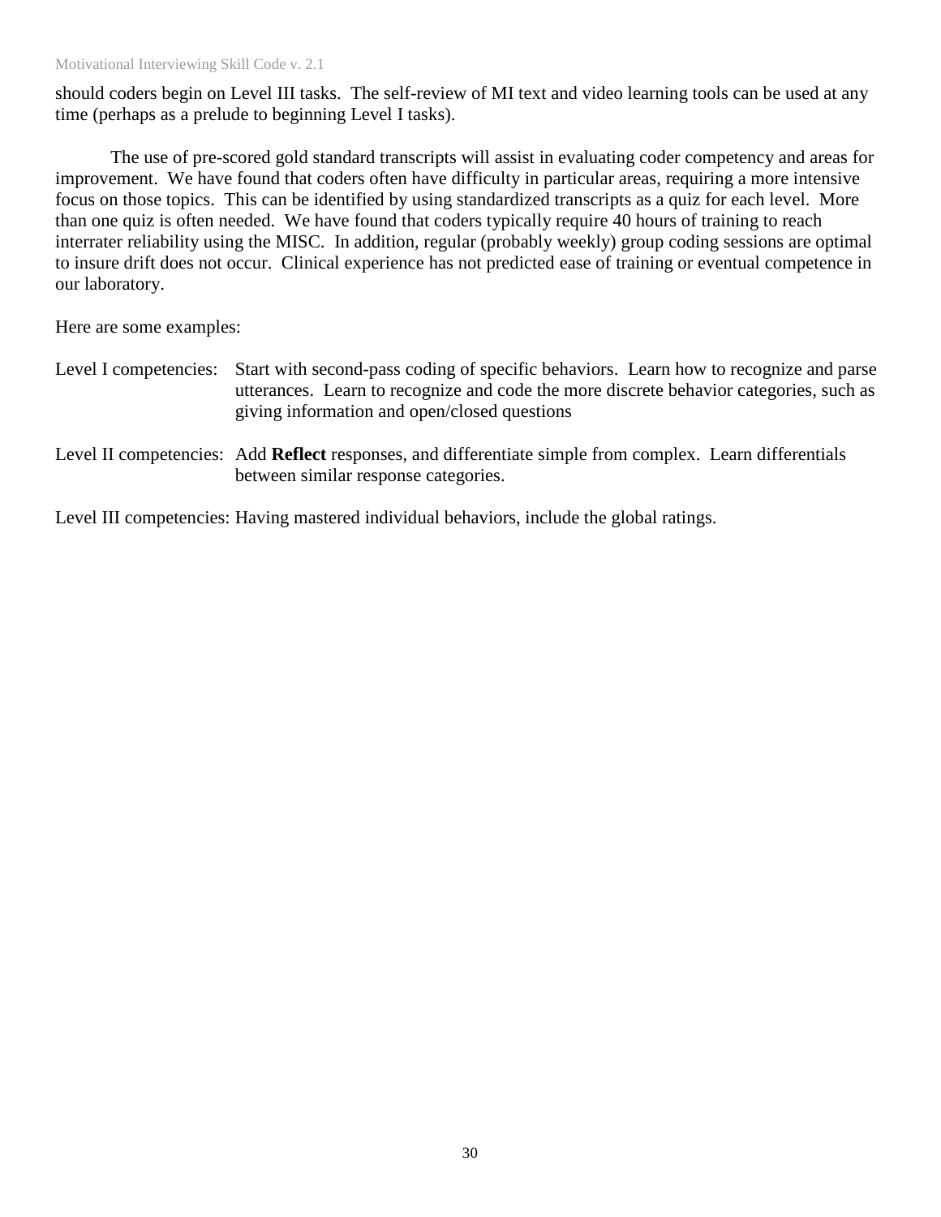should coders begin on Level III tasks. The self-review of MI text and video learning tools can be used at any time (perhaps as a prelude to beginning Level I tasks).

The use of pre-scored gold standard transcripts will assist in evaluating coder competency and areas for improvement. We have found that coders often have difficulty in particular areas, requiring a more intensive focus on those topics. This can be identified by using standardized transcripts as a quiz for each level. More than one quiz is often needed. We have found that coders typically require 40 hours of training to reach interrater reliability using the MISC. In addition, regular (probably weekly) group coding sessions are optimal to insure drift does not occur. Clinical experience has not predicted ease of training or eventual competence in our laboratory.

Here are some examples:

Level I competencies: Start with second-pass coding of specific behaviors. Learn how to recognize and parse utterances. Learn to recognize and code the more discrete behavior categories, such as giving information and open/closed questions

Level II competencies: Add **Reflect** responses, and differentiate simple from complex. Learn differentials between similar response categories.

Level III competencies: Having mastered individual behaviors, include the global ratings.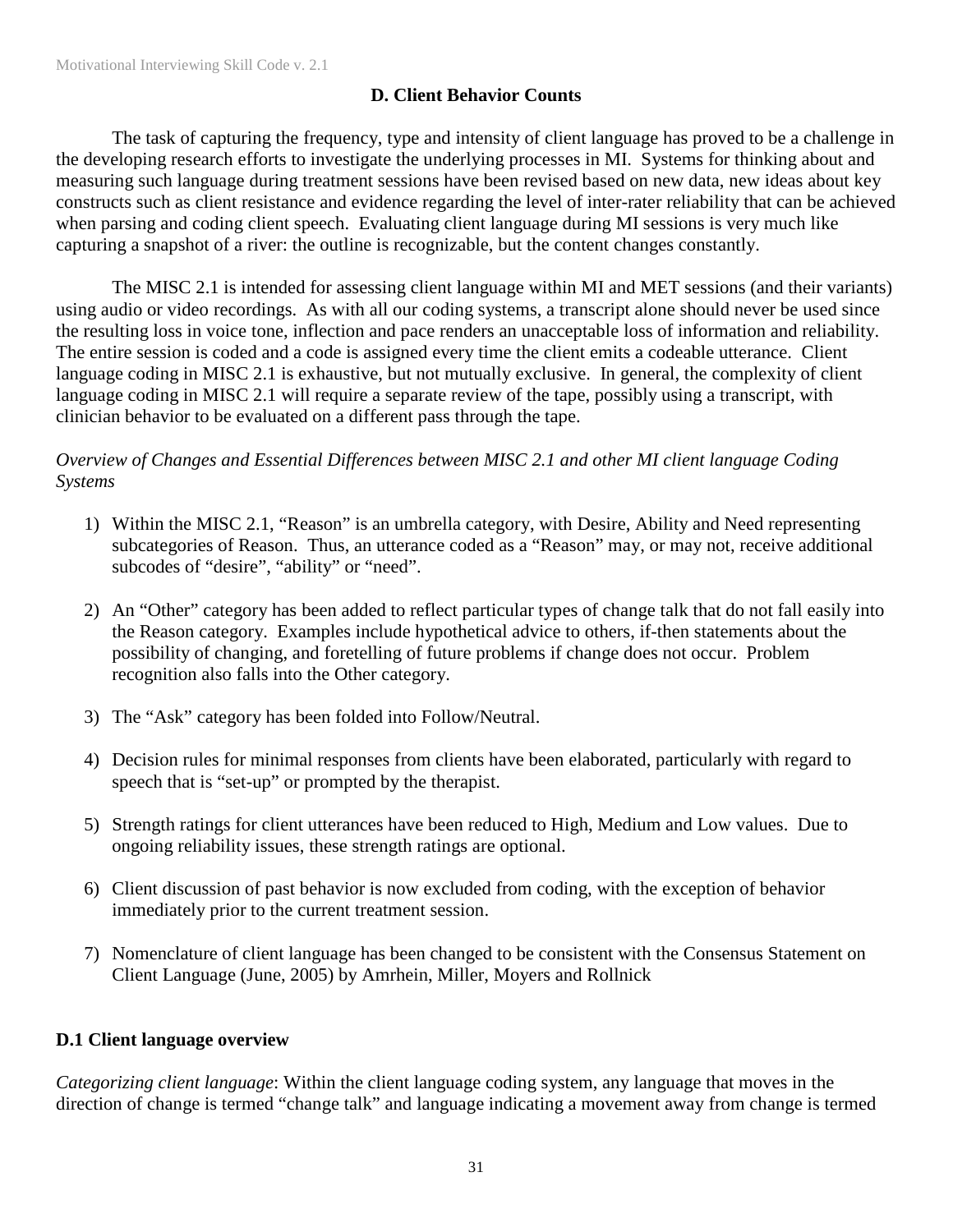## D. Client Behavior Counts

The task of capturing the frequency, type and intensity of client language has proved to be a challenge in the developing research efforts to investigate the underlying processes in MI. Systems for thinking about and measuring such language during treatment sessions have been revised based on new data, new ideas about key constructs such as client resistance and evidence regarding the level of inter-rater reliability that can be achieved when parsing and coding client speech. Evaluating client language during MI sessions is very much like capturing a snapshot of a river: the outline is recognizable, but the content changes constantly.

The MISC 2.1 is intended for assessing client language within MI and MET sessions (and their variants) using audio or video recordings. As with all our coding systems, a transcript alone should never be used since the resulting loss in voice tone, inflection and pace renders an unacceptable loss of information and reliability. The entire session is coded and a code is assigned every time the client emits a codeable utterance. Client language coding in MISC 2.1 is exhaustive, but not mutually exclusive. In general, the complexity of client language coding in MISC 2.1 will require a separate review of the tape, possibly using a transcript, with clinician behavior to be evaluated on a different pass through the tape.

*Overview of Changes and Essential Differences between MISC 2.1 and other MI client language Coding Systems*

1) Within the MISC 2.1, "Reason" is an umbrella category, with Desire, Ability and Need representing subcategories of Reason. Thus, an utterance coded as a "Reason" may, or may not, receive additional subcodes of "desire", "ability" or "need".

2) An "Other" category has been added to reflect particular types of change talk that do not fall easily into the Reason category. Examples include hypothetical advice to others, if-then statements about the possibility of changing, and foretelling of future problems if change does not occur. Problem recognition also falls into the Other category.

3) The "Ask" category has been folded into Follow/Neutral.

4) Decision rules for minimal responses from clients have been elaborated, particularly with regard to speech that is "set-up" or prompted by the therapist.

5) Strength ratings for client utterances have been reduced to High, Medium and Low values. Due to ongoing reliability issues, these strength ratings are optional.

6) Client discussion of past behavior is now excluded from coding, with the exception of behavior immediately prior to the current treatment session.

7) Nomenclature of client language has been changed to be consistent with the Consensus Statement on Client Language (June, 2005) by Amrhein, Miller, Moyers and Rollnick

### D.1 Client language overview

*Categorizing client language*: Within the client language coding system, any language that moves in the direction of change is termed "change talk" and language indicating a movement away from change is termed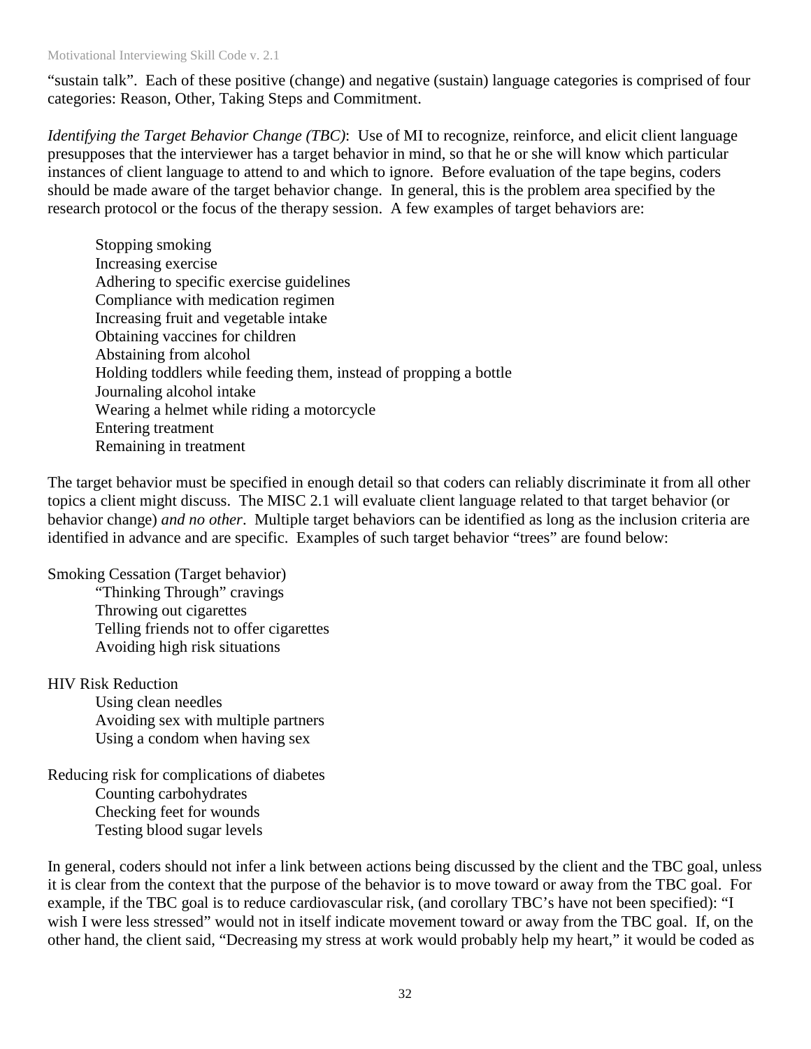"sustain talk". Each of these positive (change) and negative (sustain) language categories is comprised of four categories: Reason, Other, Taking Steps and Commitment.

*Identifying the Target Behavior Change (TBC)*: Use of MI to recognize, reinforce, and elicit client language presupposes that the interviewer has a target behavior in mind, so that he or she will know which particular instances of client language to attend to and which to ignore. Before evaluation of the tape begins, coders should be made aware of the target behavior change. In general, this is the problem area specified by the research protocol or the focus of the therapy session. A few examples of target behaviors are:

- Stopping smoking
- Increasing exercise
- Adhering to specific exercise guidelines
- Compliance with medication regimen
- Increasing fruit and vegetable intake
- Obtaining vaccines for children
- Abstaining from alcohol
- Holding toddlers while feeding them, instead of propping a bottle
- Journaling alcohol intake
- Wearing a helmet while riding a motorcycle
- Entering treatment
- Remaining in treatment

The target behavior must be specified in enough detail so that coders can reliably discriminate it from all other topics a client might discuss. The MISC 2.1 will evaluate client language related to that target behavior (or behavior change) *and no other*. Multiple target behaviors can be identified as long as the inclusion criteria are identified in advance and are specific. Examples of such target behavior "trees" are found below:

Smoking Cessation (Target behavior)
- "Thinking Through" cravings
- Throwing out cigarettes
- Telling friends not to offer cigarettes
- Avoiding high risk situations

HIV Risk Reduction
- Using clean needles
- Avoiding sex with multiple partners
- Using a condom when having sex

Reducing risk for complications of diabetes
- Counting carbohydrates
- Checking feet for wounds
- Testing blood sugar levels

In general, coders should not infer a link between actions being discussed by the client and the TBC goal, unless it is clear from the context that the purpose of the behavior is to move toward or away from the TBC goal. For example, if the TBC goal is to reduce cardiovascular risk, (and corollary TBC's have not been specified): "I wish I were less stressed" would not in itself indicate movement toward or away from the TBC goal. If, on the other hand, the client said, "Decreasing my stress at work would probably help my heart," it would be coded as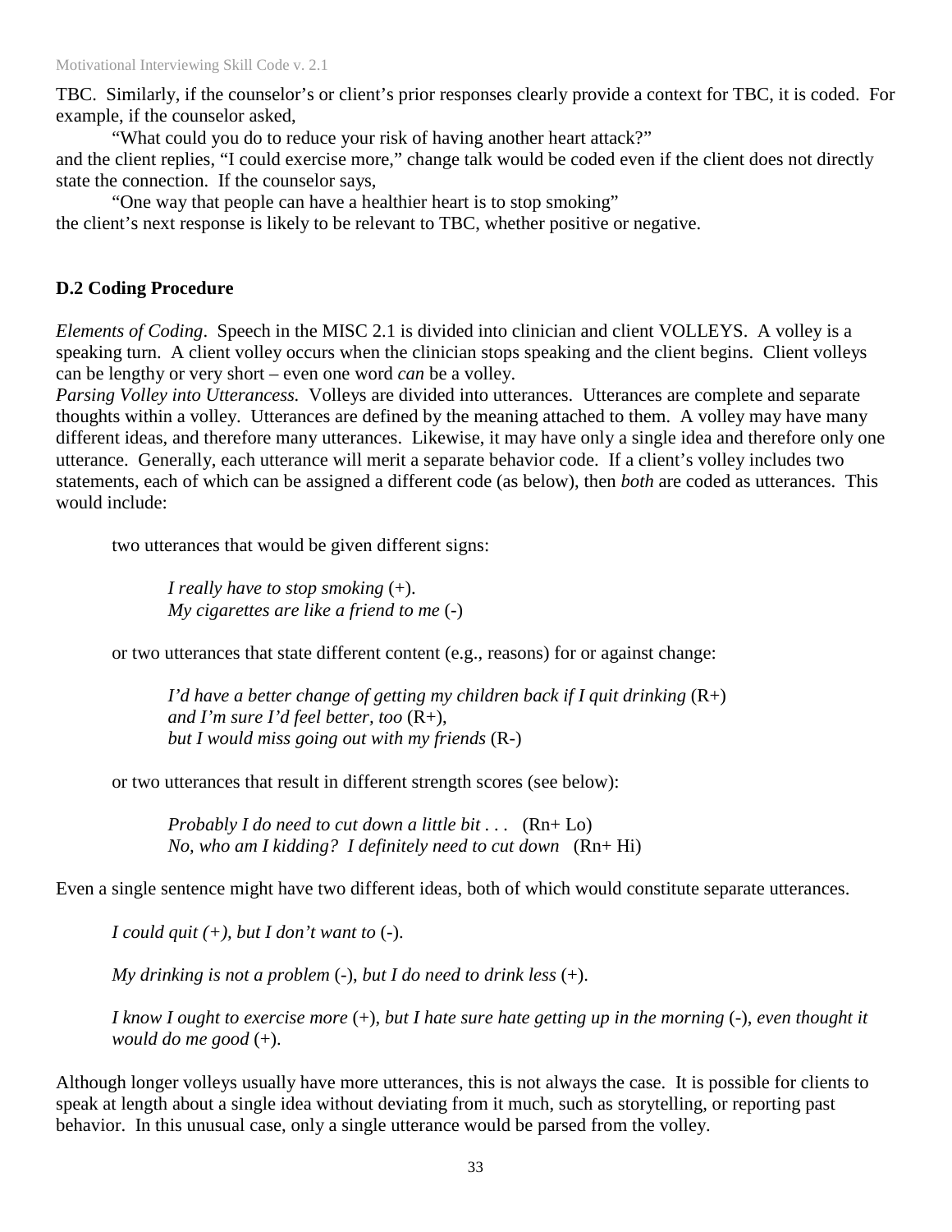TBC. Similarly, if the counselor's or client's prior responses clearly provide a context for TBC, it is coded. For example, if the counselor asked,

"What could you do to reduce your risk of having another heart attack?"

and the client replies, "I could exercise more," change talk would be coded even if the client does not directly state the connection. If the counselor says,

"One way that people can have a healthier heart is to stop smoking"

the client's next response is likely to be relevant to TBC, whether positive or negative.

**D.2 Coding Procedure**

*Elements of Coding*. Speech in the MISC 2.1 is divided into clinician and client VOLLEYS. A volley is a speaking turn. A client volley occurs when the clinician stops speaking and the client begins. Client volleys can be lengthy or very short – even one word *can* be a volley.

*Parsing Volley into Utterancess.* Volleys are divided into utterances. Utterances are complete and separate thoughts within a volley. Utterances are defined by the meaning attached to them. A volley may have many different ideas, and therefore many utterances. Likewise, it may have only a single idea and therefore only one utterance. Generally, each utterance will merit a separate behavior code. If a client's volley includes two statements, each of which can be assigned a different code (as below), then *both* are coded as utterances. This would include:

two utterances that would be given different signs:

*I really have to stop smoking* (+).
*My cigarettes are like a friend to me* (-)

or two utterances that state different content (e.g., reasons) for or against change:

*I'd have a better change of getting my children back if I quit drinking* (R+)
*and I'm sure I'd feel better, too* (R+),
*but I would miss going out with my friends* (R-)

or two utterances that result in different strength scores (see below):

*Probably I do need to cut down a little bit . . .* (Rn+ Lo)
*No, who am I kidding? I definitely need to cut down* (Rn+ Hi)

Even a single sentence might have two different ideas, both of which would constitute separate utterances.

*I could quit (+), but I don't want to* (-).

*My drinking is not a problem* (-), *but I do need to drink less* (+).

*I know I ought to exercise more* (+), *but I hate sure hate getting up in the morning* (-), *even thought it would do me good* (+).

Although longer volleys usually have more utterances, this is not always the case. It is possible for clients to speak at length about a single idea without deviating from it much, such as storytelling, or reporting past behavior. In this unusual case, only a single utterance would be parsed from the volley.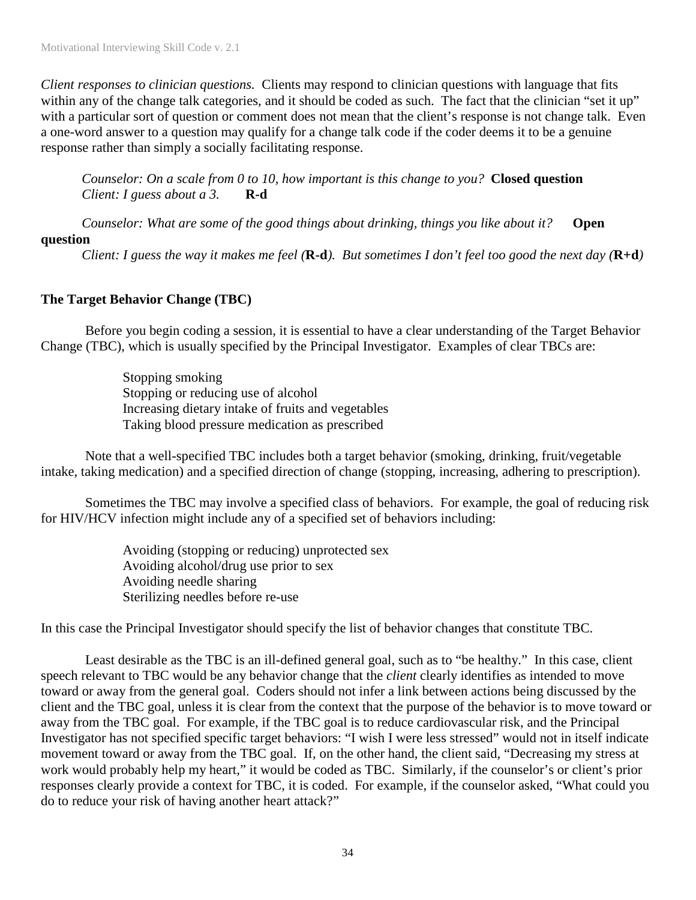*Client responses to clinician questions.* Clients may respond to clinician questions with language that fits within any of the change talk categories, and it should be coded as such. The fact that the clinician "set it up" with a particular sort of question or comment does not mean that the client's response is not change talk. Even a one-word answer to a question may qualify for a change talk code if the coder deems it to be a genuine response rather than simply a socially facilitating response.

> *Counselor: On a scale from 0 to 10, how important is this change to you?* **Closed question**
> *Client: I guess about a 3.* **R-d**

> *Counselor: What are some of the good things about drinking, things you like about it?* **Open question**
> *Client: I guess the way it makes me feel (***R-d***). But sometimes I don't feel too good the next day (***R+d***)*

### The Target Behavior Change (TBC)

Before you begin coding a session, it is essential to have a clear understanding of the Target Behavior Change (TBC), which is usually specified by the Principal Investigator. Examples of clear TBCs are:

- Stopping smoking
- Stopping or reducing use of alcohol
- Increasing dietary intake of fruits and vegetables
- Taking blood pressure medication as prescribed

Note that a well-specified TBC includes both a target behavior (smoking, drinking, fruit/vegetable intake, taking medication) and a specified direction of change (stopping, increasing, adhering to prescription).

Sometimes the TBC may involve a specified class of behaviors. For example, the goal of reducing risk for HIV/HCV infection might include any of a specified set of behaviors including:

- Avoiding (stopping or reducing) unprotected sex
- Avoiding alcohol/drug use prior to sex
- Avoiding needle sharing
- Sterilizing needles before re-use

In this case the Principal Investigator should specify the list of behavior changes that constitute TBC.

Least desirable as the TBC is an ill-defined general goal, such as to "be healthy." In this case, client speech relevant to TBC would be any behavior change that the *client* clearly identifies as intended to move toward or away from the general goal. Coders should not infer a link between actions being discussed by the client and the TBC goal, unless it is clear from the context that the purpose of the behavior is to move toward or away from the TBC goal. For example, if the TBC goal is to reduce cardiovascular risk, and the Principal Investigator has not specified specific target behaviors: "I wish I were less stressed" would not in itself indicate movement toward or away from the TBC goal. If, on the other hand, the client said, "Decreasing my stress at work would probably help my heart," it would be coded as TBC. Similarly, if the counselor's or client's prior responses clearly provide a context for TBC, it is coded. For example, if the counselor asked, "What could you do to reduce your risk of having another heart attack?"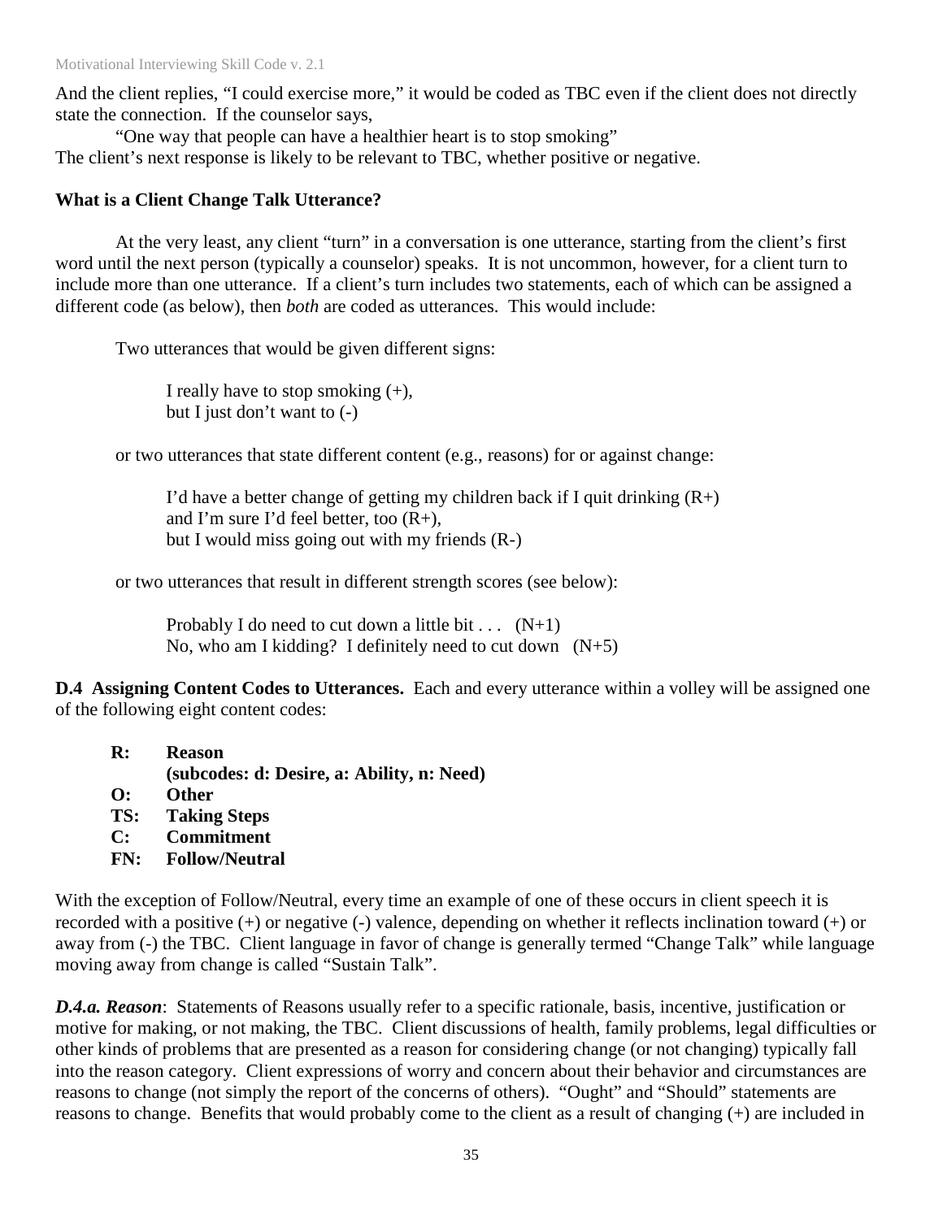And the client replies, "I could exercise more," it would be coded as TBC even if the client does not directly state the connection. If the counselor says,

"One way that people can have a healthier heart is to stop smoking"

The client's next response is likely to be relevant to TBC, whether positive or negative.

**What is a Client Change Talk Utterance?**

At the very least, any client "turn" in a conversation is one utterance, starting from the client's first word until the next person (typically a counselor) speaks. It is not uncommon, however, for a client turn to include more than one utterance. If a client's turn includes two statements, each of which can be assigned a different code (as below), then *both* are coded as utterances. This would include:

Two utterances that would be given different signs:

> I really have to stop smoking (+),
> but I just don't want to (-)

or two utterances that state different content (e.g., reasons) for or against change:

> I'd have a better change of getting my children back if I quit drinking (R+)
> and I'm sure I'd feel better, too (R+),
> but I would miss going out with my friends (R-)

or two utterances that result in different strength scores (see below):

> Probably I do need to cut down a little bit . . . (N+1)
> No, who am I kidding? I definitely need to cut down (N+5)

**D.4 Assigning Content Codes to Utterances.** Each and every utterance within a volley will be assigned one of the following eight content codes:

- **R: Reason**
  **(subcodes: d: Desire, a: Ability, n: Need)**
- **O: Other**
- **TS: Taking Steps**
- **C: Commitment**
- **FN: Follow/Neutral**

With the exception of Follow/Neutral, every time an example of one of these occurs in client speech it is recorded with a positive (+) or negative (-) valence, depending on whether it reflects inclination toward (+) or away from (-) the TBC. Client language in favor of change is generally termed "Change Talk" while language moving away from change is called "Sustain Talk".

***D.4.a. Reason***: Statements of Reasons usually refer to a specific rationale, basis, incentive, justification or motive for making, or not making, the TBC. Client discussions of health, family problems, legal difficulties or other kinds of problems that are presented as a reason for considering change (or not changing) typically fall into the reason category. Client expressions of worry and concern about their behavior and circumstances are reasons to change (not simply the report of the concerns of others). "Ought" and "Should" statements are reasons to change. Benefits that would probably come to the client as a result of changing (+) are included in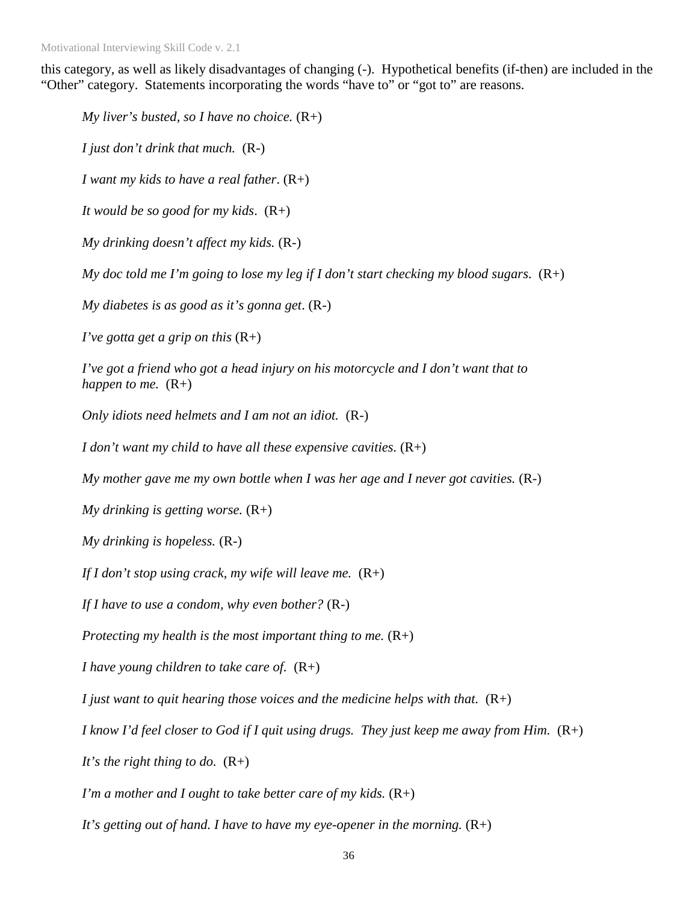this category, as well as likely disadvantages of changing (-). Hypothetical benefits (if-then) are included in the "Other" category. Statements incorporating the words "have to" or "got to" are reasons.

*My liver's busted, so I have no choice.* (R+)

*I just don't drink that much.* (R-)

*I want my kids to have a real father*. (R+)

*It would be so good for my kids*. (R+)

*My drinking doesn't affect my kids.* (R-)

*My doc told me I'm going to lose my leg if I don't start checking my blood sugars*. (R+)

*My diabetes is as good as it's gonna get*. (R-)

*I've gotta get a grip on this* (R+)

*I've got a friend who got a head injury on his motorcycle and I don't want that to happen to me.* (R+)

*Only idiots need helmets and I am not an idiot.* (R-)

*I don't want my child to have all these expensive cavities.* (R+)

*My mother gave me my own bottle when I was her age and I never got cavities.* (R-)

*My drinking is getting worse.* (R+)

*My drinking is hopeless.* (R-)

*If I don't stop using crack, my wife will leave me.* (R+)

*If I have to use a condom, why even bother?* (R-)

*Protecting my health is the most important thing to me.* (R+)

*I have young children to take care of.* (R+)

*I just want to quit hearing those voices and the medicine helps with that.* (R+)

*I know I'd feel closer to God if I quit using drugs. They just keep me away from Him.* (R+)

*It's the right thing to do.* (R+)

*I'm a mother and I ought to take better care of my kids.* (R+)

*It's getting out of hand. I have to have my eye-opener in the morning.* (R+)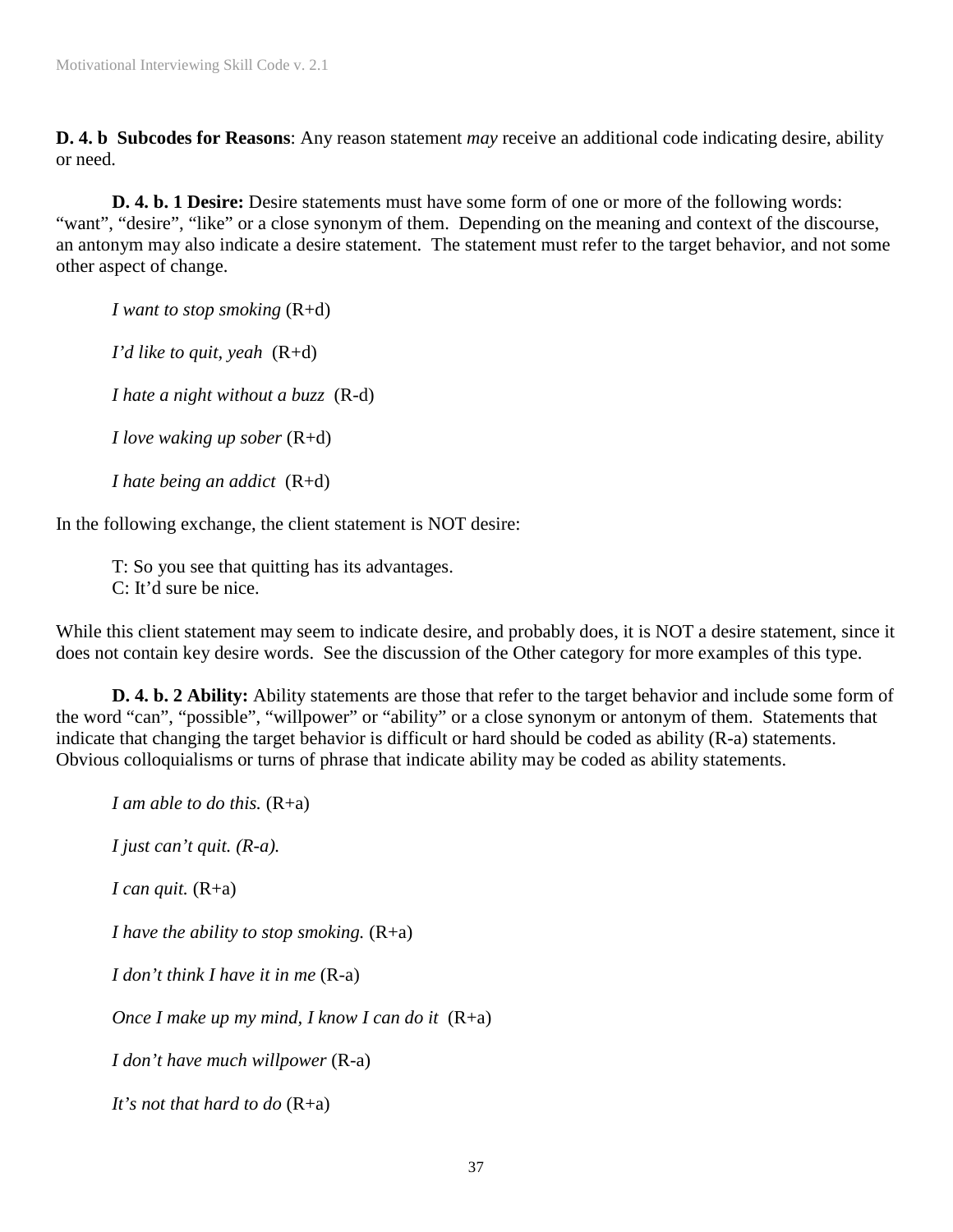**D. 4. b Subcodes for Reasons**: Any reason statement *may* receive an additional code indicating desire, ability or need.

**D. 4. b. 1 Desire:** Desire statements must have some form of one or more of the following words: "want", "desire", "like" or a close synonym of them. Depending on the meaning and context of the discourse, an antonym may also indicate a desire statement. The statement must refer to the target behavior, and not some other aspect of change.

*I want to stop smoking* (R+d)

*I'd like to quit, yeah* (R+d)

*I hate a night without a buzz* (R-d)

*I love waking up sober* (R+d)

*I hate being an addict* (R+d)

In the following exchange, the client statement is NOT desire:

T: So you see that quitting has its advantages.
C: It'd sure be nice.

While this client statement may seem to indicate desire, and probably does, it is NOT a desire statement, since it does not contain key desire words. See the discussion of the Other category for more examples of this type.

**D. 4. b. 2 Ability:** Ability statements are those that refer to the target behavior and include some form of the word "can", "possible", "willpower" or "ability" or a close synonym or antonym of them. Statements that indicate that changing the target behavior is difficult or hard should be coded as ability (R-a) statements. Obvious colloquialisms or turns of phrase that indicate ability may be coded as ability statements.

*I am able to do this.* (R+a)

*I just can't quit. (R-a).*

*I can quit.* (R+a)

*I have the ability to stop smoking.* (R+a)

*I don't think I have it in me* (R-a)

*Once I make up my mind, I know I can do it* (R+a)

*I don't have much willpower* (R-a)

*It's not that hard to do* (R+a)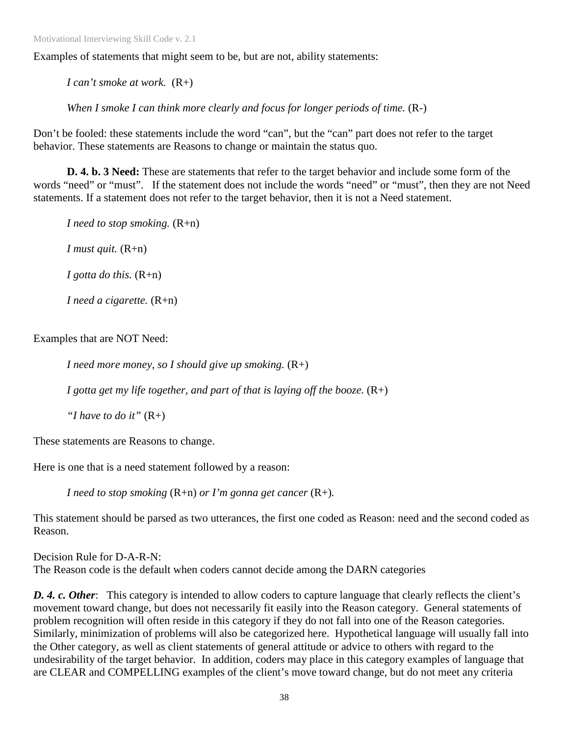Examples of statements that might seem to be, but are not, ability statements:

*I can't smoke at work.* (R+)

*When I smoke I can think more clearly and focus for longer periods of time.* (R-)

Don't be fooled: these statements include the word "can", but the "can" part does not refer to the target behavior. These statements are Reasons to change or maintain the status quo.

**D. 4. b. 3 Need:** These are statements that refer to the target behavior and include some form of the words "need" or "must". If the statement does not include the words "need" or "must", then they are not Need statements. If a statement does not refer to the target behavior, then it is not a Need statement.

*I need to stop smoking.* (R+n)

*I must quit.* (R+n)

*I gotta do this.* (R+n)

*I need a cigarette.* (R+n)

Examples that are NOT Need:

*I need more money, so I should give up smoking.* (R+)

*I gotta get my life together, and part of that is laying off the booze.* (R+)

*"I have to do it"* (R+)

These statements are Reasons to change.

Here is one that is a need statement followed by a reason:

*I need to stop smoking* (R+n) *or I'm gonna get cancer* (R+).

This statement should be parsed as two utterances, the first one coded as Reason: need and the second coded as Reason.

Decision Rule for D-A-R-N:
The Reason code is the default when coders cannot decide among the DARN categories

***D. 4. c. Other***: This category is intended to allow coders to capture language that clearly reflects the client's movement toward change, but does not necessarily fit easily into the Reason category. General statements of problem recognition will often reside in this category if they do not fall into one of the Reason categories. Similarly, minimization of problems will also be categorized here. Hypothetical language will usually fall into the Other category, as well as client statements of general attitude or advice to others with regard to the undesirability of the target behavior. In addition, coders may place in this category examples of language that are CLEAR and COMPELLING examples of the client's move toward change, but do not meet any criteria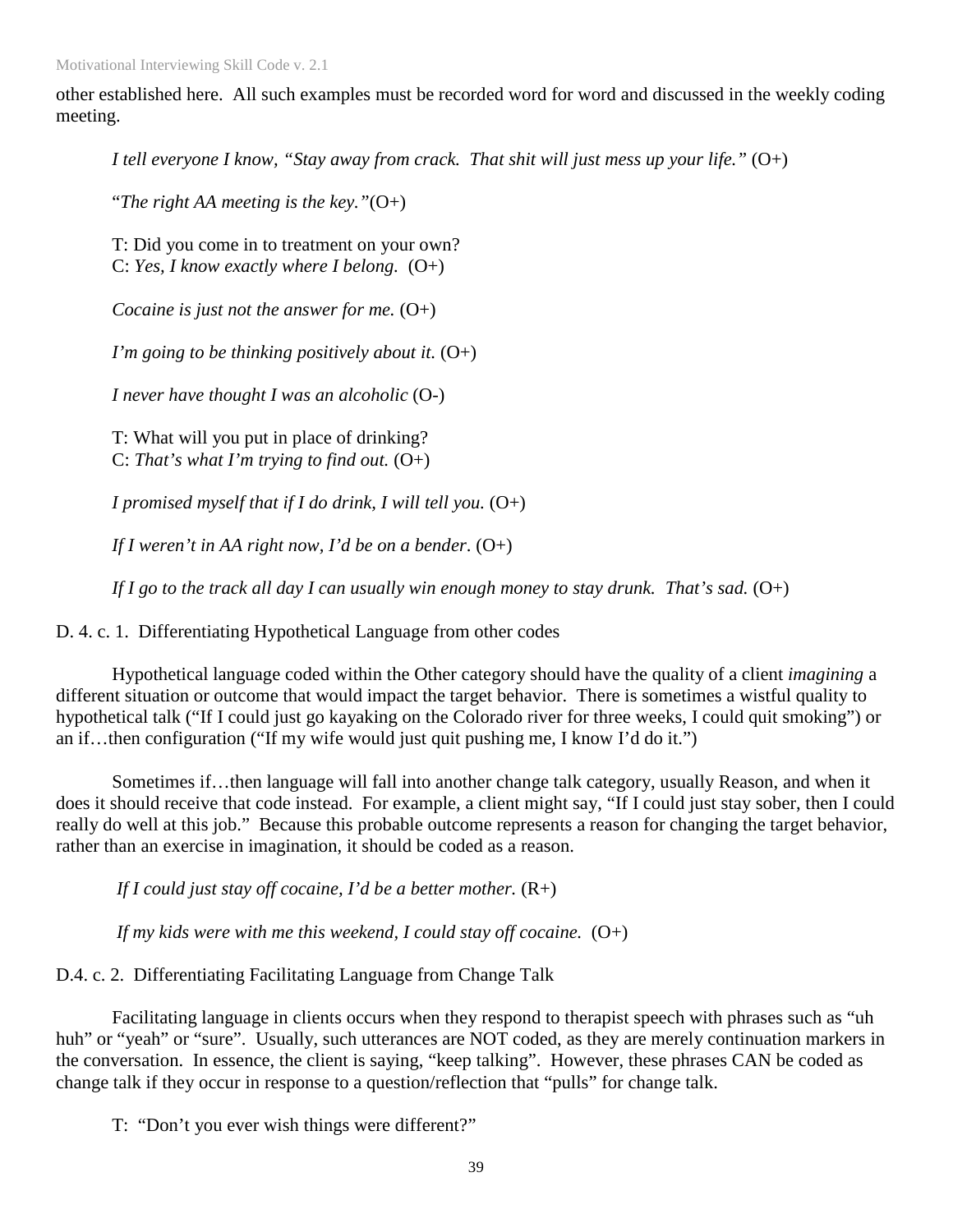other established here. All such examples must be recorded word for word and discussed in the weekly coding meeting.

> *I tell everyone I know, "Stay away from crack. That shit will just mess up your life."* (O+)
>
> "*The right AA meeting is the key."*(O+)
>
> T: Did you come in to treatment on your own?
> C: *Yes, I know exactly where I belong.* (O+)
>
> *Cocaine is just not the answer for me.* (O+)
>
> *I'm going to be thinking positively about it.* (O+)
>
> *I never have thought I was an alcoholic* (O-)
>
> T: What will you put in place of drinking?
> C: *That's what I'm trying to find out.* (O+)
>
> *I promised myself that if I do drink, I will tell you.* (O+)
>
> *If I weren't in AA right now, I'd be on a bender*. (O+)
>
> *If I go to the track all day I can usually win enough money to stay drunk. That's sad.* (O+)

D. 4. c. 1. Differentiating Hypothetical Language from other codes

Hypothetical language coded within the Other category should have the quality of a client *imagining* a different situation or outcome that would impact the target behavior. There is sometimes a wistful quality to hypothetical talk ("If I could just go kayaking on the Colorado river for three weeks, I could quit smoking") or an if…then configuration ("If my wife would just quit pushing me, I know I'd do it.")

Sometimes if…then language will fall into another change talk category, usually Reason, and when it does it should receive that code instead. For example, a client might say, "If I could just stay sober, then I could really do well at this job." Because this probable outcome represents a reason for changing the target behavior, rather than an exercise in imagination, it should be coded as a reason.

> *If I could just stay off cocaine, I'd be a better mother.* (R+)
>
> *If my kids were with me this weekend, I could stay off cocaine.* (O+)

D.4. c. 2. Differentiating Facilitating Language from Change Talk

Facilitating language in clients occurs when they respond to therapist speech with phrases such as "uh huh" or "yeah" or "sure". Usually, such utterances are NOT coded, as they are merely continuation markers in the conversation. In essence, the client is saying, "keep talking". However, these phrases CAN be coded as change talk if they occur in response to a question/reflection that "pulls" for change talk.

> T: "Don't you ever wish things were different?"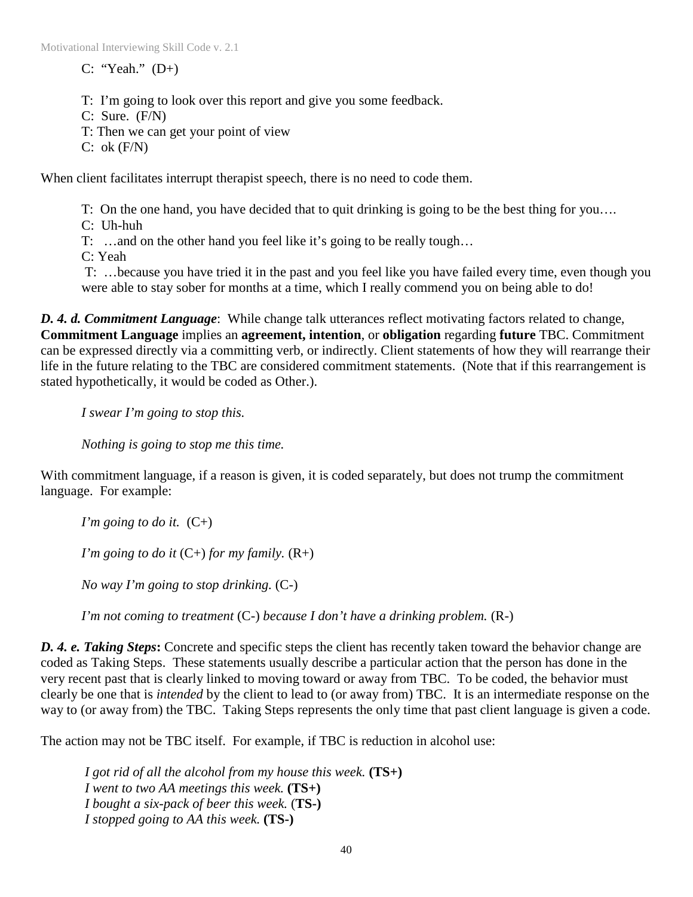C: "Yeah." (D+)

T: I'm going to look over this report and give you some feedback.
C: Sure. (F/N)
T: Then we can get your point of view
C: ok (F/N)

When client facilitates interrupt therapist speech, there is no need to code them.

T: On the one hand, you have decided that to quit drinking is going to be the best thing for you….
C: Uh-huh
T: …and on the other hand you feel like it's going to be really tough…
C: Yeah
T: …because you have tried it in the past and you feel like you have failed every time, even though you were able to stay sober for months at a time, which I really commend you on being able to do!

***D. 4. d. Commitment Language***: While change talk utterances reflect motivating factors related to change, **Commitment Language** implies an **agreement, intention**, or **obligation** regarding **future** TBC. Commitment can be expressed directly via a committing verb, or indirectly. Client statements of how they will rearrange their life in the future relating to the TBC are considered commitment statements. (Note that if this rearrangement is stated hypothetically, it would be coded as Other.).

*I swear I'm going to stop this.*

*Nothing is going to stop me this time.*

With commitment language, if a reason is given, it is coded separately, but does not trump the commitment language. For example:

*I'm going to do it.* (C+)

*I'm going to do it* (C+) *for my family.* (R+)

*No way I'm going to stop drinking.* (C-)

*I'm not coming to treatment* (C-) *because I don't have a drinking problem.* (R-)

***D. 4. e. Taking Steps*:** Concrete and specific steps the client has recently taken toward the behavior change are coded as Taking Steps. These statements usually describe a particular action that the person has done in the very recent past that is clearly linked to moving toward or away from TBC. To be coded, the behavior must clearly be one that is *intended* by the client to lead to (or away from) TBC. It is an intermediate response on the way to (or away from) the TBC. Taking Steps represents the only time that past client language is given a code.

The action may not be TBC itself. For example, if TBC is reduction in alcohol use:

*I got rid of all the alcohol from my house this week.* **(TS+)**
*I went to two AA meetings this week.* **(TS+)**
*I bought a six-pack of beer this week.* (**TS-)**
*I stopped going to AA this week.* **(TS-)**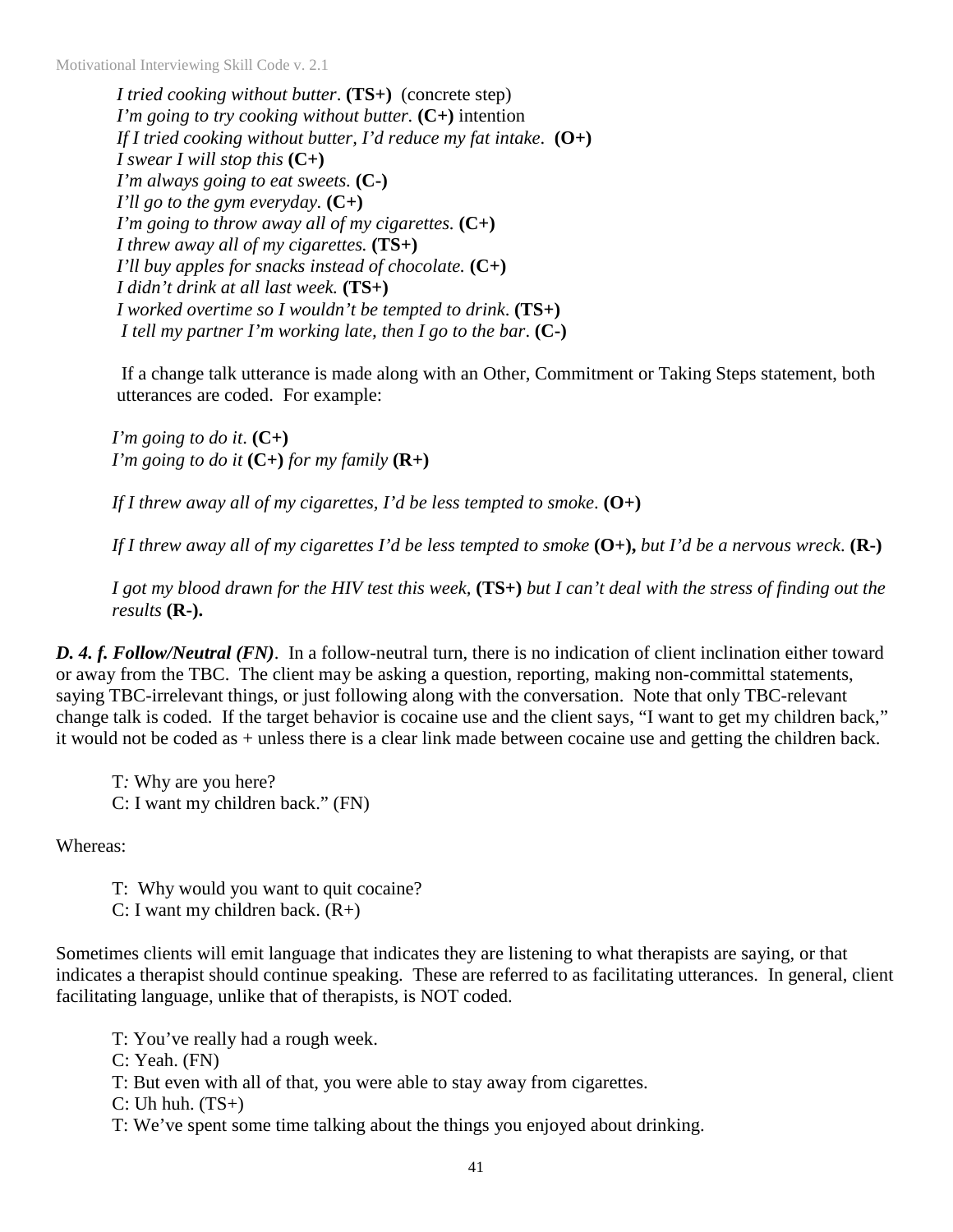*I tried cooking without butter*. **(TS+)** (concrete step)
*I'm going to try cooking without butter*. **(C+)** intention
*If I tried cooking without butter, I'd reduce my fat intake*. **(O+)**
*I swear I will stop this* **(C+)**
*I'm always going to eat sweets.* **(C-)**
*I'll go to the gym everyday.* **(C+)**
*I'm going to throw away all of my cigarettes.* **(C+)**
*I threw away all of my cigarettes.* **(TS+)**
*I'll buy apples for snacks instead of chocolate.* **(C+)**
*I didn't drink at all last week.* **(TS+)**
*I worked overtime so I wouldn't be tempted to drink*. **(TS+)**
*I tell my partner I'm working late, then I go to the bar*. **(C-)**

If a change talk utterance is made along with an Other, Commitment or Taking Steps statement, both utterances are coded. For example:

*I'm going to do it*. **(C+)**
*I'm going to do it* **(C+)** *for my family* **(R+)**

*If I threw away all of my cigarettes, I'd be less tempted to smoke*. **(O+)**

*If I threw away all of my cigarettes I'd be less tempted to smoke* **(O+),** *but I'd be a nervous wreck*. **(R-)**

*I got my blood drawn for the HIV test this week,* **(TS+)** *but I can't deal with the stress of finding out the results* **(R-).**

***D. 4. f. Follow/Neutral (FN)***. In a follow-neutral turn, there is no indication of client inclination either toward or away from the TBC. The client may be asking a question, reporting, making non-committal statements, saying TBC-irrelevant things, or just following along with the conversation. Note that only TBC-relevant change talk is coded. If the target behavior is cocaine use and the client says, "I want to get my children back," it would not be coded as + unless there is a clear link made between cocaine use and getting the children back.

T: Why are you here?
C: I want my children back." (FN)

Whereas:

T: Why would you want to quit cocaine?
C: I want my children back. (R+)

Sometimes clients will emit language that indicates they are listening to what therapists are saying, or that indicates a therapist should continue speaking. These are referred to as facilitating utterances. In general, client facilitating language, unlike that of therapists, is NOT coded.

T: You've really had a rough week.
C: Yeah. (FN)
T: But even with all of that, you were able to stay away from cigarettes.
C: Uh huh. (TS+)
T: We've spent some time talking about the things you enjoyed about drinking.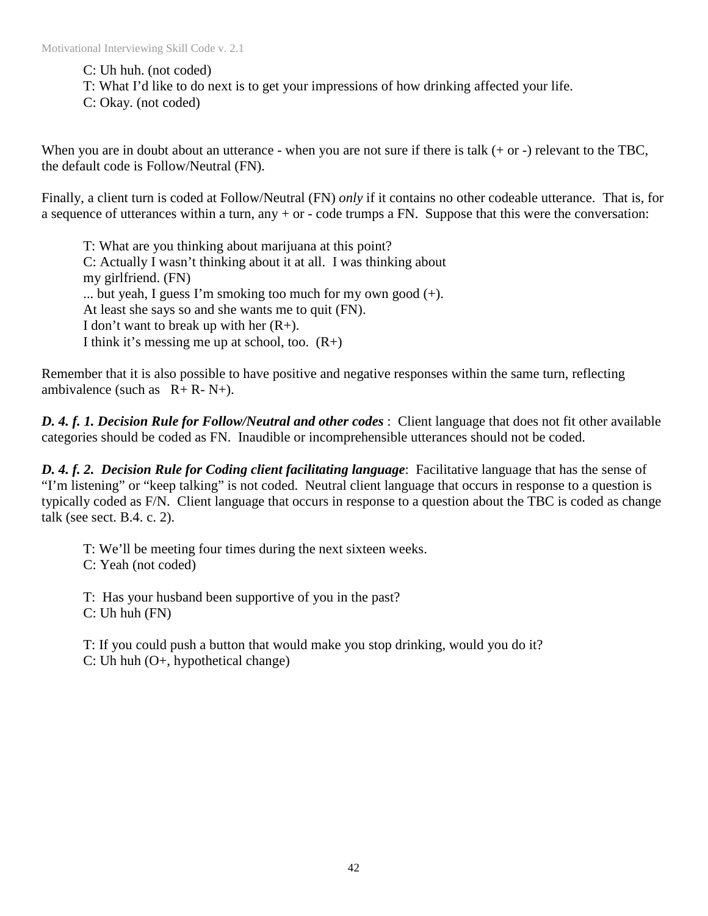C: Uh huh. (not coded)
T: What I'd like to do next is to get your impressions of how drinking affected your life.
C: Okay. (not coded)

When you are in doubt about an utterance - when you are not sure if there is talk (+ or -) relevant to the TBC, the default code is Follow/Neutral (FN).

Finally, a client turn is coded at Follow/Neutral (FN) *only* if it contains no other codeable utterance. That is, for a sequence of utterances within a turn, any + or - code trumps a FN. Suppose that this were the conversation:

T: What are you thinking about marijuana at this point?
C: Actually I wasn't thinking about it at all. I was thinking about my girlfriend. (FN)
... but yeah, I guess I'm smoking too much for my own good (+).
At least she says so and she wants me to quit (FN).
I don't want to break up with her (R+).
I think it's messing me up at school, too. (R+)

Remember that it is also possible to have positive and negative responses within the same turn, reflecting ambivalence (such as R+ R- N+).

***D. 4. f. 1. Decision Rule for Follow/Neutral and other codes*** : Client language that does not fit other available categories should be coded as FN. Inaudible or incomprehensible utterances should not be coded.

***D. 4. f. 2. Decision Rule for Coding client facilitating language***: Facilitative language that has the sense of "I'm listening" or "keep talking" is not coded. Neutral client language that occurs in response to a question is typically coded as F/N. Client language that occurs in response to a question about the TBC is coded as change talk (see sect. B.4. c. 2).

T: We'll be meeting four times during the next sixteen weeks.
C: Yeah (not coded)

T: Has your husband been supportive of you in the past?
C: Uh huh (FN)

T: If you could push a button that would make you stop drinking, would you do it?
C: Uh huh (O+, hypothetical change)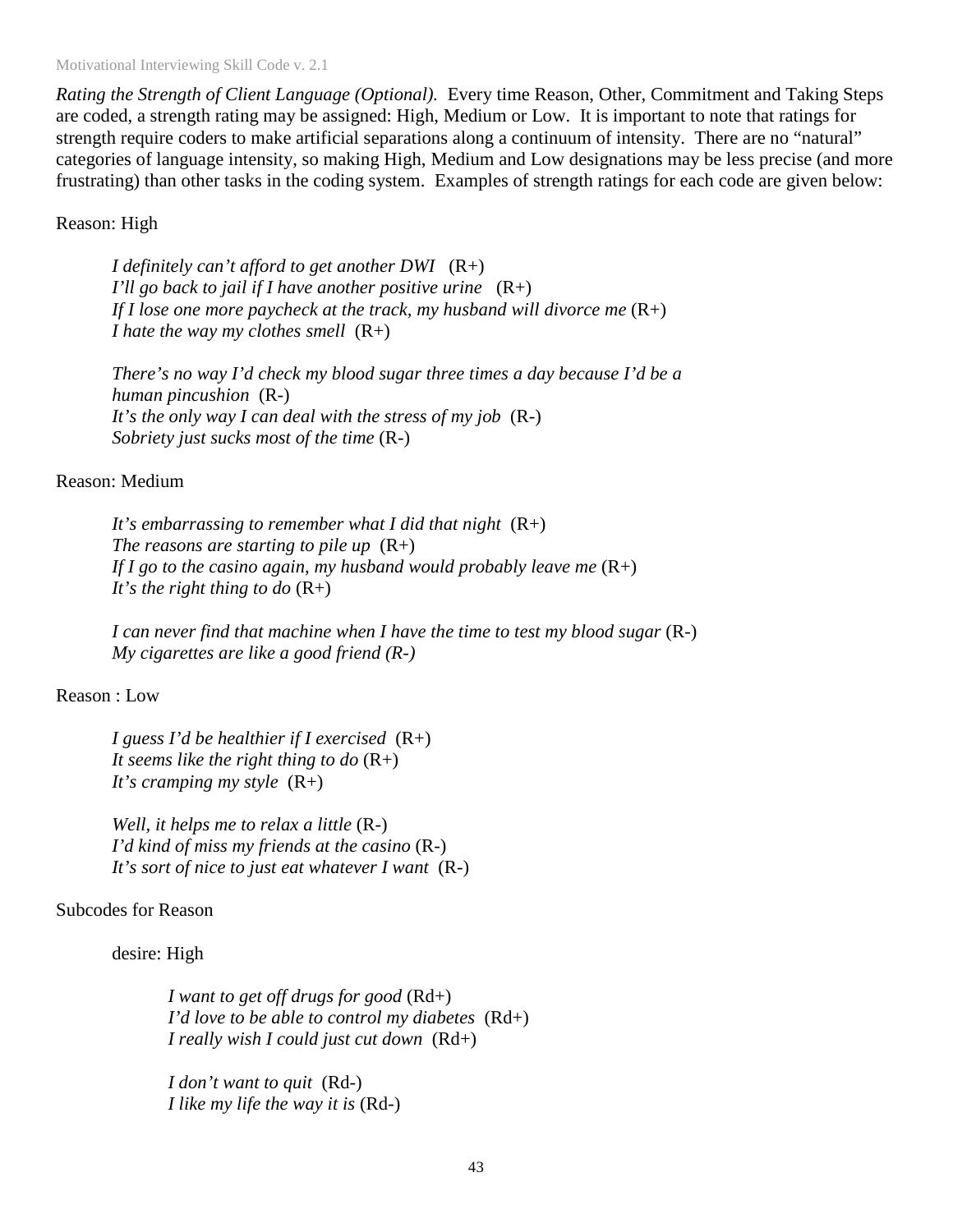*Rating the Strength of Client Language (Optional).* Every time Reason, Other, Commitment and Taking Steps are coded, a strength rating may be assigned: High, Medium or Low. It is important to note that ratings for strength require coders to make artificial separations along a continuum of intensity. There are no "natural" categories of language intensity, so making High, Medium and Low designations may be less precise (and more frustrating) than other tasks in the coding system. Examples of strength ratings for each code are given below:

Reason: High

> *I definitely can't afford to get another DWI* (R+)
> *I'll go back to jail if I have another positive urine* (R+)
> *If I lose one more paycheck at the track, my husband will divorce me* (R+)
> *I hate the way my clothes smell* (R+)
>
> *There's no way I'd check my blood sugar three times a day because I'd be a human pincushion* (R-)
> *It's the only way I can deal with the stress of my job* (R-)
> *Sobriety just sucks most of the time* (R-)

Reason: Medium

> *It's embarrassing to remember what I did that night* (R+)
> *The reasons are starting to pile up* (R+)
> *If I go to the casino again, my husband would probably leave me* (R+)
> *It's the right thing to do* (R+)
>
> *I can never find that machine when I have the time to test my blood sugar* (R-)
> *My cigarettes are like a good friend (R-)*

Reason : Low

> *I guess I'd be healthier if I exercised* (R+)
> *It seems like the right thing to do* (R+)
> *It's cramping my style* (R+)
>
> *Well, it helps me to relax a little* (R-)
> *I'd kind of miss my friends at the casino* (R-)
> *It's sort of nice to just eat whatever I want* (R-)

Subcodes for Reason

> desire: High
>
> > *I want to get off drugs for good* (Rd+)
> > *I'd love to be able to control my diabetes* (Rd+)
> > *I really wish I could just cut down* (Rd+)
> >
> > *I don't want to quit* (Rd-)
> > *I like my life the way it is* (Rd-)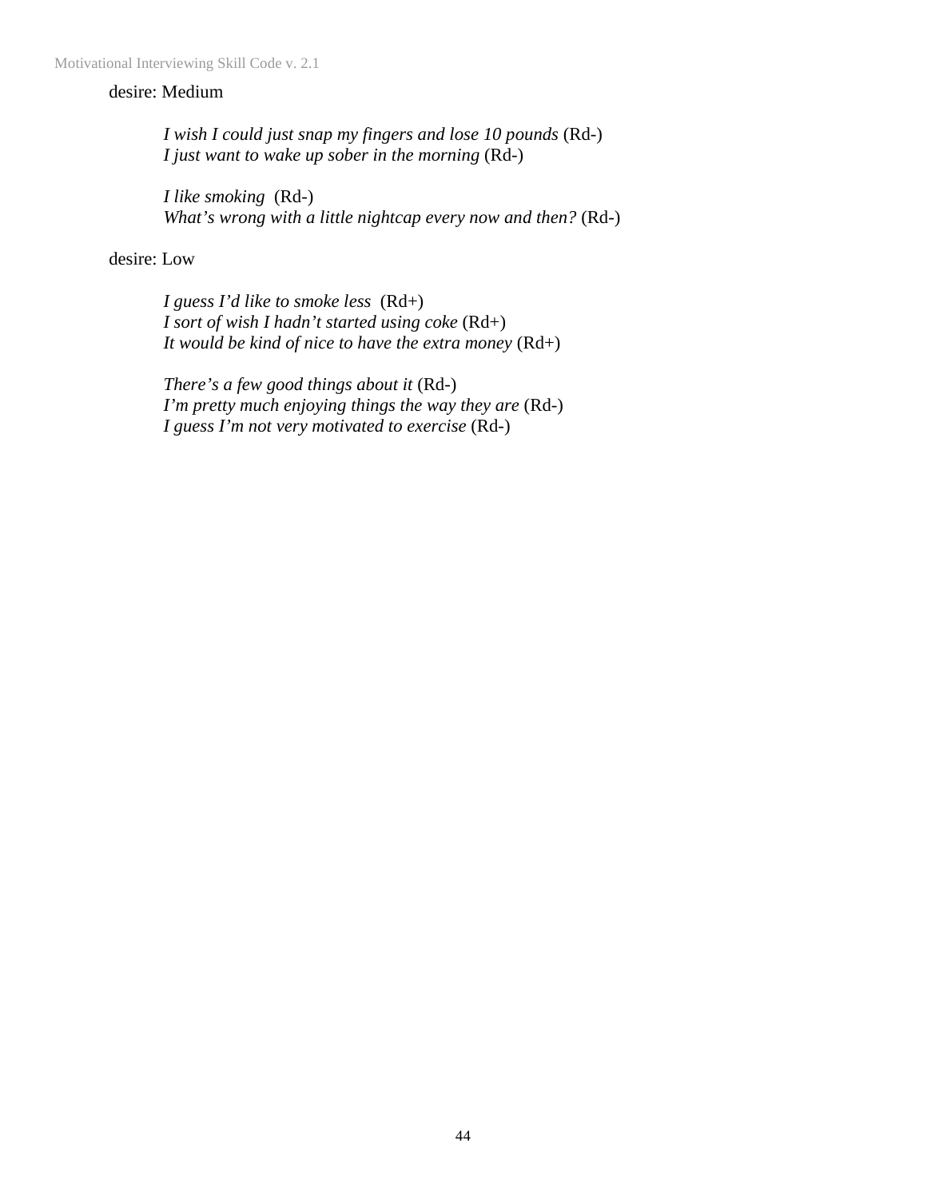desire: Medium

*I wish I could just snap my fingers and lose 10 pounds* (Rd-)
*I just want to wake up sober in the morning* (Rd-)

*I like smoking* (Rd-)
*What's wrong with a little nightcap every now and then?* (Rd-)

desire: Low

*I guess I'd like to smoke less* (Rd+)
*I sort of wish I hadn't started using coke* (Rd+)
*It would be kind of nice to have the extra money* (Rd+)

*There's a few good things about it* (Rd-)
*I'm pretty much enjoying things the way they are* (Rd-)
*I guess I'm not very motivated to exercise* (Rd-)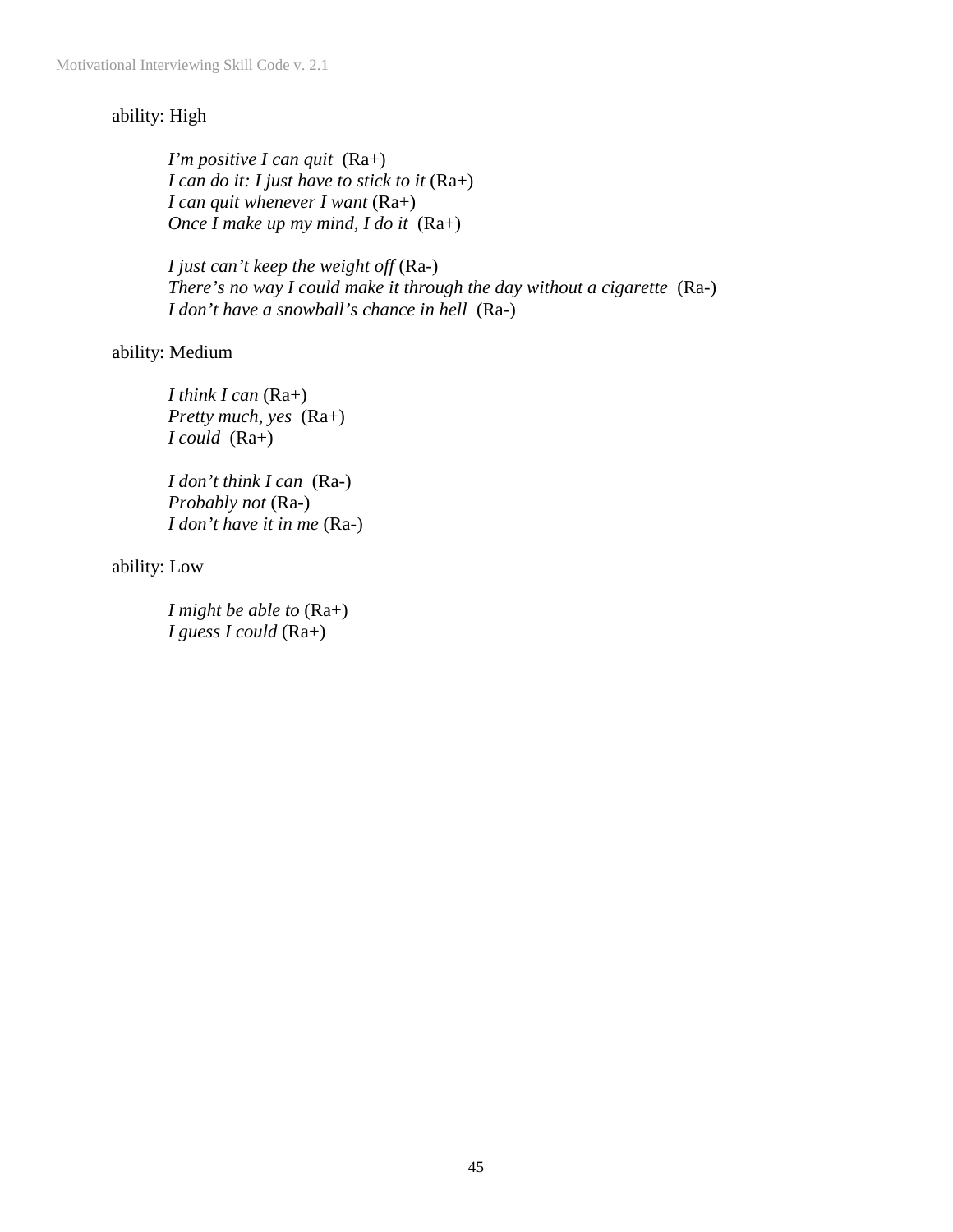ability: High

*I'm positive I can quit* (Ra+)
*I can do it: I just have to stick to it* (Ra+)
*I can quit whenever I want* (Ra+)
*Once I make up my mind, I do it* (Ra+)

*I just can't keep the weight off* (Ra-)
*There's no way I could make it through the day without a cigarette* (Ra-)
*I don't have a snowball's chance in hell* (Ra-)

ability: Medium

*I think I can* (Ra+)
*Pretty much, yes* (Ra+)
*I could* (Ra+)

*I don't think I can* (Ra-)
*Probably not* (Ra-)
*I don't have it in me* (Ra-)

ability: Low

*I might be able to* (Ra+)
*I guess I could* (Ra+)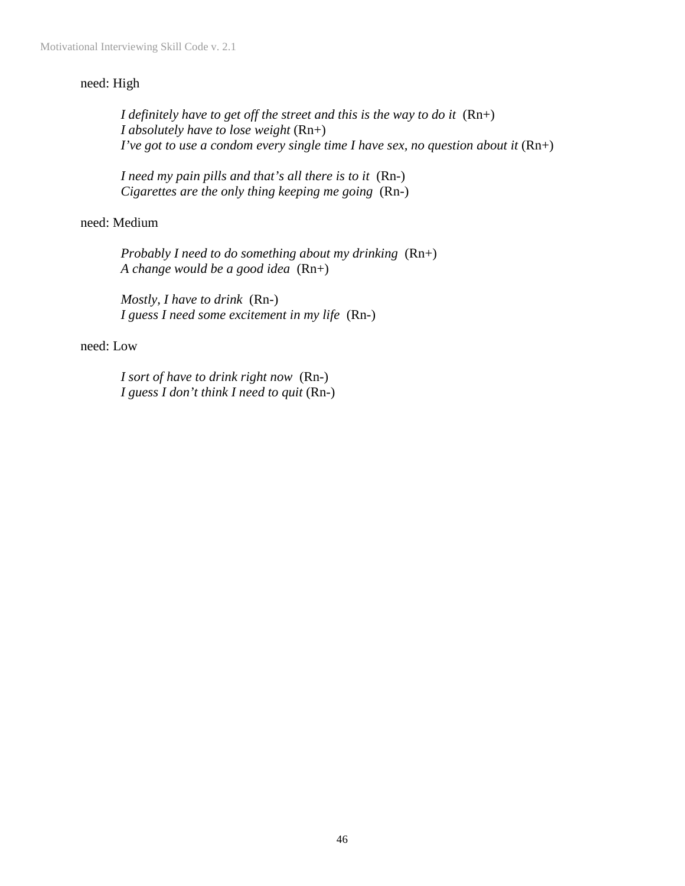need: High

*I definitely have to get off the street and this is the way to do it* (Rn+)
*I absolutely have to lose weight* (Rn+)
*I've got to use a condom every single time I have sex, no question about it* (Rn+)

*I need my pain pills and that's all there is to it* (Rn-)
*Cigarettes are the only thing keeping me going* (Rn-)

need: Medium

*Probably I need to do something about my drinking* (Rn+)
*A change would be a good idea* (Rn+)

*Mostly, I have to drink* (Rn-)
*I guess I need some excitement in my life* (Rn-)

need: Low

*I sort of have to drink right now* (Rn-)
*I guess I don't think I need to quit* (Rn-)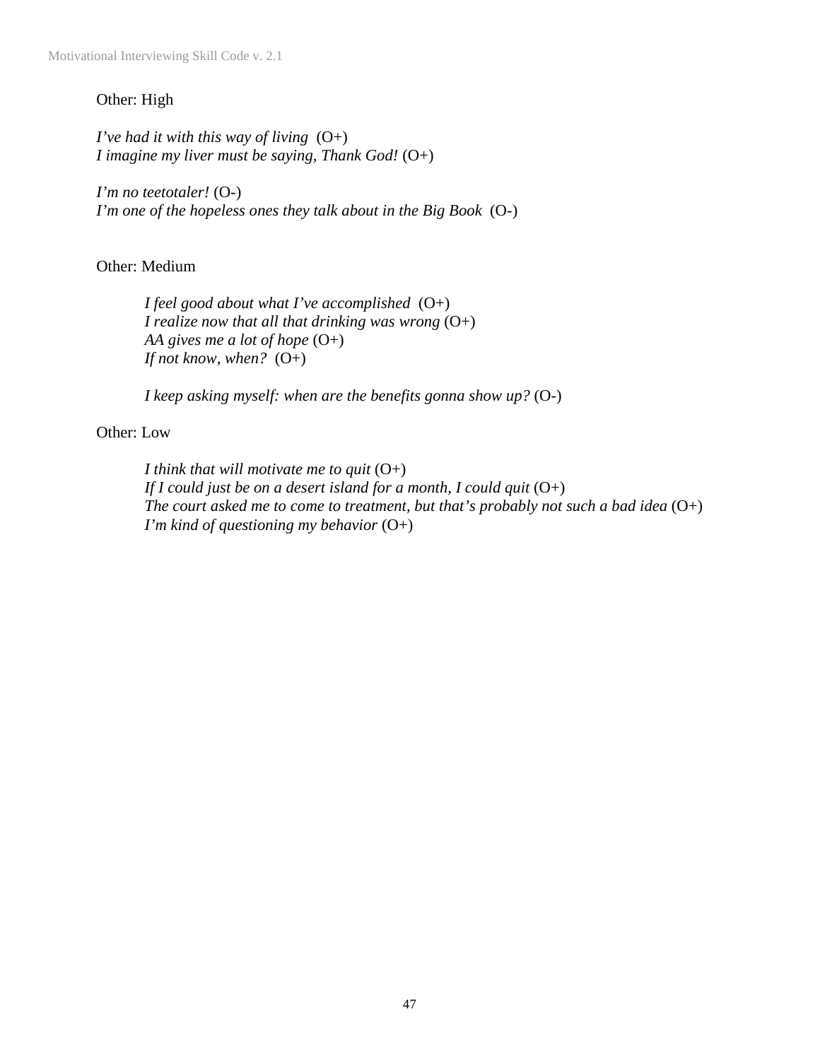Other: High

*I've had it with this way of living* (O+)
*I imagine my liver must be saying, Thank God!* (O+)

*I'm no teetotaler!* (O-)
*I'm one of the hopeless ones they talk about in the Big Book* (O-)

Other: Medium

*I feel good about what I've accomplished* (O+)
*I realize now that all that drinking was wrong* (O+)
*AA gives me a lot of hope* (O+)
*If not know, when?* (O+)

*I keep asking myself: when are the benefits gonna show up?* (O-)

Other: Low

*I think that will motivate me to quit* (O+)
*If I could just be on a desert island for a month, I could quit* (O+)
*The court asked me to come to treatment, but that's probably not such a bad idea* (O+)
*I'm kind of questioning my behavior* (O+)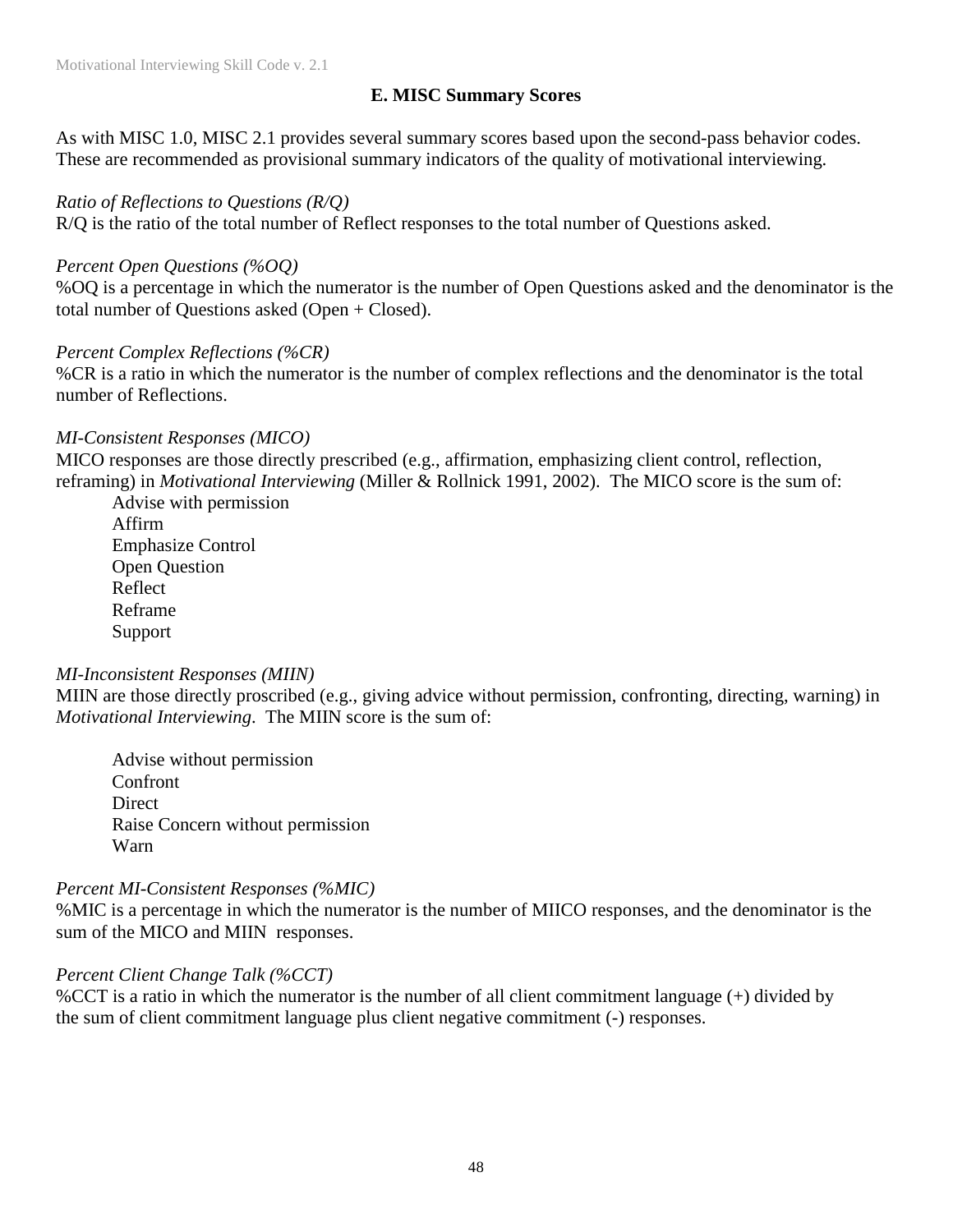## E. MISC Summary Scores

As with MISC 1.0, MISC 2.1 provides several summary scores based upon the second-pass behavior codes. These are recommended as provisional summary indicators of the quality of motivational interviewing.

*Ratio of Reflections to Questions (R/Q)*
R/Q is the ratio of the total number of Reflect responses to the total number of Questions asked.

*Percent Open Questions (%OQ)*
%OQ is a percentage in which the numerator is the number of Open Questions asked and the denominator is the total number of Questions asked (Open + Closed).

*Percent Complex Reflections (%CR)*
%CR is a ratio in which the numerator is the number of complex reflections and the denominator is the total number of Reflections.

*MI-Consistent Responses (MICO)*
MICO responses are those directly prescribed (e.g., affirmation, emphasizing client control, reflection, reframing) in *Motivational Interviewing* (Miller & Rollnick 1991, 2002). The MICO score is the sum of:

- Advise with permission
- Affirm
- Emphasize Control
- Open Question
- Reflect
- Reframe
- Support

*MI-Inconsistent Responses (MIIN)*
MIIN are those directly proscribed (e.g., giving advice without permission, confronting, directing, warning) in *Motivational Interviewing*. The MIIN score is the sum of:

- Advise without permission
- Confront
- Direct
- Raise Concern without permission
- Warn

*Percent MI-Consistent Responses (%MIC)*
%MIC is a percentage in which the numerator is the number of MIICO responses, and the denominator is the sum of the MICO and MIIN responses.

*Percent Client Change Talk (%CCT)*
%CCT is a ratio in which the numerator is the number of all client commitment language (+) divided by the sum of client commitment language plus client negative commitment (-) responses.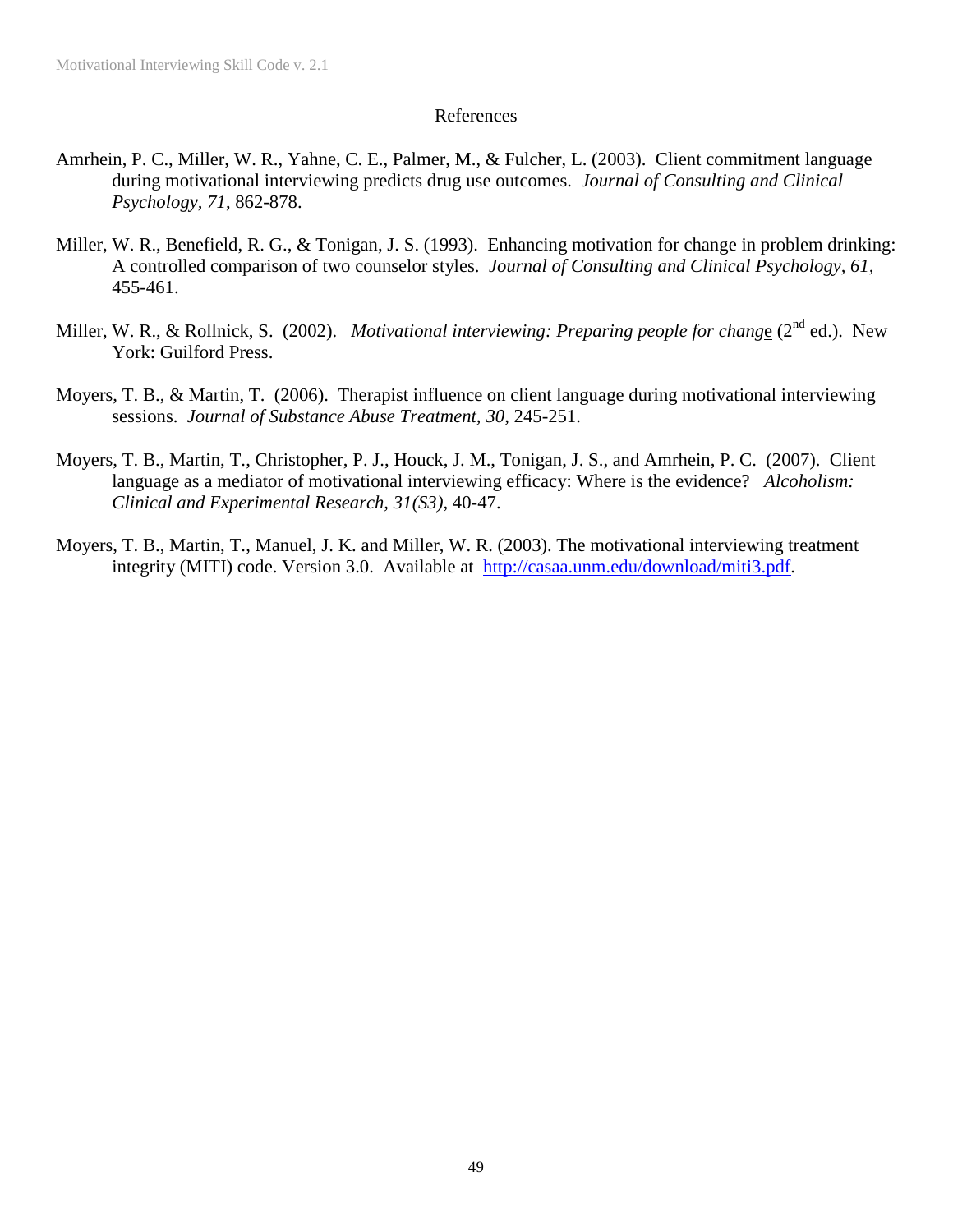# References

Amrhein, P. C., Miller, W. R., Yahne, C. E., Palmer, M., & Fulcher, L. (2003). Client commitment language during motivational interviewing predicts drug use outcomes. *Journal of Consulting and Clinical Psychology, 71*, 862-878.

Miller, W. R., Benefield, R. G., & Tonigan, J. S. (1993). Enhancing motivation for change in problem drinking: A controlled comparison of two counselor styles. *Journal of Consulting and Clinical Psychology, 61*, 455-461.

Miller, W. R., & Rollnick, S. (2002). *Motivational interviewing: Preparing people for change* (2nd ed.). New York: Guilford Press.

Moyers, T. B., & Martin, T. (2006). Therapist influence on client language during motivational interviewing sessions. *Journal of Substance Abuse Treatment, 30,* 245-251.

Moyers, T. B., Martin, T., Christopher, P. J., Houck, J. M., Tonigan, J. S., and Amrhein, P. C. (2007). Client language as a mediator of motivational interviewing efficacy: Where is the evidence? *Alcoholism: Clinical and Experimental Research, 31(S3),* 40-47.

Moyers, T. B., Martin, T., Manuel, J. K. and Miller, W. R. (2003). The motivational interviewing treatment integrity (MITI) code. Version 3.0. Available at http://casaa.unm.edu/download/miti3.pdf.